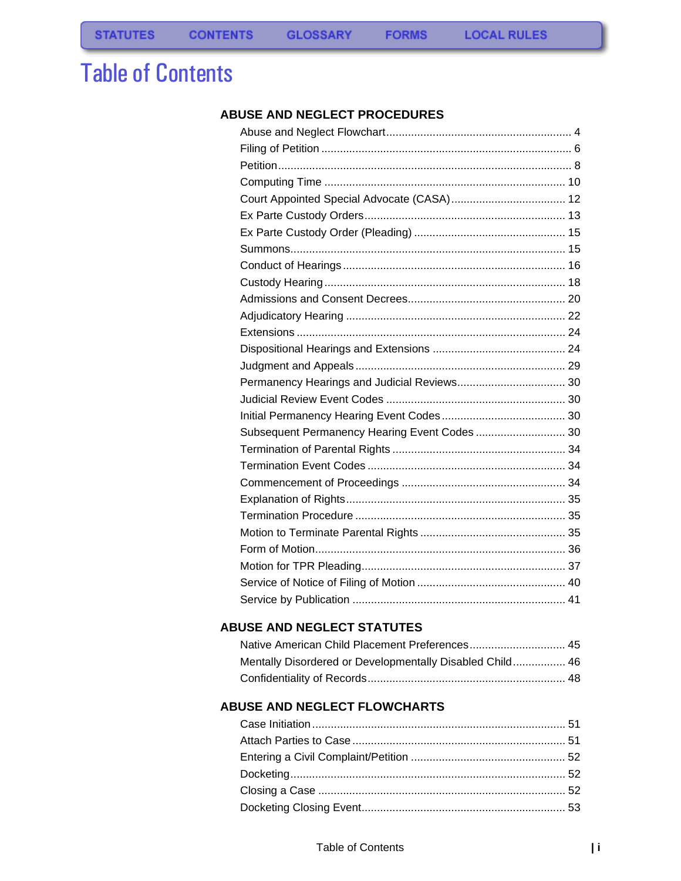STATUTES CONTENTS GLOSSARY FORMS LOCAL RULES

# Table of Contents

## ABUSE AND NEGLECT PROCEDURES

- Abuse and Neglect Flowchart ........................................................... 4
- Filing of Petition ........................................................... 6
- Petition ........................................................... 8
- Computing Time ........................................................... 10
- Court Appointed Special Advocate (CASA) ........................................................... 12
- Ex Parte Custody Orders ........................................................... 13
- Ex Parte Custody Order (Pleading) ........................................................... 15
- Summons ........................................................... 15
- Conduct of Hearings ........................................................... 16
- Custody Hearing ........................................................... 18
- Admissions and Consent Decrees ........................................................... 20
- Adjudicatory Hearing ........................................................... 22
- Extensions ........................................................... 24
- Dispositional Hearings and Extensions ........................................................... 24
- Judgment and Appeals ........................................................... 29
- Permanency Hearings and Judicial Reviews ........................................................... 30
- Judicial Review Event Codes ........................................................... 30
- Initial Permanency Hearing Event Codes ........................................................... 30
- Subsequent Permanency Hearing Event Codes ........................................................... 30
- Termination of Parental Rights ........................................................... 34
- Termination Event Codes ........................................................... 34
- Commencement of Proceedings ........................................................... 34
- Explanation of Rights ........................................................... 35
- Termination Procedure ........................................................... 35
- Motion to Terminate Parental Rights ........................................................... 35
- Form of Motion ........................................................... 36
- Motion for TPR Pleading ........................................................... 37
- Service of Notice of Filing of Motion ........................................................... 40
- Service by Publication ........................................................... 41

## ABUSE AND NEGLECT STATUTES

- Native American Child Placement Preferences ........................................................... 45
- Mentally Disordered or Developmentally Disabled Child ........................................................... 46
- Confidentiality of Records ........................................................... 48

## ABUSE AND NEGLECT FLOWCHARTS

- Case Initiation ........................................................... 51
- Attach Parties to Case ........................................................... 51
- Entering a Civil Complaint/Petition ........................................................... 52
- Docketing ........................................................... 52
- Closing a Case ........................................................... 52
- Docketing Closing Event ........................................................... 53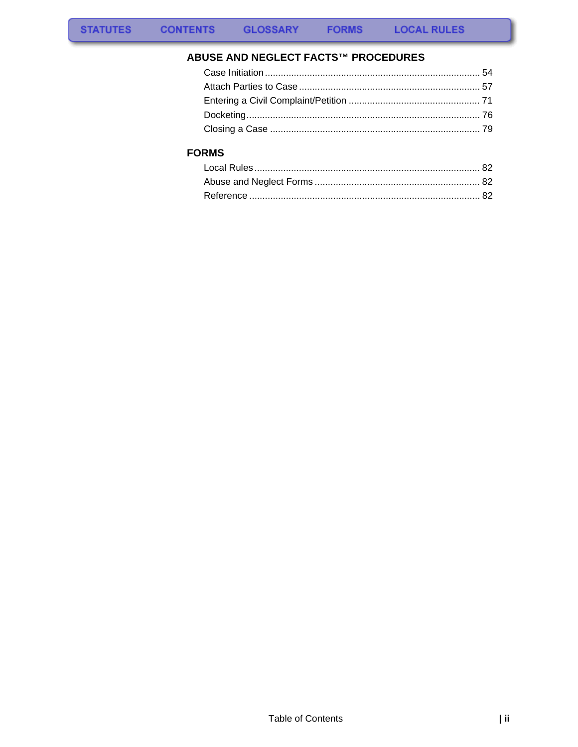STATUTES | CONTENTS | GLOSSARY | FORMS | LOCAL RULES

## ABUSE AND NEGLECT FACTS™ PROCEDURES

Case Initiation .................................................................................. 54
Attach Parties to Case ..................................................................... 57
Entering a Civil Complaint/Petition .................................................. 71
Docketing......................................................................................... 76
Closing a Case ................................................................................ 79

## FORMS

Local Rules...................................................................................... 82
Abuse and Neglect Forms ............................................................... 82
Reference ........................................................................................ 82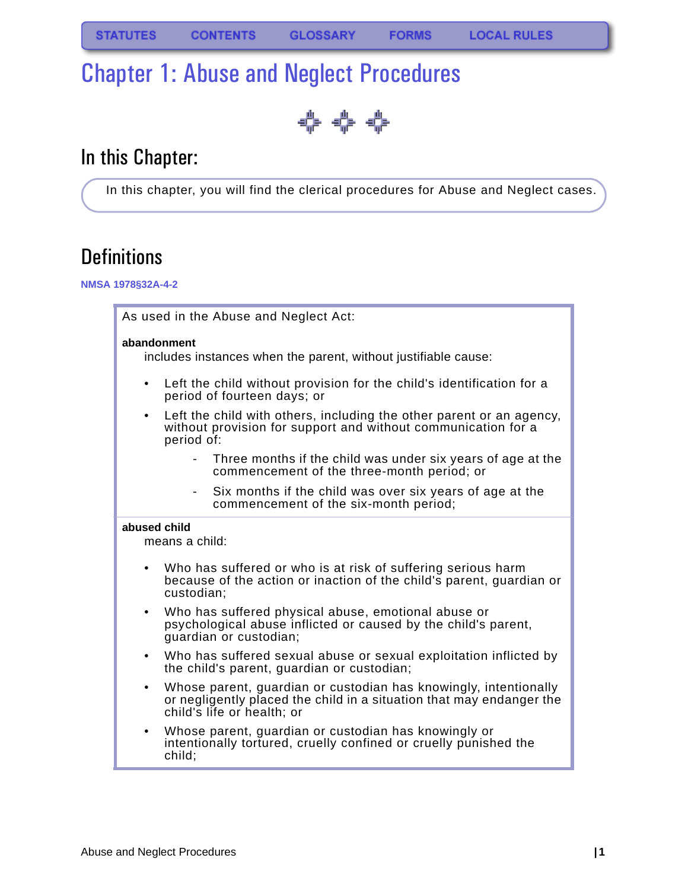STATUTES CONTENTS GLOSSARY FORMS LOCAL RULES

# Chapter 1: Abuse and Neglect Procedures

## In this Chapter:

In this chapter, you will find the clerical procedures for Abuse and Neglect cases.

## Definitions

NMSA 1978§32A-4-2

As used in the Abuse and Neglect Act:

**abandonment**

includes instances when the parent, without justifiable cause:

- Left the child without provision for the child's identification for a period of fourteen days; or
- Left the child with others, including the other parent or an agency, without provision for support and without communication for a period of:
  - Three months if the child was under six years of age at the commencement of the three-month period; or
  - Six months if the child was over six years of age at the commencement of the six-month period;

**abused child**

means a child:

- Who has suffered or who is at risk of suffering serious harm because of the action or inaction of the child's parent, guardian or custodian;
- Who has suffered physical abuse, emotional abuse or psychological abuse inflicted or caused by the child's parent, guardian or custodian;
- Who has suffered sexual abuse or sexual exploitation inflicted by the child's parent, guardian or custodian;
- Whose parent, guardian or custodian has knowingly, intentionally or negligently placed the child in a situation that may endanger the child's life or health; or
- Whose parent, guardian or custodian has knowingly or intentionally tortured, cruelly confined or cruelly punished the child;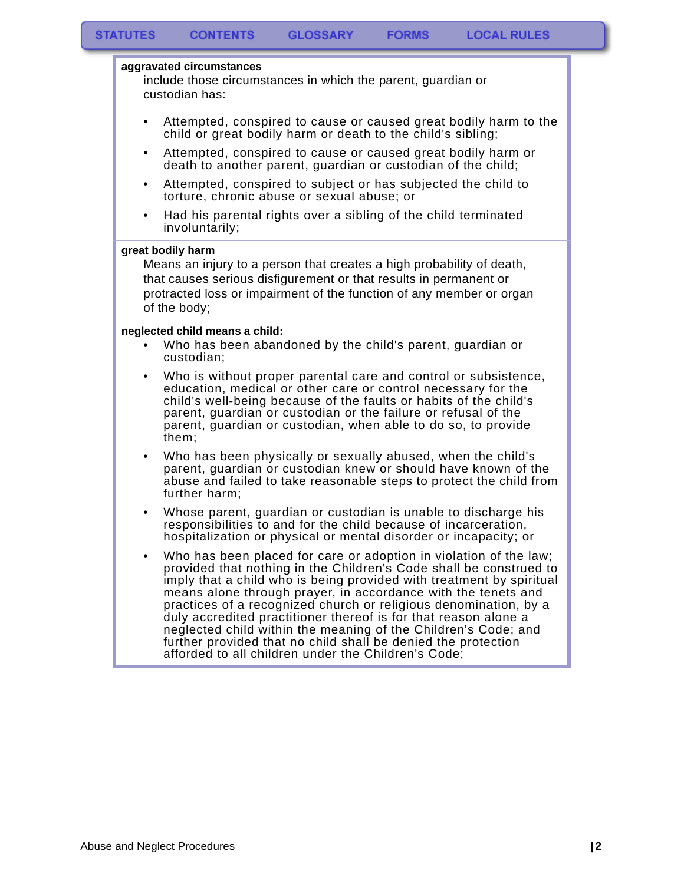**aggravated circumstances**

include those circumstances in which the parent, guardian or custodian has:

- Attempted, conspired to cause or caused great bodily harm to the child or great bodily harm or death to the child's sibling;
- Attempted, conspired to cause or caused great bodily harm or death to another parent, guardian or custodian of the child;
- Attempted, conspired to subject or has subjected the child to torture, chronic abuse or sexual abuse; or
- Had his parental rights over a sibling of the child terminated involuntarily;

**great bodily harm**

Means an injury to a person that creates a high probability of death, that causes serious disfigurement or that results in permanent or protracted loss or impairment of the function of any member or organ of the body;

**neglected child means a child:**

- Who has been abandoned by the child's parent, guardian or custodian;
- Who is without proper parental care and control or subsistence, education, medical or other care or control necessary for the child's well-being because of the faults or habits of the child's parent, guardian or custodian or the failure or refusal of the parent, guardian or custodian, when able to do so, to provide them;
- Who has been physically or sexually abused, when the child's parent, guardian or custodian knew or should have known of the abuse and failed to take reasonable steps to protect the child from further harm;
- Whose parent, guardian or custodian is unable to discharge his responsibilities to and for the child because of incarceration, hospitalization or physical or mental disorder or incapacity; or
- Who has been placed for care or adoption in violation of the law; provided that nothing in the Children's Code shall be construed to imply that a child who is being provided with treatment by spiritual means alone through prayer, in accordance with the tenets and practices of a recognized church or religious denomination, by a duly accredited practitioner thereof is for that reason alone a neglected child within the meaning of the Children's Code; and further provided that no child shall be denied the protection afforded to all children under the Children's Code;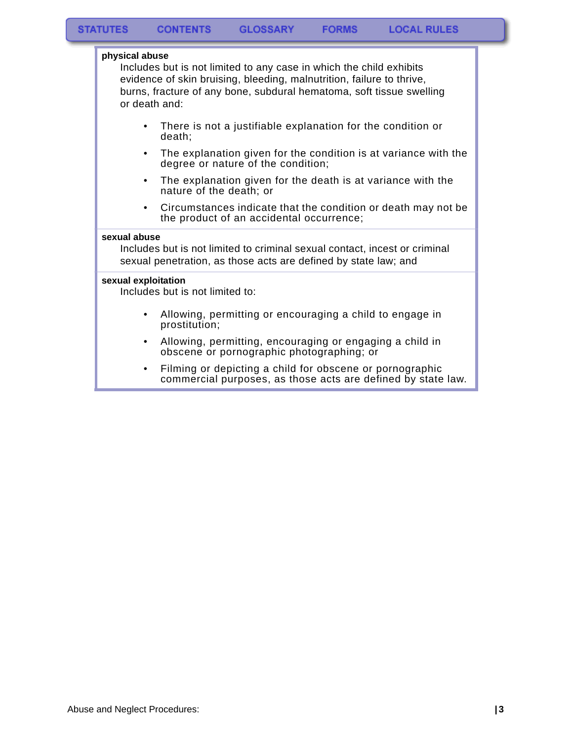**physical abuse**

Includes but is not limited to any case in which the child exhibits evidence of skin bruising, bleeding, malnutrition, failure to thrive, burns, fracture of any bone, subdural hematoma, soft tissue swelling or death and:

- There is not a justifiable explanation for the condition or death;
- The explanation given for the condition is at variance with the degree or nature of the condition;
- The explanation given for the death is at variance with the nature of the death; or
- Circumstances indicate that the condition or death may not be the product of an accidental occurrence;

**sexual abuse**

Includes but is not limited to criminal sexual contact, incest or criminal sexual penetration, as those acts are defined by state law; and

**sexual exploitation**

Includes but is not limited to:

- Allowing, permitting or encouraging a child to engage in prostitution;
- Allowing, permitting, encouraging or engaging a child in obscene or pornographic photographing; or
- Filming or depicting a child for obscene or pornographic commercial purposes, as those acts are defined by state law.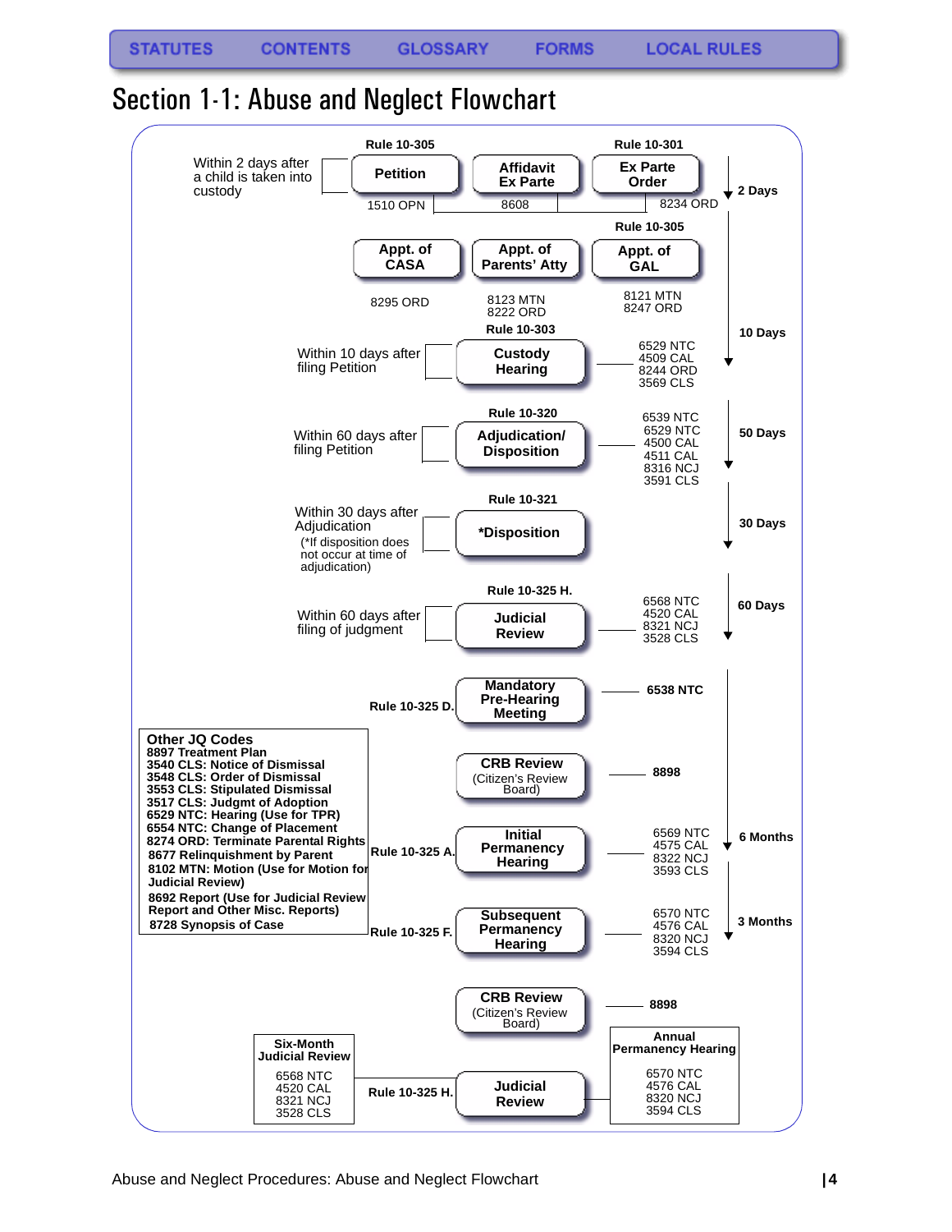# Section 1-1: Abuse and Neglect Flowchart

Within 2 days after a child is taken into custody

| Rule 10-305 | | Rule 10-301 | |
|---|---|---|---|
| **Petition** | **Affidavit Ex Parte** | **Ex Parte Order** | **2 Days** |
| 1510 OPN | 8608 | 8234 ORD | |

Rule 10-305

| **Appt. of CASA** | **Appt. of Parents' Atty** | **Appt. of GAL** |
|---|---|---|
| 8295 ORD | 8123 MTN<br>8222 ORD | 8121 MTN<br>8247 ORD |

**10 Days**

Within 10 days after filing Petition — **Rule 10-303** — **Custody Hearing** — 6529 NTC, 4509 CAL, 8244 ORD, 3569 CLS

Within 60 days after filing Petition — **Rule 10-320** — **Adjudication/ Disposition** — 6539 NTC, 6529 NTC, 4500 CAL, 4511 CAL, 8316 NCJ, 3591 CLS — **50 Days**

Within 30 days after Adjudication (*If disposition does not occur at time of adjudication) — **Rule 10-321** — **\*Disposition** — **30 Days**

Within 60 days after filing of judgment — **Rule 10-325 H.** — **Judicial Review** — 6568 NTC, 4520 CAL, 8321 NCJ, 3528 CLS — **60 Days**

**Rule 10-325 D.** — **Mandatory Pre-Hearing Meeting** — **6538 NTC**

**CRB Review** (Citizen's Review Board) — **8898**

**Rule 10-325 A.** — **Initial Permanency Hearing** — 6569 NTC, 4575 CAL, 8322 NCJ, 3593 CLS — **6 Months**

**Rule 10-325 F.** — **Subsequent Permanency Hearing** — 6570 NTC, 4576 CAL, 8320 NCJ, 3594 CLS — **3 Months**

**CRB Review** (Citizen's Review Board) — **8898**

**Rule 10-325 H.** — **Judicial Review**

**Six-Month Judicial Review**
6568 NTC
4520 CAL
8321 NCJ
3528 CLS

**Annual Permanency Hearing**
6570 NTC
4576 CAL
8320 NCJ
3594 CLS

**Other JQ Codes**
- **8897 Treatment Plan**
- **3540 CLS: Notice of Dismissal**
- **3548 CLS: Order of Dismissal**
- **3553 CLS: Stipulated Dismissal**
- **3517 CLS: Judgment of Adoption**
- **6529 NTC: Hearing (Use for TPR)**
- **6554 NTC: Change of Placement**
- **8274 ORD: Terminate Parental Rights**
- **8677 Relinquishment by Parent**
- **8102 MTN: Motion (Use for Motion for Judicial Review)**
- **8692 Report (Use for Judicial Review Report and Other Misc. Reports)**
- **8728 Synopsis of Case**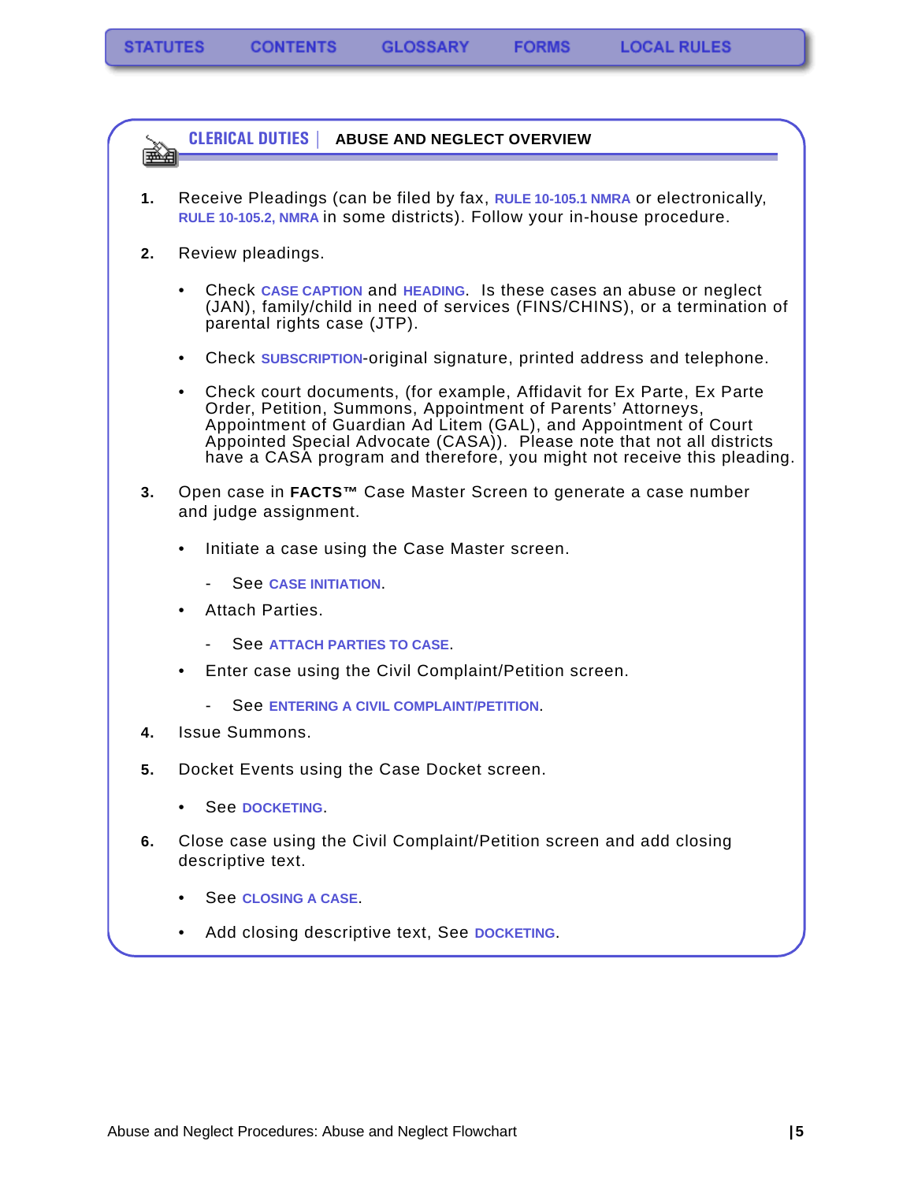STATUTES CONTENTS GLOSSARY FORMS LOCAL RULES

## CLERICAL DUTIES | ABUSE AND NEGLECT OVERVIEW

1. Receive Pleadings (can be filed by fax, RULE 10-105.1 NMRA or electronically, RULE 10-105.2, NMRA in some districts). Follow your in-house procedure.

2. Review pleadings.

   - Check CASE CAPTION and HEADING. Is these cases an abuse or neglect (JAN), family/child in need of services (FINS/CHINS), or a termination of parental rights case (JTP).
   - Check SUBSCRIPTION-original signature, printed address and telephone.
   - Check court documents, (for example, Affidavit for Ex Parte, Ex Parte Order, Petition, Summons, Appointment of Parents' Attorneys, Appointment of Guardian Ad Litem (GAL), and Appointment of Court Appointed Special Advocate (CASA)). Please note that not all districts have a CASA program and therefore, you might not receive this pleading.

3. Open case in **FACTS™** Case Master Screen to generate a case number and judge assignment.

   - Initiate a case using the Case Master screen.
     - See CASE INITIATION.
   - Attach Parties.
     - See ATTACH PARTIES TO CASE.
   - Enter case using the Civil Complaint/Petition screen.
     - See ENTERING A CIVIL COMPLAINT/PETITION.

4. Issue Summons.

5. Docket Events using the Case Docket screen.

   - See DOCKETING.

6. Close case using the Civil Complaint/Petition screen and add closing descriptive text.

   - See CLOSING A CASE.
   - Add closing descriptive text, See DOCKETING.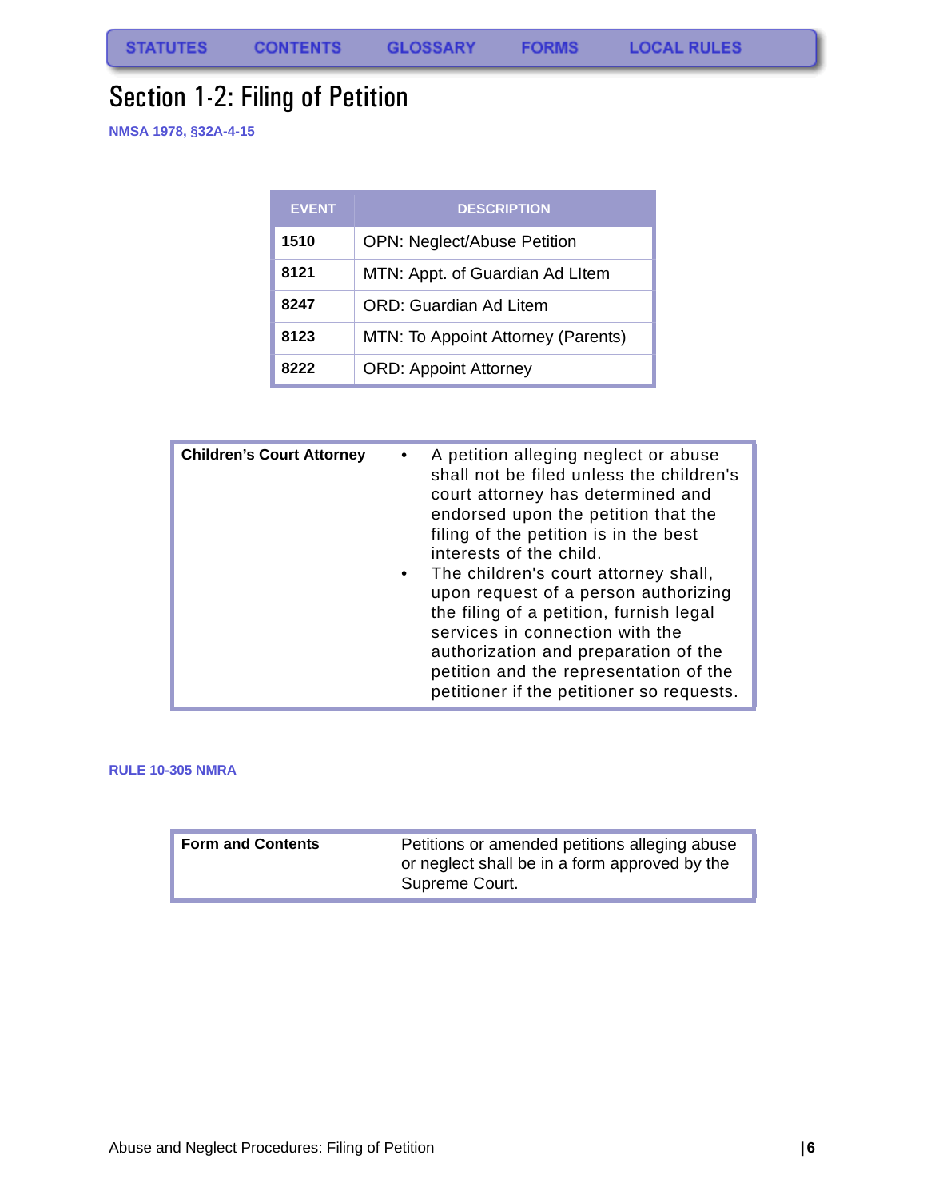STATUTES CONTENTS GLOSSARY FORMS LOCAL RULES

# Section 1-2: Filing of Petition

**NMSA 1978, §32A-4-15**

| EVENT | DESCRIPTION |
|---|---|
| **1510** | OPN: Neglect/Abuse Petition |
| **8121** | MTN: Appt. of Guardian Ad LItem |
| **8247** | ORD: Guardian Ad Litem |
| **8123** | MTN: To Appoint Attorney (Parents) |
| **8222** | ORD: Appoint Attorney |

| | |
|---|---|
| **Children's Court Attorney** | • A petition alleging neglect or abuse shall not be filed unless the children's court attorney has determined and endorsed upon the petition that the filing of the petition is in the best interests of the child.<br>• The children's court attorney shall, upon request of a person authorizing the filing of a petition, furnish legal services in connection with the authorization and preparation of the petition and the representation of the petitioner if the petitioner so requests. |

**RULE 10-305 NMRA**

| | |
|---|---|
| **Form and Contents** | Petitions or amended petitions alleging abuse or neglect shall be in a form approved by the Supreme Court. |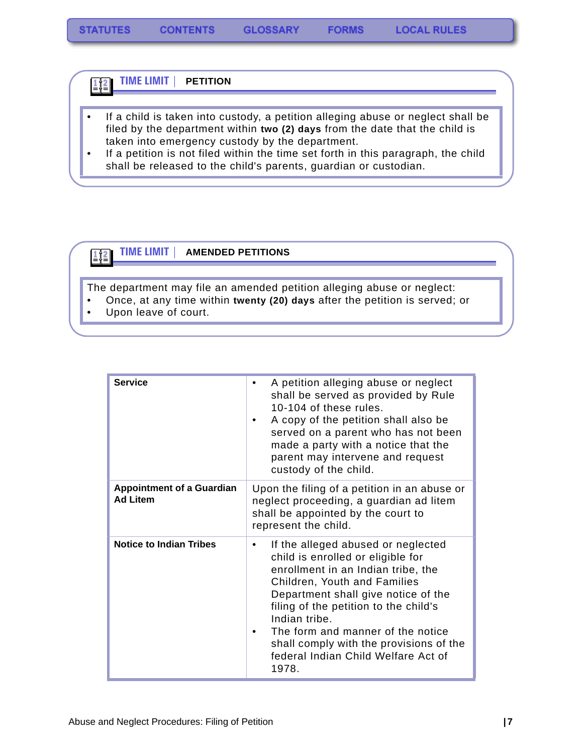## TIME LIMIT | PETITION

- If a child is taken into custody, a petition alleging abuse or neglect shall be filed by the department within **two (2) days** from the date that the child is taken into emergency custody by the department.
- If a petition is not filed within the time set forth in this paragraph, the child shall be released to the child's parents, guardian or custodian.

## TIME LIMIT | AMENDED PETITIONS

The department may file an amended petition alleging abuse or neglect:

- Once, at any time within **twenty (20) days** after the petition is served; or
- Upon leave of court.

| | |
|---|---|
| **Service** | • A petition alleging abuse or neglect shall be served as provided by Rule 10-104 of these rules.<br>• A copy of the petition shall also be served on a parent who has not been made a party with a notice that the parent may intervene and request custody of the child. |
| **Appointment of a Guardian Ad Litem** | Upon the filing of a petition in an abuse or neglect proceeding, a guardian ad litem shall be appointed by the court to represent the child. |
| **Notice to Indian Tribes** | • If the alleged abused or neglected child is enrolled or eligible for enrollment in an Indian tribe, the Children, Youth and Families Department shall give notice of the filing of the petition to the child's Indian tribe.<br>• The form and manner of the notice shall comply with the provisions of the federal Indian Child Welfare Act of 1978. |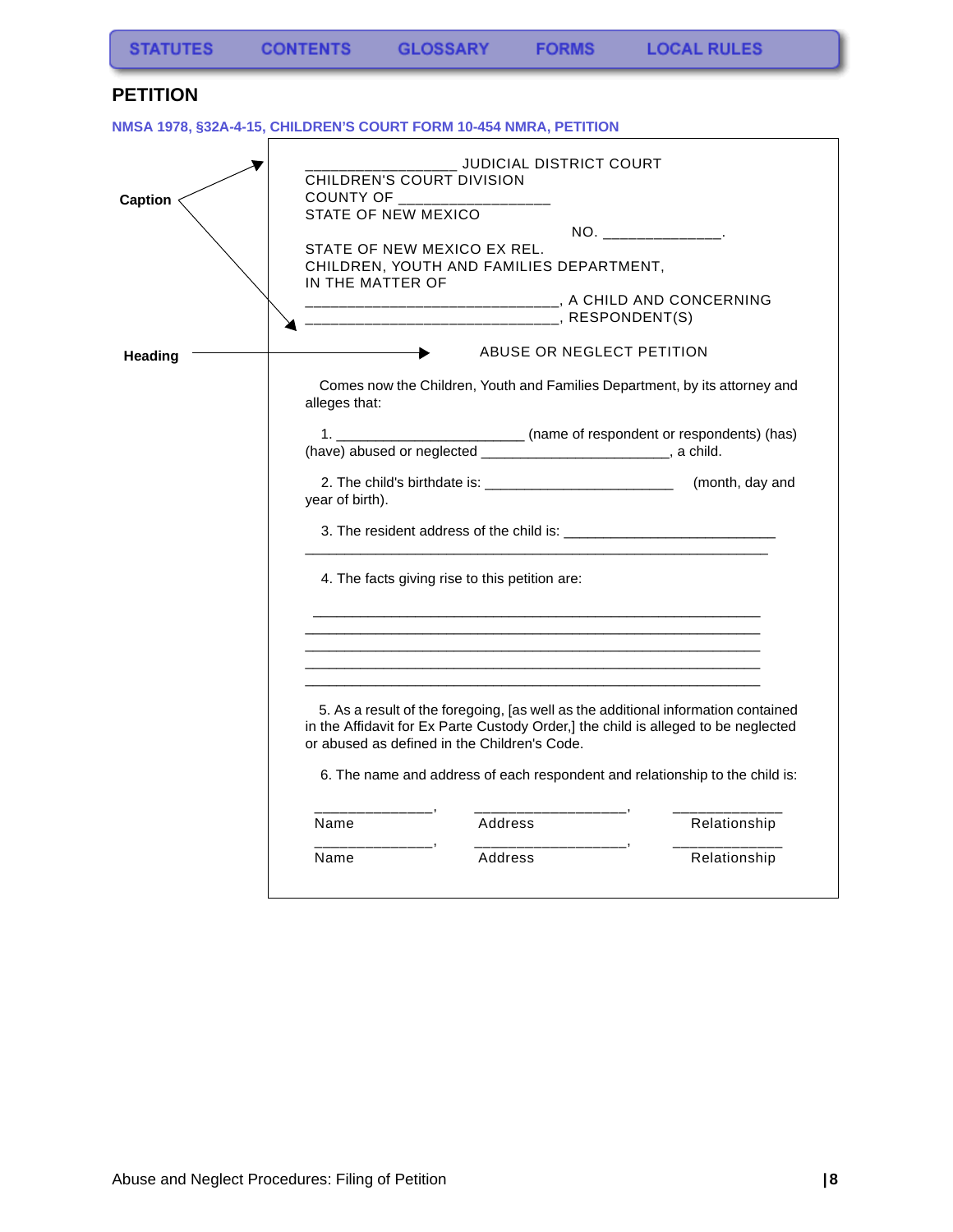STATUTES CONTENTS GLOSSARY FORMS LOCAL RULES

## PETITION

**NMSA 1978, §32A-4-15, CHILDREN'S COURT FORM 10-454 NMRA, PETITION**

**Caption**

**Heading**

__________________ JUDICIAL DISTRICT COURT
CHILDREN'S COURT DIVISION
COUNTY OF __________________
STATE OF NEW MEXICO

NO. ______________.

STATE OF NEW MEXICO EX REL.
CHILDREN, YOUTH AND FAMILIES DEPARTMENT,
IN THE MATTER OF
______________________________, A CHILD AND CONCERNING
______________________________, RESPONDENT(S)

ABUSE OR NEGLECT PETITION

Comes now the Children, Youth and Families Department, by its attorney and alleges that:

1. _______________________ (name of respondent or respondents) (has) (have) abused or neglected _______________________, a child.

2. The child's birthdate is: _______________________ (month, day and year of birth).

3. The resident address of the child is: __________________________
__________________________________________________________

4. The facts giving rise to this petition are:

__________________________________________________________
__________________________________________________________
__________________________________________________________
__________________________________________________________
__________________________________________________________

5. As a result of the foregoing, [as well as the additional information contained in the Affidavit for Ex Parte Custody Order,] the child is alleged to be neglected or abused as defined in the Children's Code.

6. The name and address of each respondent and relationship to the child is:

______________, ___________________, _____________
Name Address Relationship

______________, ___________________, _____________
Name Address Relationship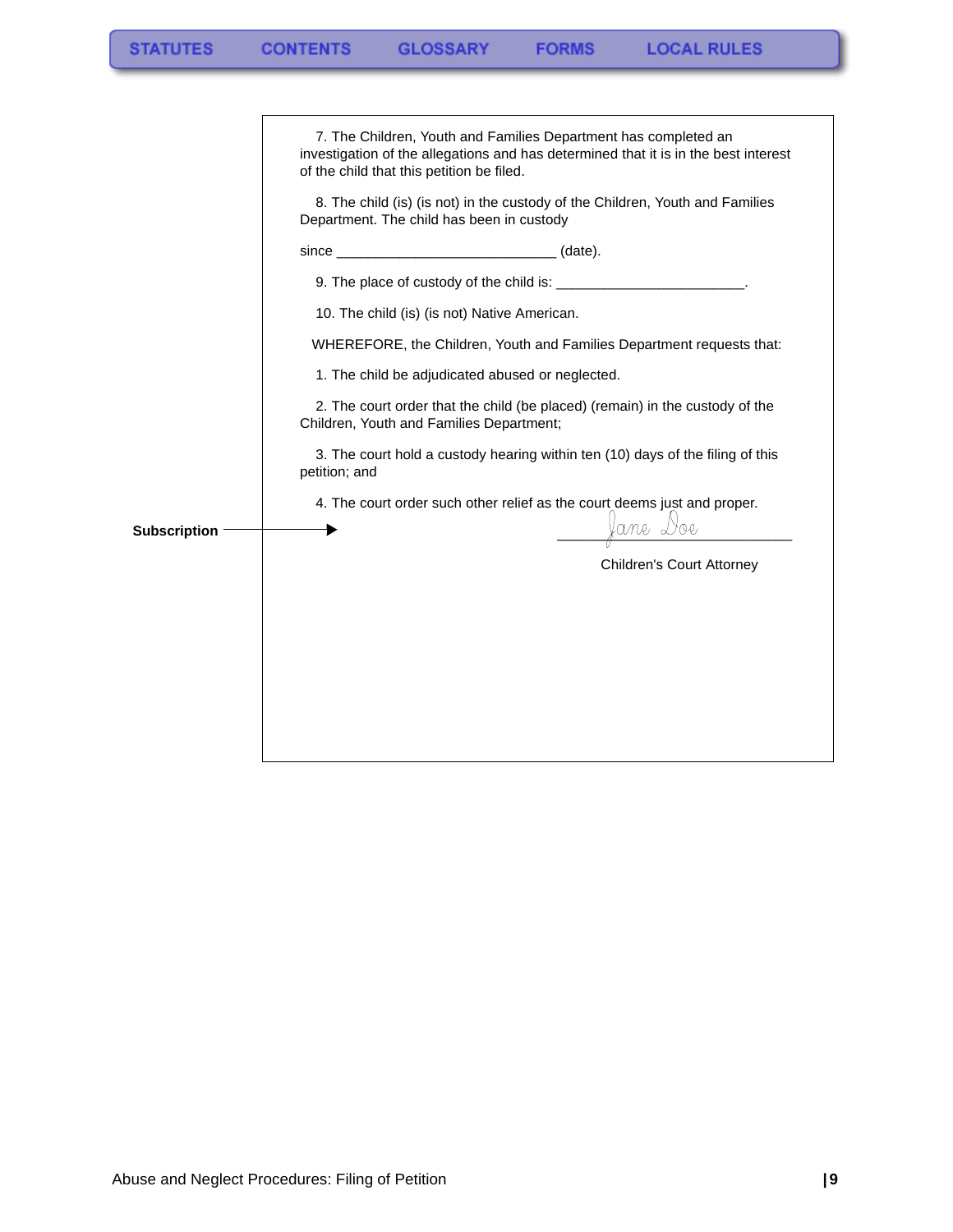7. The Children, Youth and Families Department has completed an investigation of the allegations and has determined that it is in the best interest of the child that this petition be filed.

8. The child (is) (is not) in the custody of the Children, Youth and Families Department. The child has been in custody

since ____________________________ (date).

9. The place of custody of the child is: ________________________.

10. The child (is) (is not) Native American.

WHEREFORE, the Children, Youth and Families Department requests that:

1. The child be adjudicated abused or neglected.

2. The court order that the child (be placed) (remain) in the custody of the Children, Youth and Families Department;

3. The court hold a custody hearing within ten (10) days of the filing of this petition; and

4. The court order such other relief as the court deems just and proper.

**Subscription** →

Jane Doe
______________________________
Children's Court Attorney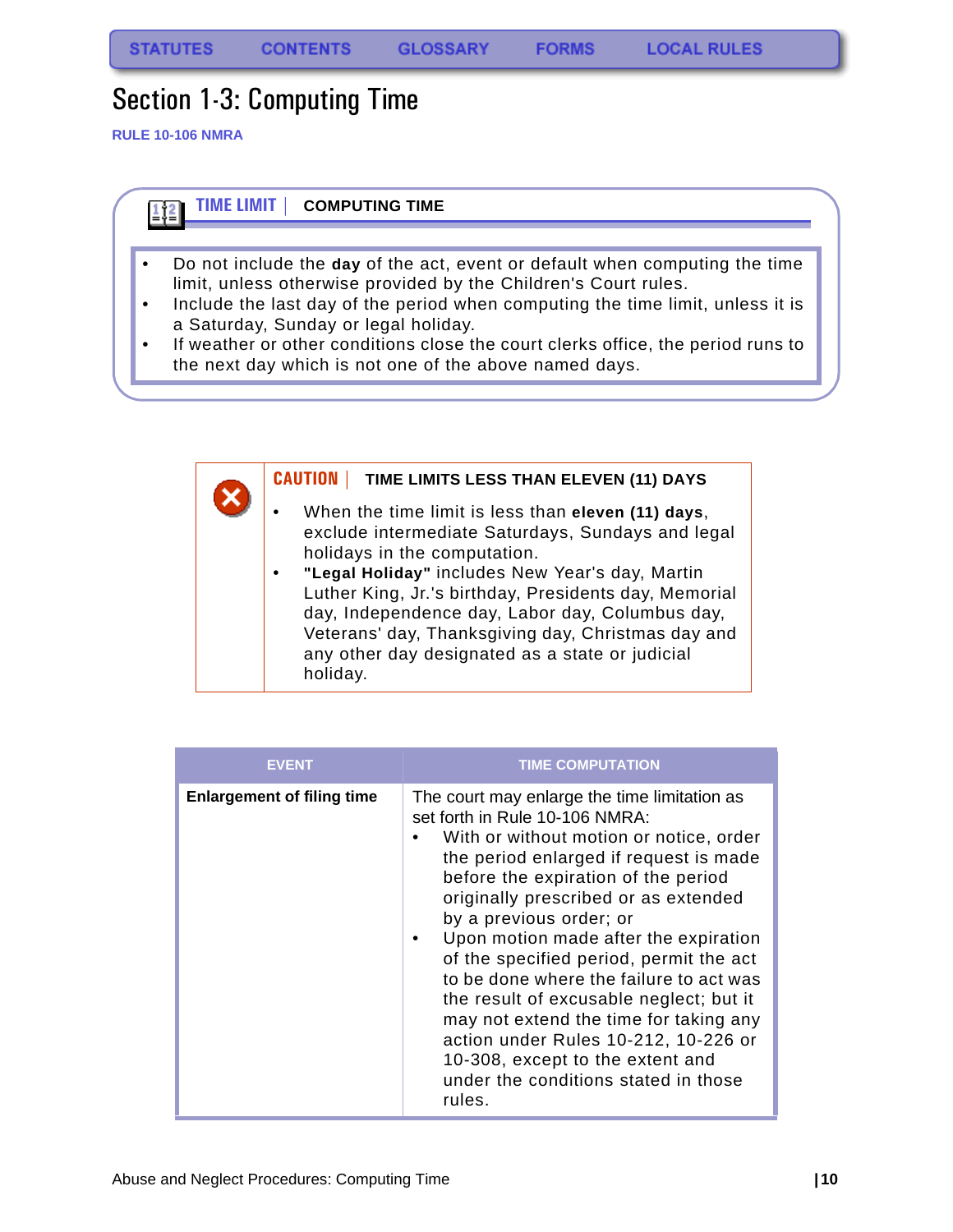# Section 1-3: Computing Time

**RULE 10-106 NMRA**

**TIME LIMIT | COMPUTING TIME**

- Do not include the **day** of the act, event or default when computing the time limit, unless otherwise provided by the Children's Court rules.
- Include the last day of the period when computing the time limit, unless it is a Saturday, Sunday or legal holiday.
- If weather or other conditions close the court clerks office, the period runs to the next day which is not one of the above named days.

**CAUTION | TIME LIMITS LESS THAN ELEVEN (11) DAYS**

- When the time limit is less than **eleven (11) days**, exclude intermediate Saturdays, Sundays and legal holidays in the computation.
- **"Legal Holiday"** includes New Year's day, Martin Luther King, Jr.'s birthday, Presidents day, Memorial day, Independence day, Labor day, Columbus day, Veterans' day, Thanksgiving day, Christmas day and any other day designated as a state or judicial holiday.

| EVENT | TIME COMPUTATION |
|---|---|
| **Enlargement of filing time** | The court may enlarge the time limitation as set forth in Rule 10-106 NMRA:<br>• With or without motion or notice, order the period enlarged if request is made before the expiration of the period originally prescribed or as extended by a previous order; or<br>• Upon motion made after the expiration of the specified period, permit the act to be done where the failure to act was the result of excusable neglect; but it may not extend the time for taking any action under Rules 10-212, 10-226 or 10-308, except to the extent and under the conditions stated in those rules. |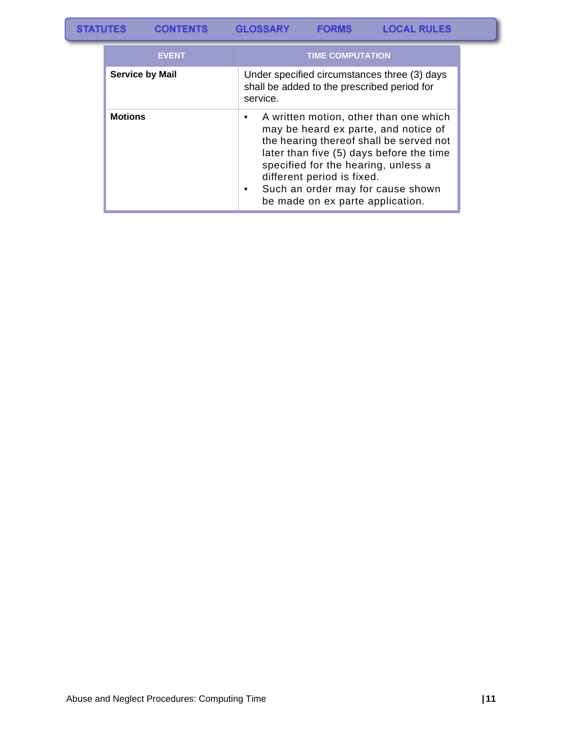| EVENT | TIME COMPUTATION |
|---|---|
| **Service by Mail** | Under specified circumstances three (3) days shall be added to the prescribed period for service. |
| **Motions** | • A written motion, other than one which may be heard ex parte, and notice of the hearing thereof shall be served not later than five (5) days before the time specified for the hearing, unless a different period is fixed. • Such an order may for cause shown be made on ex parte application. |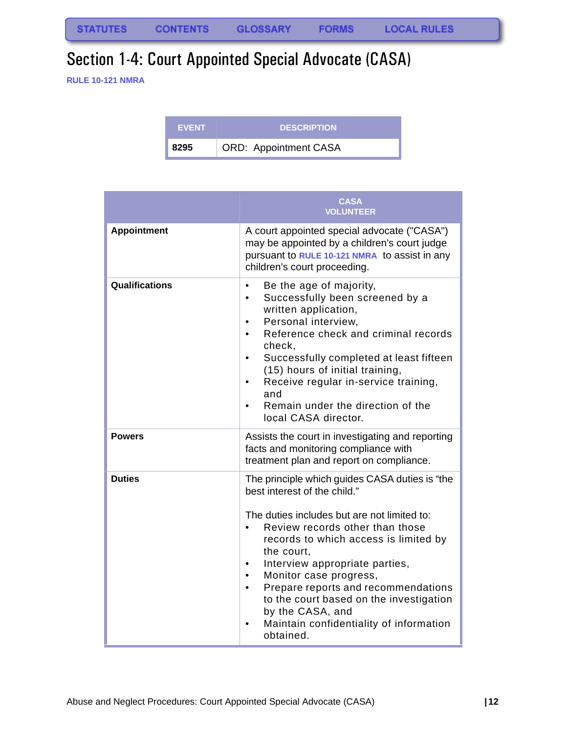STATUTES CONTENTS GLOSSARY FORMS LOCAL RULES

# Section 1-4: Court Appointed Special Advocate (CASA)

RULE 10-121 NMRA

| EVENT | DESCRIPTION |
|---|---|
| 8295 | ORD: Appointment CASA |

| | CASA VOLUNTEER |
|---|---|
| **Appointment** | A court appointed special advocate ("CASA") may be appointed by a children's court judge pursuant to RULE 10-121 NMRA to assist in any children's court proceeding. |
| **Qualifications** | • Be the age of majority,<br>• Successfully been screened by a written application,<br>• Personal interview,<br>• Reference check and criminal records check,<br>• Successfully completed at least fifteen (15) hours of initial training,<br>• Receive regular in-service training, and<br>• Remain under the direction of the local CASA director. |
| **Powers** | Assists the court in investigating and reporting facts and monitoring compliance with treatment plan and report on compliance. |
| **Duties** | The principle which guides CASA duties is "the best interest of the child."<br><br>The duties includes but are not limited to:<br>• Review records other than those records to which access is limited by the court,<br>• Interview appropriate parties,<br>• Monitor case progress,<br>• Prepare reports and recommendations to the court based on the investigation by the CASA, and<br>• Maintain confidentiality of information obtained. |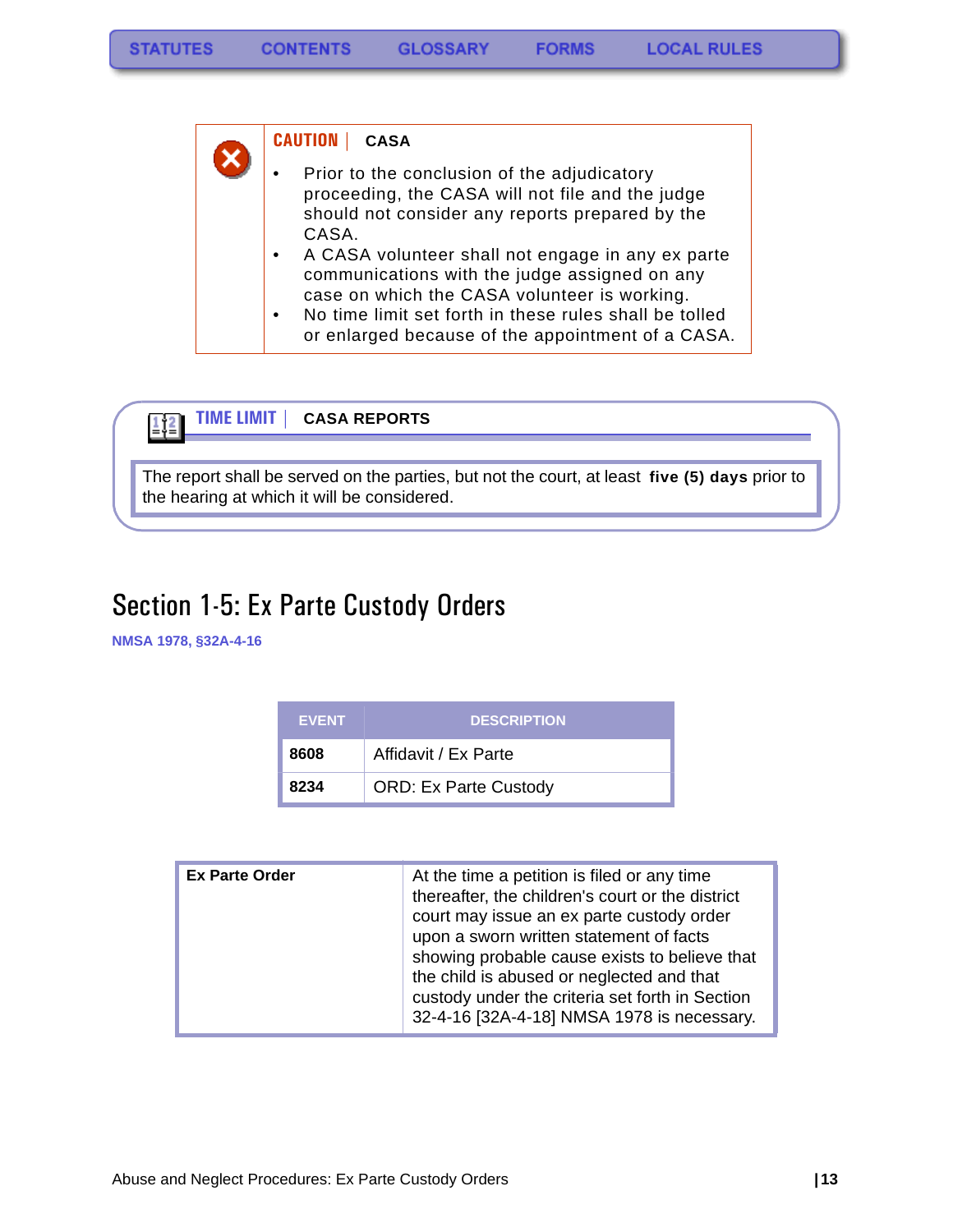STATUTES CONTENTS GLOSSARY FORMS LOCAL RULES

**CAUTION | CASA**

- Prior to the conclusion of the adjudicatory proceeding, the CASA will not file and the judge should not consider any reports prepared by the CASA.
- A CASA volunteer shall not engage in any ex parte communications with the judge assigned on any case on which the CASA volunteer is working.
- No time limit set forth in these rules shall be tolled or enlarged because of the appointment of a CASA.

**TIME LIMIT | CASA REPORTS**

The report shall be served on the parties, but not the court, at least **five (5) days** prior to the hearing at which it will be considered.

# Section 1-5: Ex Parte Custody Orders

NMSA 1978, §32A-4-16

| EVENT | DESCRIPTION |
|---|---|
| **8608** | Affidavit / Ex Parte |
| **8234** | ORD: Ex Parte Custody |

| | |
|---|---|
| **Ex Parte Order** | At the time a petition is filed or any time thereafter, the children's court or the district court may issue an ex parte custody order upon a sworn written statement of facts showing probable cause exists to believe that the child is abused or neglected and that custody under the criteria set forth in Section 32-4-16 [32A-4-18] NMSA 1978 is necessary. |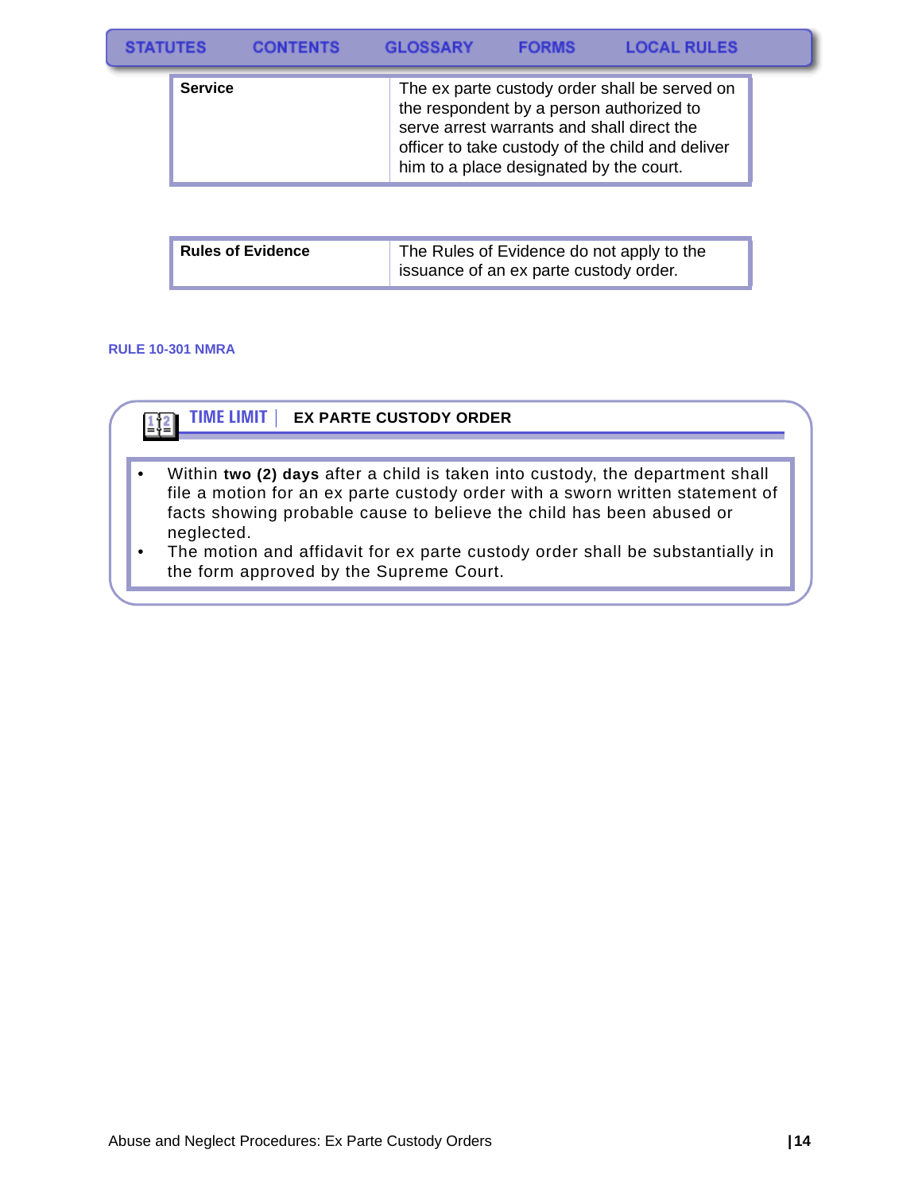| Service | The ex parte custody order shall be served on the respondent by a person authorized to serve arrest warrants and shall direct the officer to take custody of the child and deliver him to a place designated by the court. |
| --- | --- |

| Rules of Evidence | The Rules of Evidence do not apply to the issuance of an ex parte custody order. |
| --- | --- |

**RULE 10-301 NMRA**

### TIME LIMIT | EX PARTE CUSTODY ORDER

- Within **two (2) days** after a child is taken into custody, the department shall file a motion for an ex parte custody order with a sworn written statement of facts showing probable cause to believe the child has been abused or neglected.
- The motion and affidavit for ex parte custody order shall be substantially in the form approved by the Supreme Court.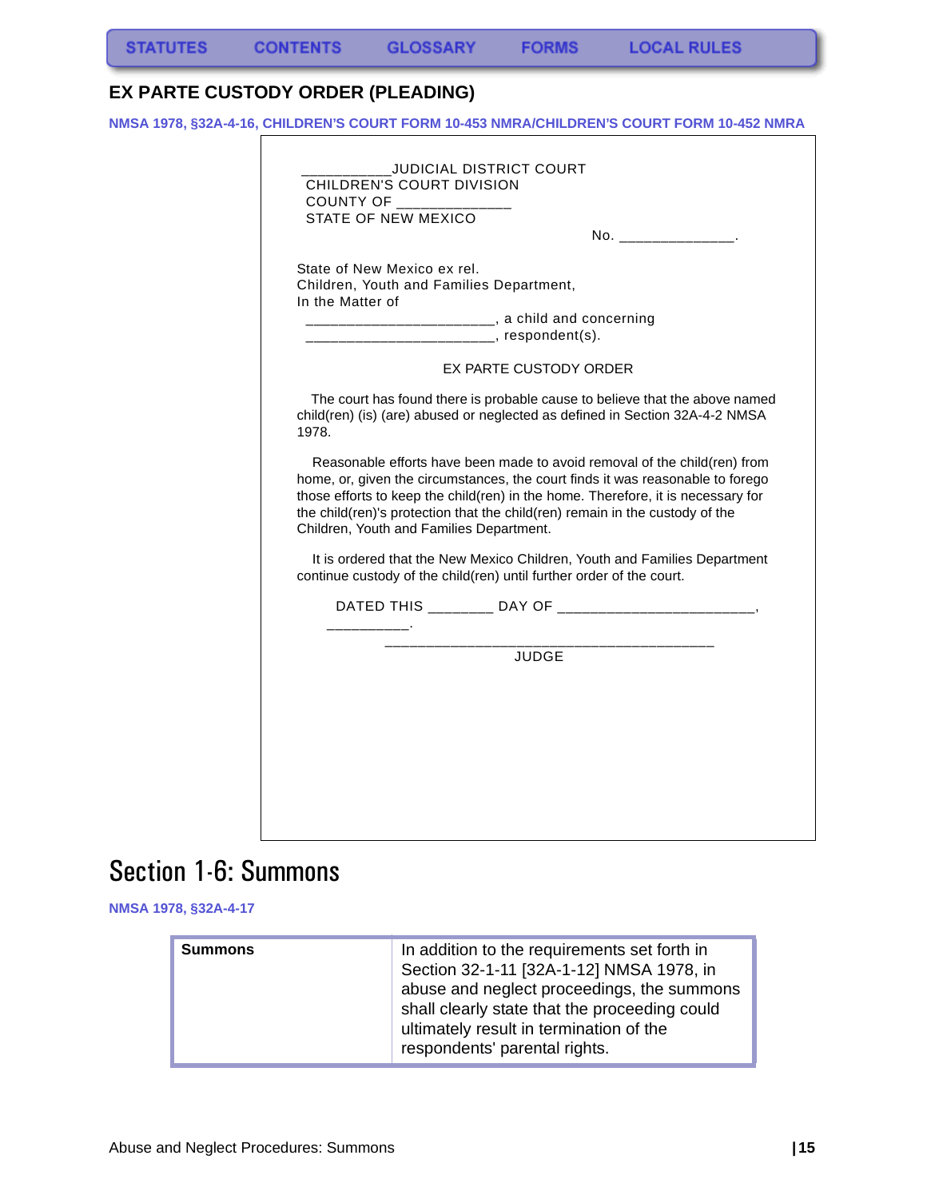## EX PARTE CUSTODY ORDER (PLEADING)

NMSA 1978, §32A-4-16, CHILDREN'S COURT FORM 10-453 NMRA/CHILDREN'S COURT FORM 10-452 NMRA

___________JUDICIAL DISTRICT COURT
CHILDREN'S COURT DIVISION
COUNTY OF _____________
STATE OF NEW MEXICO

No. _____________.

State of New Mexico ex rel.
Children, Youth and Families Department,
In the Matter of
______________________, a child and concerning
______________________, respondent(s).

EX PARTE CUSTODY ORDER

The court has found there is probable cause to believe that the above named child(ren) (is) (are) abused or neglected as defined in Section 32A-4-2 NMSA 1978.

Reasonable efforts have been made to avoid removal of the child(ren) from home, or, given the circumstances, the court finds it was reasonable to forego those efforts to keep the child(ren) in the home. Therefore, it is necessary for the child(ren)'s protection that the child(ren) remain in the custody of the Children, Youth and Families Department.

It is ordered that the New Mexico Children, Youth and Families Department continue custody of the child(ren) until further order of the court.

DATED THIS _______ DAY OF ______________________, _________.

______________________________________
JUDGE

# Section 1-6: Summons

NMSA 1978, §32A-4-17

| Summons | In addition to the requirements set forth in Section 32-1-11 [32A-1-12] NMSA 1978, in abuse and neglect proceedings, the summons shall clearly state that the proceeding could ultimately result in termination of the respondents' parental rights. |
|---|---|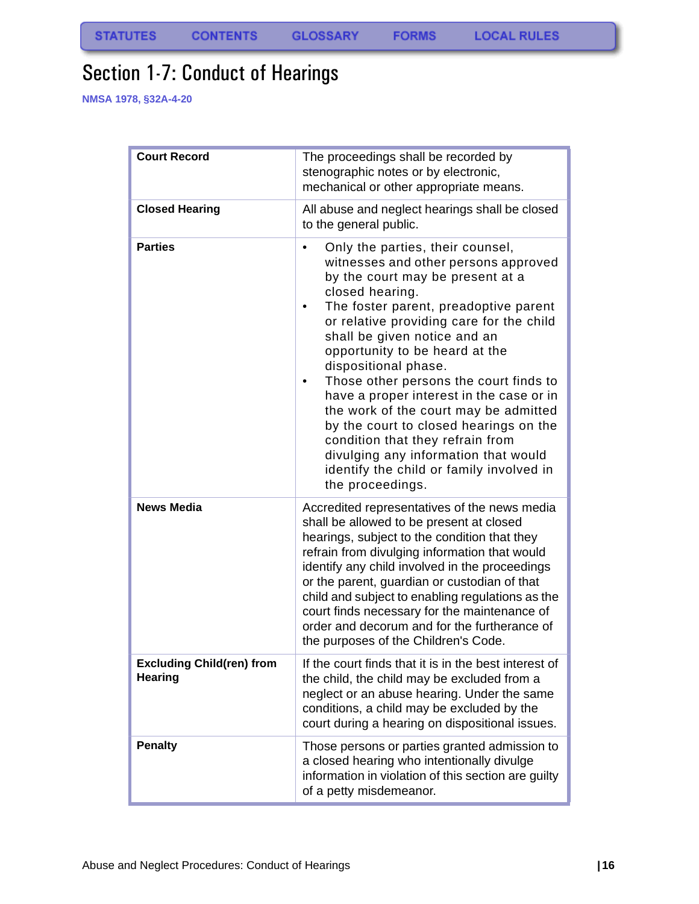# Section 1-7: Conduct of Hearings

NMSA 1978, §32A-4-20

| | |
|---|---|
| **Court Record** | The proceedings shall be recorded by stenographic notes or by electronic, mechanical or other appropriate means. |
| **Closed Hearing** | All abuse and neglect hearings shall be closed to the general public. |
| **Parties** | • Only the parties, their counsel, witnesses and other persons approved by the court may be present at a closed hearing.<br>• The foster parent, preadoptive parent or relative providing care for the child shall be given notice and an opportunity to be heard at the dispositional phase.<br>• Those other persons the court finds to have a proper interest in the case or in the work of the court may be admitted by the court to closed hearings on the condition that they refrain from divulging any information that would identify the child or family involved in the proceedings. |
| **News Media** | Accredited representatives of the news media shall be allowed to be present at closed hearings, subject to the condition that they refrain from divulging information that would identify any child involved in the proceedings or the parent, guardian or custodian of that child and subject to enabling regulations as the court finds necessary for the maintenance of order and decorum and for the furtherance of the purposes of the Children's Code. |
| **Excluding Child(ren) from Hearing** | If the court finds that it is in the best interest of the child, the child may be excluded from a neglect or an abuse hearing. Under the same conditions, a child may be excluded by the court during a hearing on dispositional issues. |
| **Penalty** | Those persons or parties granted admission to a closed hearing who intentionally divulge information in violation of this section are guilty of a petty misdemeanor. |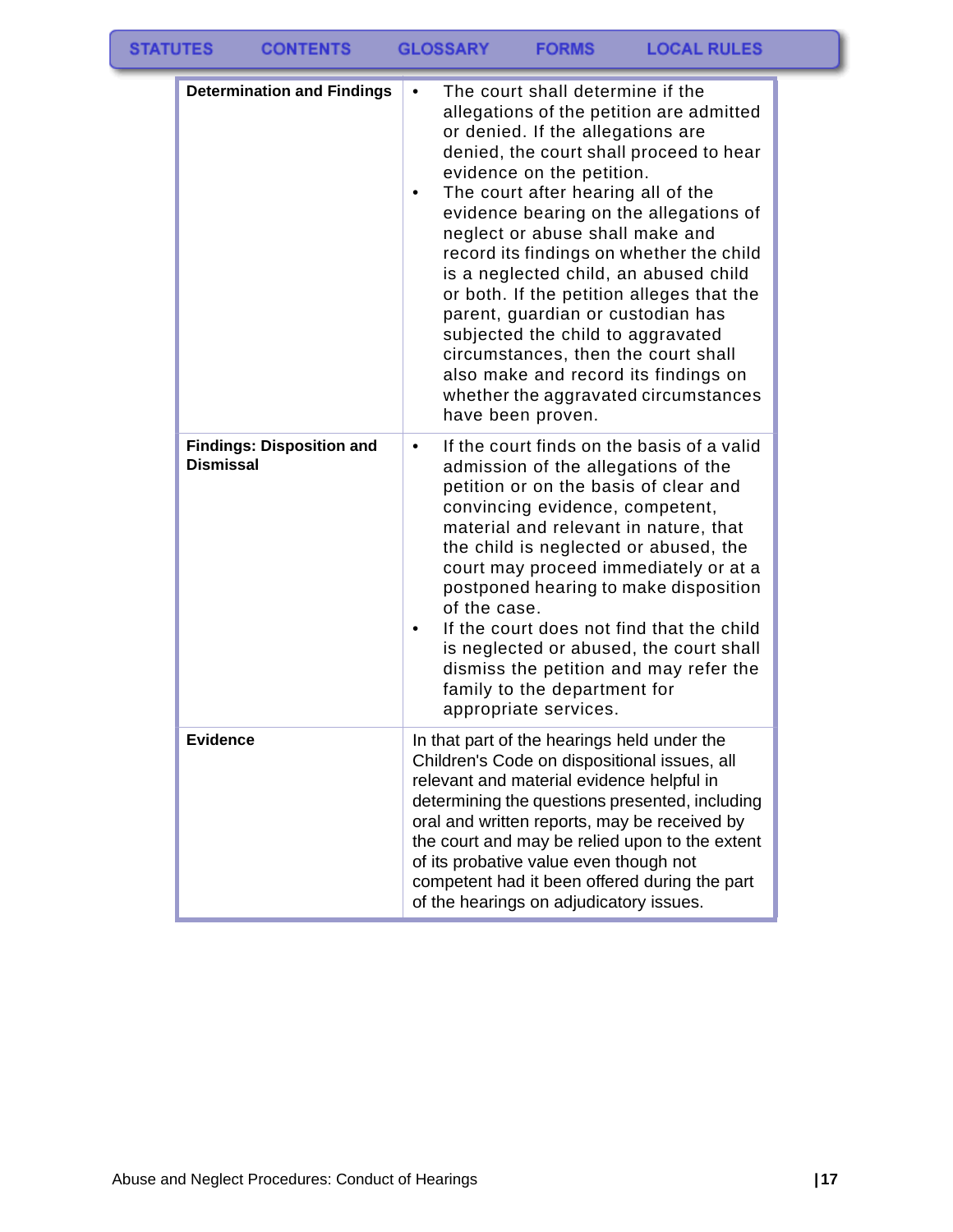| | |
|---|---|
| **Determination and Findings** | • The court shall determine if the allegations of the petition are admitted or denied. If the allegations are denied, the court shall proceed to hear evidence on the petition.<br>• The court after hearing all of the evidence bearing on the allegations of neglect or abuse shall make and record its findings on whether the child is a neglected child, an abused child or both. If the petition alleges that the parent, guardian or custodian has subjected the child to aggravated circumstances, then the court shall also make and record its findings on whether the aggravated circumstances have been proven. |
| **Findings: Disposition and Dismissal** | • If the court finds on the basis of a valid admission of the allegations of the petition or on the basis of clear and convincing evidence, competent, material and relevant in nature, that the child is neglected or abused, the court may proceed immediately or at a postponed hearing to make disposition of the case.<br>• If the court does not find that the child is neglected or abused, the court shall dismiss the petition and may refer the family to the department for appropriate services. |
| **Evidence** | In that part of the hearings held under the Children's Code on dispositional issues, all relevant and material evidence helpful in determining the questions presented, including oral and written reports, may be received by the court and may be relied upon to the extent of its probative value even though not competent had it been offered during the part of the hearings on adjudicatory issues. |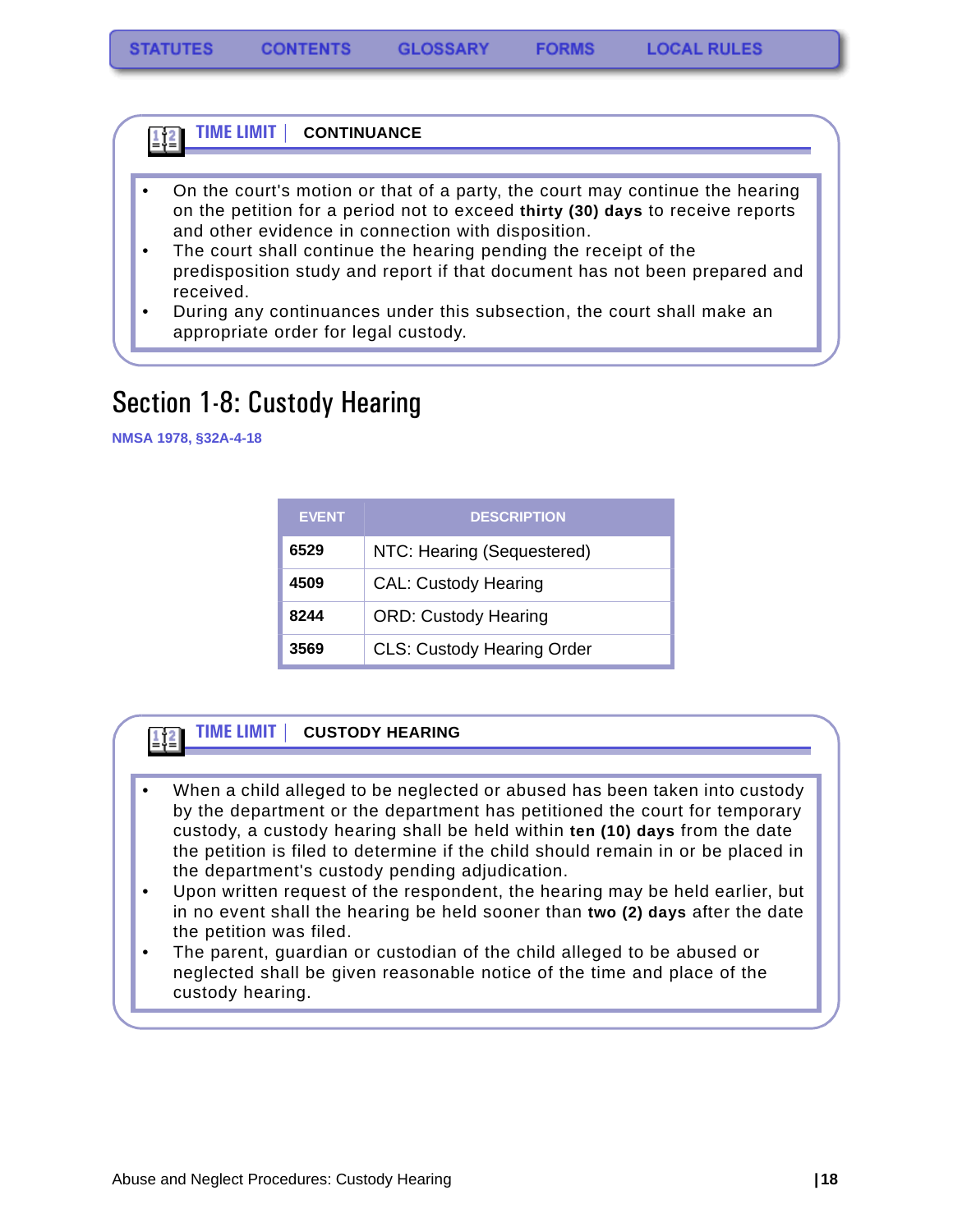STATUTES CONTENTS GLOSSARY FORMS LOCAL RULES

**TIME LIMIT | CONTINUANCE**

- On the court's motion or that of a party, the court may continue the hearing on the petition for a period not to exceed **thirty (30) days** to receive reports and other evidence in connection with disposition.
- The court shall continue the hearing pending the receipt of the predisposition study and report if that document has not been prepared and received.
- During any continuances under this subsection, the court shall make an appropriate order for legal custody.

# Section 1-8: Custody Hearing

NMSA 1978, §32A-4-18

| EVENT | DESCRIPTION |
| --- | --- |
| **6529** | NTC: Hearing (Sequestered) |
| **4509** | CAL: Custody Hearing |
| **8244** | ORD: Custody Hearing |
| **3569** | CLS: Custody Hearing Order |

**TIME LIMIT | CUSTODY HEARING**

- When a child alleged to be neglected or abused has been taken into custody by the department or the department has petitioned the court for temporary custody, a custody hearing shall be held within **ten (10) days** from the date the petition is filed to determine if the child should remain in or be placed in the department's custody pending adjudication.
- Upon written request of the respondent, the hearing may be held earlier, but in no event shall the hearing be held sooner than **two (2) days** after the date the petition was filed.
- The parent, guardian or custodian of the child alleged to be abused or neglected shall be given reasonable notice of the time and place of the custody hearing.

Abuse and Neglect Procedures: Custody Hearing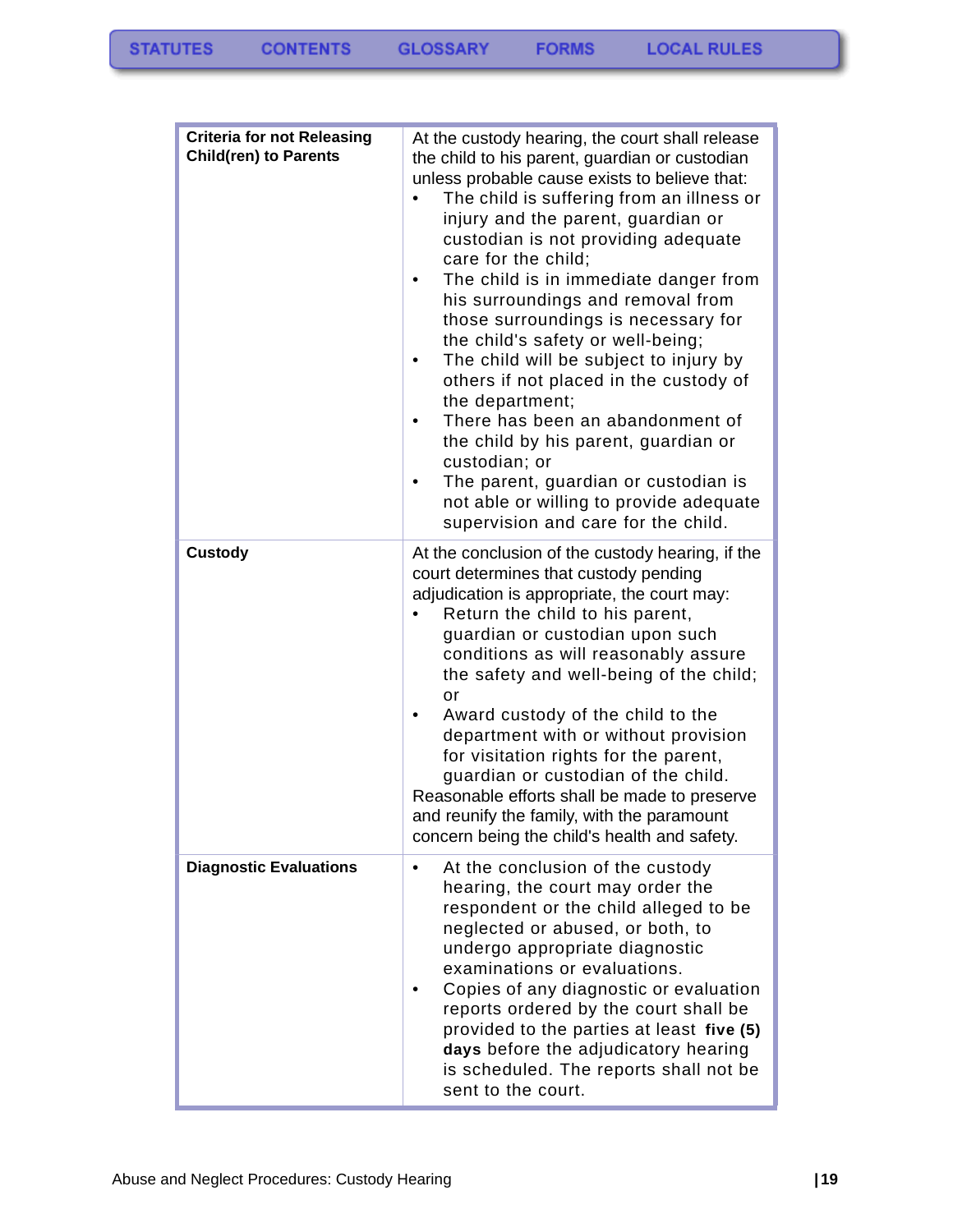| Criteria for not Releasing Child(ren) to Parents | At the custody hearing, the court shall release the child to his parent, guardian or custodian unless probable cause exists to believe that:<br>• The child is suffering from an illness or injury and the parent, guardian or custodian is not providing adequate care for the child;<br>• The child is in immediate danger from his surroundings and removal from those surroundings is necessary for the child's safety or well-being;<br>• The child will be subject to injury by others if not placed in the custody of the department;<br>• There has been an abandonment of the child by his parent, guardian or custodian; or<br>• The parent, guardian or custodian is not able or willing to provide adequate supervision and care for the child. |
|---|---|
| **Custody** | At the conclusion of the custody hearing, if the court determines that custody pending adjudication is appropriate, the court may:<br>• Return the child to his parent, guardian or custodian upon such conditions as will reasonably assure the safety and well-being of the child; or<br>• Award custody of the child to the department with or without provision for visitation rights for the parent, guardian or custodian of the child.<br>Reasonable efforts shall be made to preserve and reunify the family, with the paramount concern being the child's health and safety. |
| **Diagnostic Evaluations** | • At the conclusion of the custody hearing, the court may order the respondent or the child alleged to be neglected or abused, or both, to undergo appropriate diagnostic examinations or evaluations.<br>• Copies of any diagnostic or evaluation reports ordered by the court shall be provided to the parties at least **five (5) days** before the adjudicatory hearing is scheduled. The reports shall not be sent to the court. |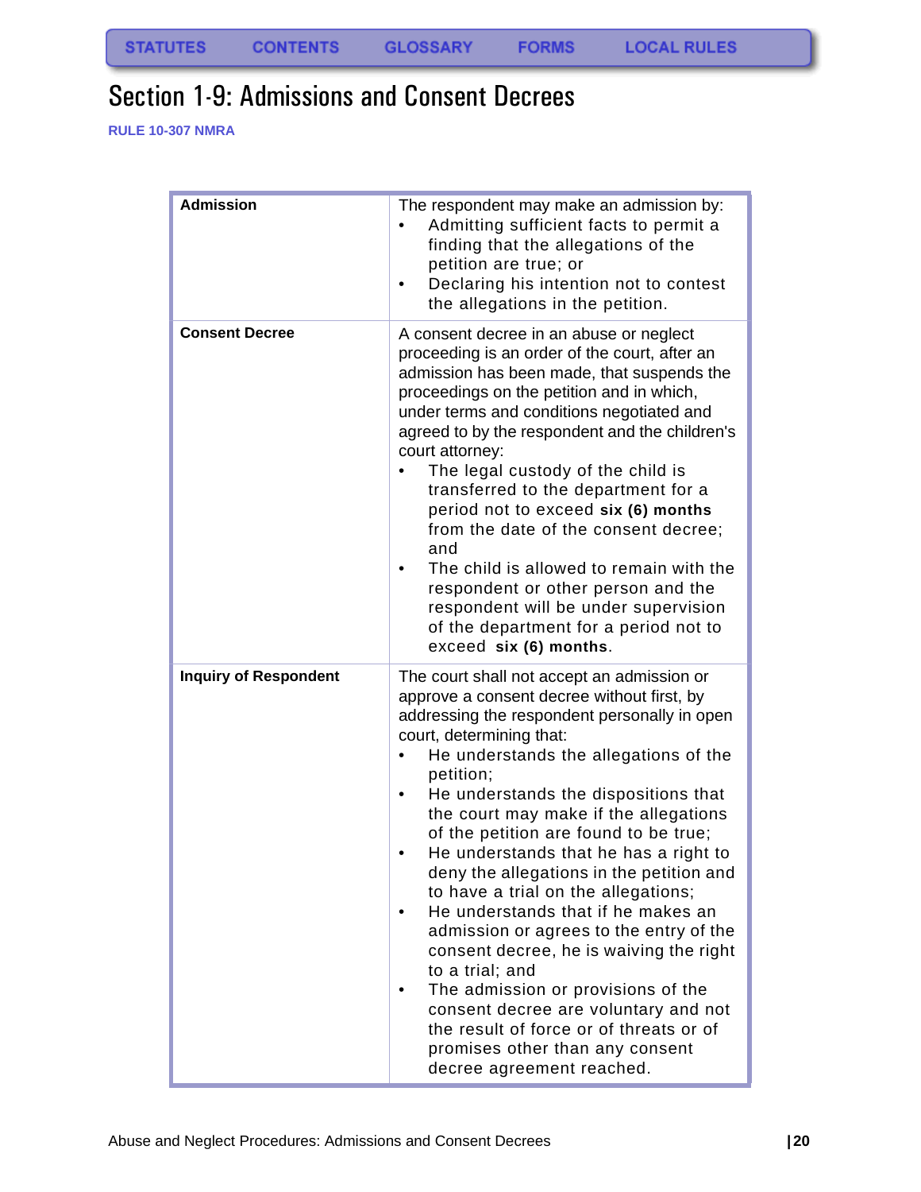# Section 1-9: Admissions and Consent Decrees

**RULE 10-307 NMRA**

| **Admission** | The respondent may make an admission by:<br>• Admitting sufficient facts to permit a finding that the allegations of the petition are true; or<br>• Declaring his intention not to contest the allegations in the petition. |
|---|---|
| **Consent Decree** | A consent decree in an abuse or neglect proceeding is an order of the court, after an admission has been made, that suspends the proceedings on the petition and in which, under terms and conditions negotiated and agreed to by the respondent and the children's court attorney:<br>• The legal custody of the child is transferred to the department for a period not to exceed **six (6) months** from the date of the consent decree; and<br>• The child is allowed to remain with the respondent or other person and the respondent will be under supervision of the department for a period not to exceed **six (6) months**. |
| **Inquiry of Respondent** | The court shall not accept an admission or approve a consent decree without first, by addressing the respondent personally in open court, determining that:<br>• He understands the allegations of the petition;<br>• He understands the dispositions that the court may make if the allegations of the petition are found to be true;<br>• He understands that he has a right to deny the allegations in the petition and to have a trial on the allegations;<br>• He understands that if he makes an admission or agrees to the entry of the consent decree, he is waiving the right to a trial; and<br>• The admission or provisions of the consent decree are voluntary and not the result of force or of threats or of promises other than any consent decree agreement reached. |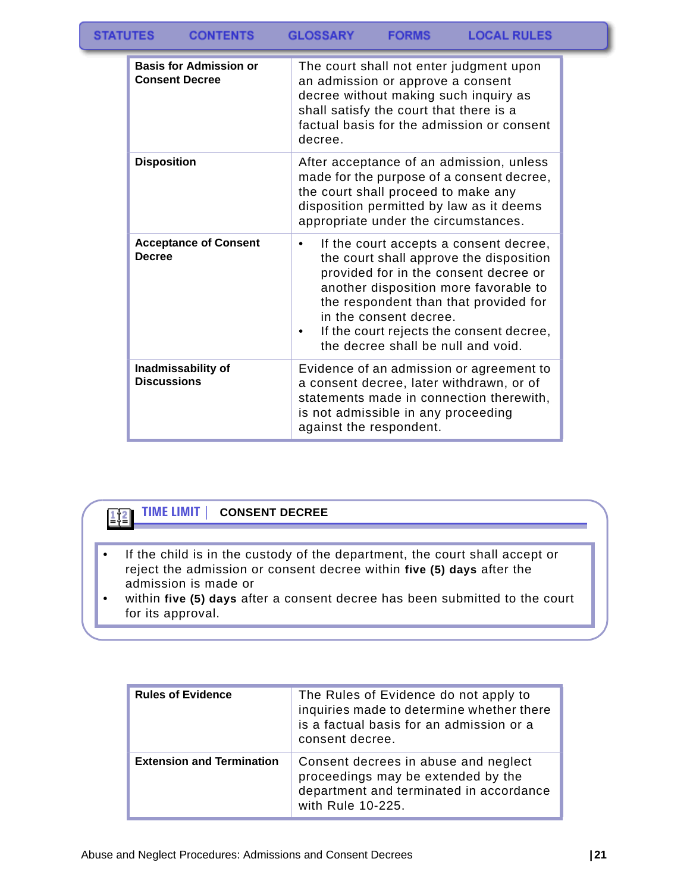| | |
|---|---|
| **Basis for Admission or Consent Decree** | The court shall not enter judgment upon an admission or approve a consent decree without making such inquiry as shall satisfy the court that there is a factual basis for the admission or consent decree. |
| **Disposition** | After acceptance of an admission, unless made for the purpose of a consent decree, the court shall proceed to make any disposition permitted by law as it deems appropriate under the circumstances. |
| **Acceptance of Consent Decree** | • If the court accepts a consent decree, the court shall approve the disposition provided for in the consent decree or another disposition more favorable to the respondent than that provided for in the consent decree.<br>• If the court rejects the consent decree, the decree shall be null and void. |
| **Inadmissability of Discussions** | Evidence of an admission or agreement to a consent decree, later withdrawn, or of statements made in connection therewith, is not admissible in any proceeding against the respondent. |

**TIME LIMIT | CONSENT DECREE**

- If the child is in the custody of the department, the court shall accept or reject the admission or consent decree within **five (5) days** after the admission is made or
- within **five (5) days** after a consent decree has been submitted to the court for its approval.

| | |
|---|---|
| **Rules of Evidence** | The Rules of Evidence do not apply to inquiries made to determine whether there is a factual basis for an admission or a consent decree. |
| **Extension and Termination** | Consent decrees in abuse and neglect proceedings may be extended by the department and terminated in accordance with Rule 10-225. |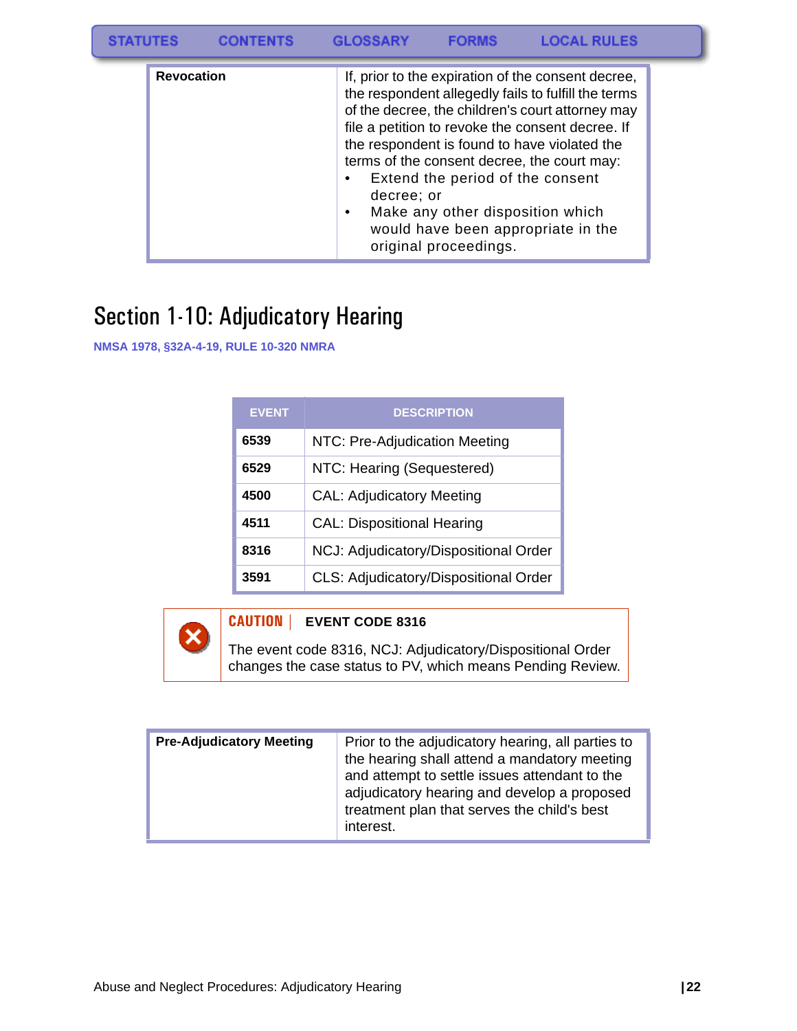| Revocation | If, prior to the expiration of the consent decree, the respondent allegedly fails to fulfill the terms of the decree, the children's court attorney may file a petition to revoke the consent decree. If the respondent is found to have violated the terms of the consent decree, the court may:<br>• Extend the period of the consent decree; or<br>• Make any other disposition which would have been appropriate in the original proceedings. |
|---|---|

# Section 1-10: Adjudicatory Hearing

NMSA 1978, §32A-4-19, RULE 10-320 NMRA

| EVENT | DESCRIPTION |
|---|---|
| 6539 | NTC: Pre-Adjudication Meeting |
| 6529 | NTC: Hearing (Sequestered) |
| 4500 | CAL: Adjudicatory Meeting |
| 4511 | CAL: Dispositional Hearing |
| 8316 | NCJ: Adjudicatory/Dispositional Order |
| 3591 | CLS: Adjudicatory/Dispositional Order |

**CAUTION | EVENT CODE 8316**

The event code 8316, NCJ: Adjudicatory/Dispositional Order changes the case status to PV, which means Pending Review.

| Pre-Adjudicatory Meeting | Prior to the adjudicatory hearing, all parties to the hearing shall attend a mandatory meeting and attempt to settle issues attendant to the adjudicatory hearing and develop a proposed treatment plan that serves the child's best interest. |
|---|---|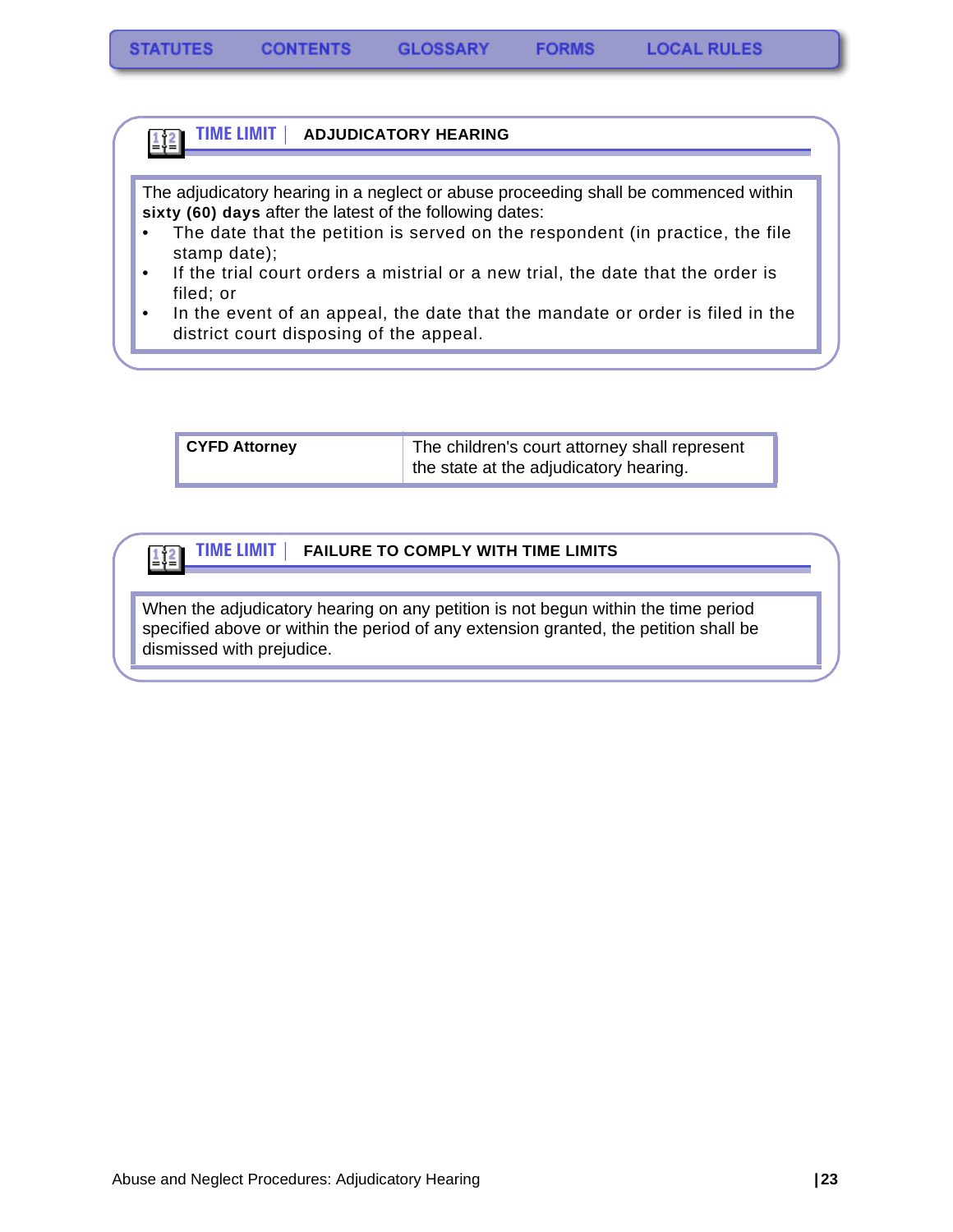### TIME LIMIT | ADJUDICATORY HEARING

The adjudicatory hearing in a neglect or abuse proceeding shall be commenced within **sixty (60) days** after the latest of the following dates:

- The date that the petition is served on the respondent (in practice, the file stamp date);
- If the trial court orders a mistrial or a new trial, the date that the order is filed; or
- In the event of an appeal, the date that the mandate or order is filed in the district court disposing of the appeal.

| **CYFD Attorney** | The children's court attorney shall represent the state at the adjudicatory hearing. |
|---|---|

### TIME LIMIT | FAILURE TO COMPLY WITH TIME LIMITS

When the adjudicatory hearing on any petition is not begun within the time period specified above or within the period of any extension granted, the petition shall be dismissed with prejudice.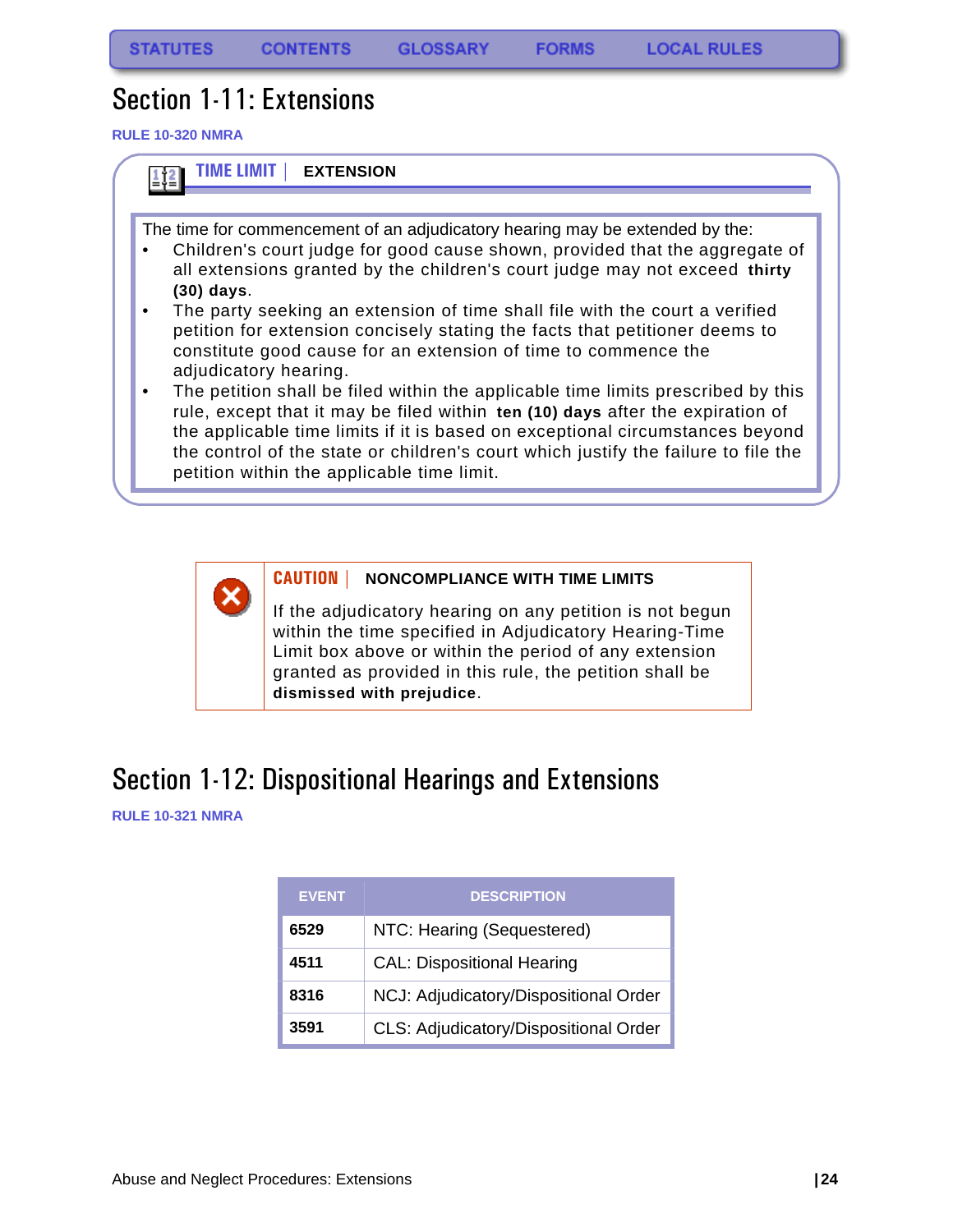STATUTES CONTENTS GLOSSARY FORMS LOCAL RULES

# Section 1-11: Extensions

RULE 10-320 NMRA

**TIME LIMIT | EXTENSION**

The time for commencement of an adjudicatory hearing may be extended by the:

- Children's court judge for good cause shown, provided that the aggregate of all extensions granted by the children's court judge may not exceed **thirty (30) days**.
- The party seeking an extension of time shall file with the court a verified petition for extension concisely stating the facts that petitioner deems to constitute good cause for an extension of time to commence the adjudicatory hearing.
- The petition shall be filed within the applicable time limits prescribed by this rule, except that it may be filed within **ten (10) days** after the expiration of the applicable time limits if it is based on exceptional circumstances beyond the control of the state or children's court which justify the failure to file the petition within the applicable time limit.

**CAUTION | NONCOMPLIANCE WITH TIME LIMITS**

If the adjudicatory hearing on any petition is not begun within the time specified in Adjudicatory Hearing-Time Limit box above or within the period of any extension granted as provided in this rule, the petition shall be **dismissed with prejudice**.

# Section 1-12: Dispositional Hearings and Extensions

RULE 10-321 NMRA

| EVENT | DESCRIPTION |
|---|---|
| **6529** | NTC: Hearing (Sequestered) |
| **4511** | CAL: Dispositional Hearing |
| **8316** | NCJ: Adjudicatory/Dispositional Order |
| **3591** | CLS: Adjudicatory/Dispositional Order |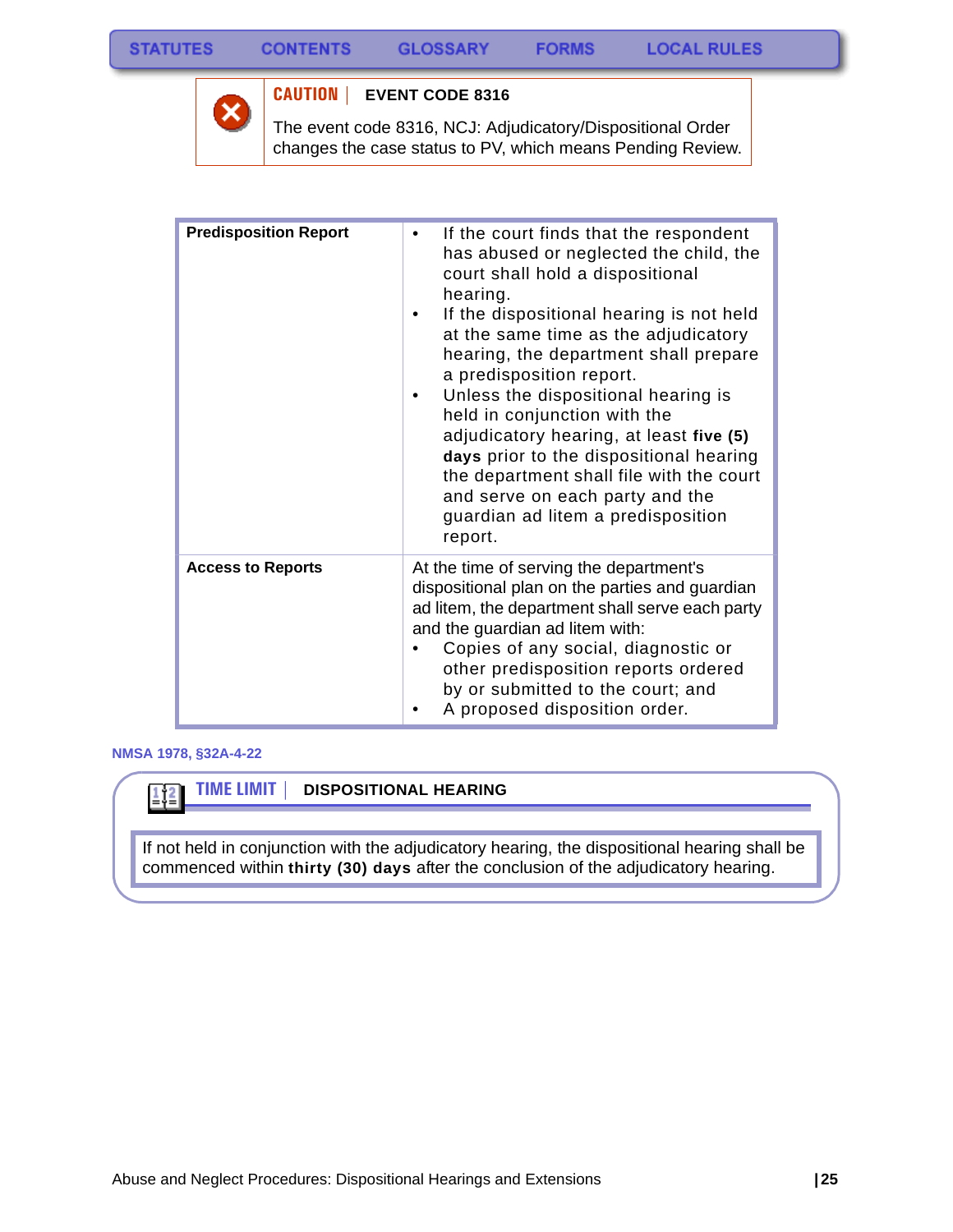**CAUTION** | **EVENT CODE 8316**

The event code 8316, NCJ: Adjudicatory/Dispositional Order changes the case status to PV, which means Pending Review.

| | |
|---|---|
| **Predisposition Report** | • If the court finds that the respondent has abused or neglected the child, the court shall hold a dispositional hearing.<br>• If the dispositional hearing is not held at the same time as the adjudicatory hearing, the department shall prepare a predisposition report.<br>• Unless the dispositional hearing is held in conjunction with the adjudicatory hearing, at least **five (5) days** prior to the dispositional hearing the department shall file with the court and serve on each party and the guardian ad litem a predisposition report. |
| **Access to Reports** | At the time of serving the department's dispositional plan on the parties and guardian ad litem, the department shall serve each party and the guardian ad litem with:<br>• Copies of any social, diagnostic or other predisposition reports ordered by or submitted to the court; and<br>• A proposed disposition order. |

NMSA 1978, §32A-4-22

**TIME LIMIT** | **DISPOSITIONAL HEARING**

If not held in conjunction with the adjudicatory hearing, the dispositional hearing shall be commenced within **thirty (30) days** after the conclusion of the adjudicatory hearing.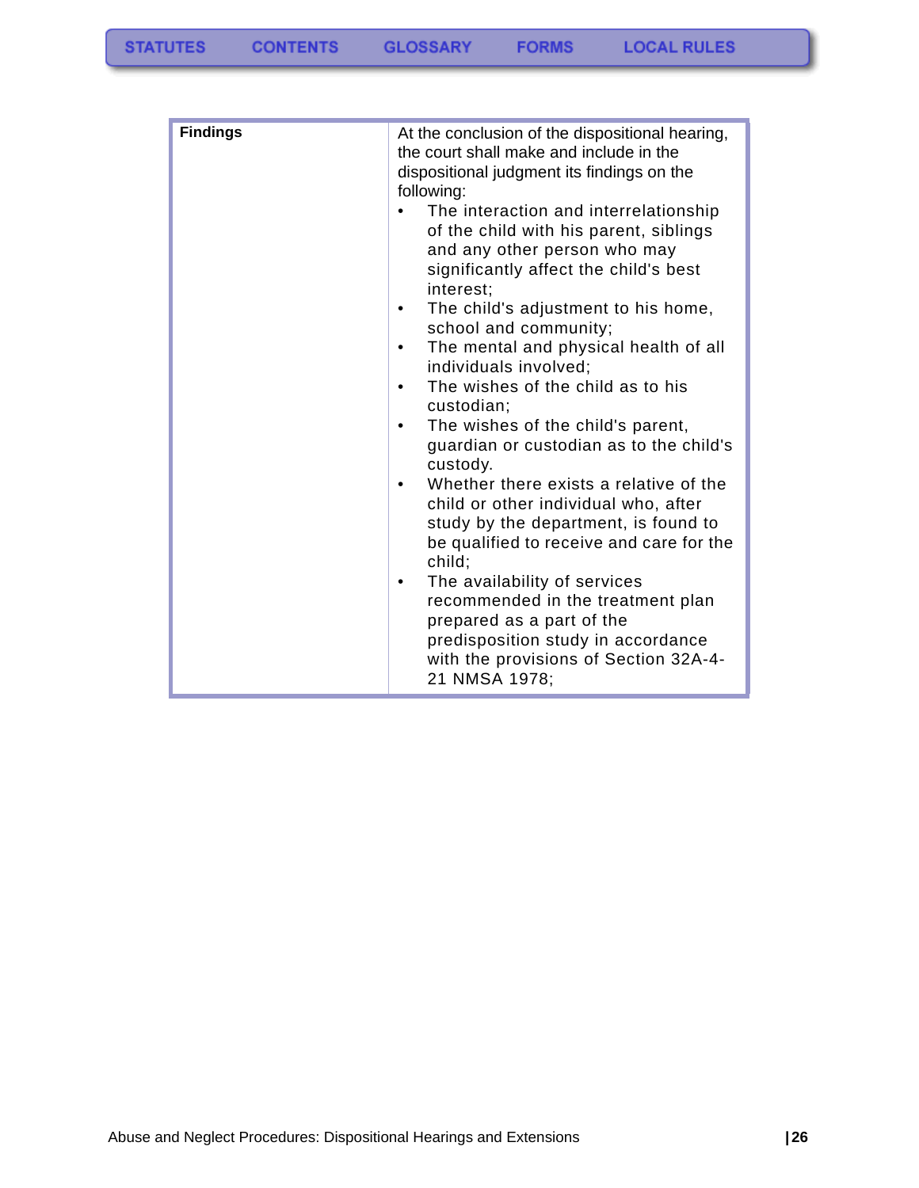| | |
|---|---|
| **Findings** | At the conclusion of the dispositional hearing, the court shall make and include in the dispositional judgment its findings on the following:<br>• The interaction and interrelationship of the child with his parent, siblings and any other person who may significantly affect the child's best interest;<br>• The child's adjustment to his home, school and community;<br>• The mental and physical health of all individuals involved;<br>• The wishes of the child as to his custodian;<br>• The wishes of the child's parent, guardian or custodian as to the child's custody.<br>• Whether there exists a relative of the child or other individual who, after study by the department, is found to be qualified to receive and care for the child;<br>• The availability of services recommended in the treatment plan prepared as a part of the predisposition study in accordance with the provisions of Section 32A-4-21 NMSA 1978; |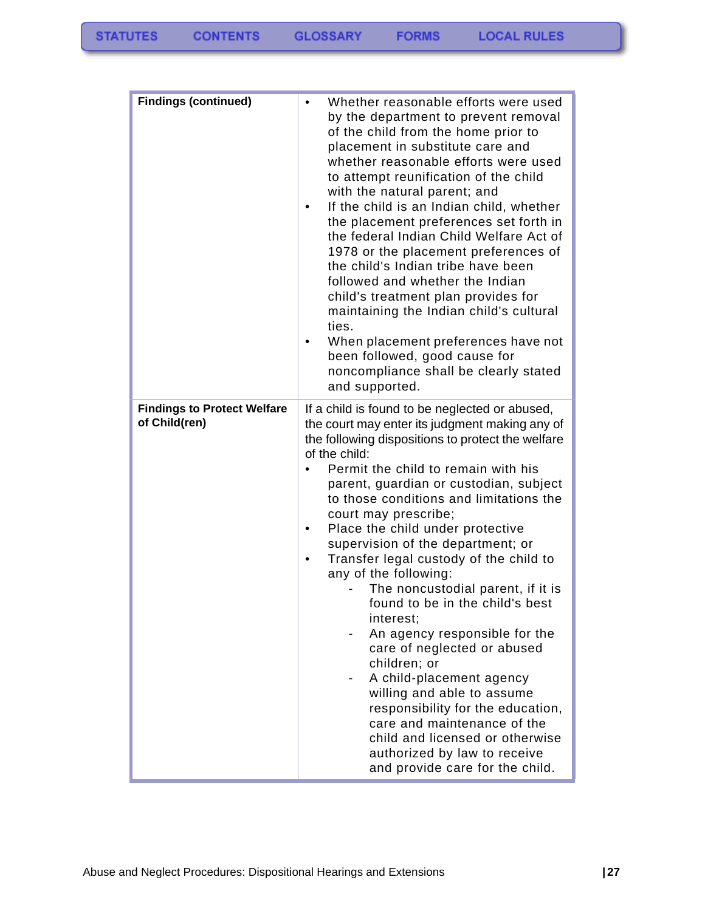| Findings (continued) | • Whether reasonable efforts were used by the department to prevent removal of the child from the home prior to placement in substitute care and whether reasonable efforts were used to attempt reunification of the child with the natural parent; and<br>• If the child is an Indian child, whether the placement preferences set forth in the federal Indian Child Welfare Act of 1978 or the placement preferences of the child's Indian tribe have been followed and whether the Indian child's treatment plan provides for maintaining the Indian child's cultural ties.<br>• When placement preferences have not been followed, good cause for noncompliance shall be clearly stated and supported. |
|---|---|
| **Findings to Protect Welfare of Child(ren)** | If a child is found to be neglected or abused, the court may enter its judgment making any of the following dispositions to protect the welfare of the child:<br>• Permit the child to remain with his parent, guardian or custodian, subject to those conditions and limitations the court may prescribe;<br>• Place the child under protective supervision of the department; or<br>• Transfer legal custody of the child to any of the following:<br>&nbsp;&nbsp;&nbsp;&nbsp;- The noncustodial parent, if it is found to be in the child's best interest;<br>&nbsp;&nbsp;&nbsp;&nbsp;- An agency responsible for the care of neglected or abused children; or<br>&nbsp;&nbsp;&nbsp;&nbsp;- A child-placement agency willing and able to assume responsibility for the education, care and maintenance of the child and licensed or otherwise authorized by law to receive and provide care for the child. |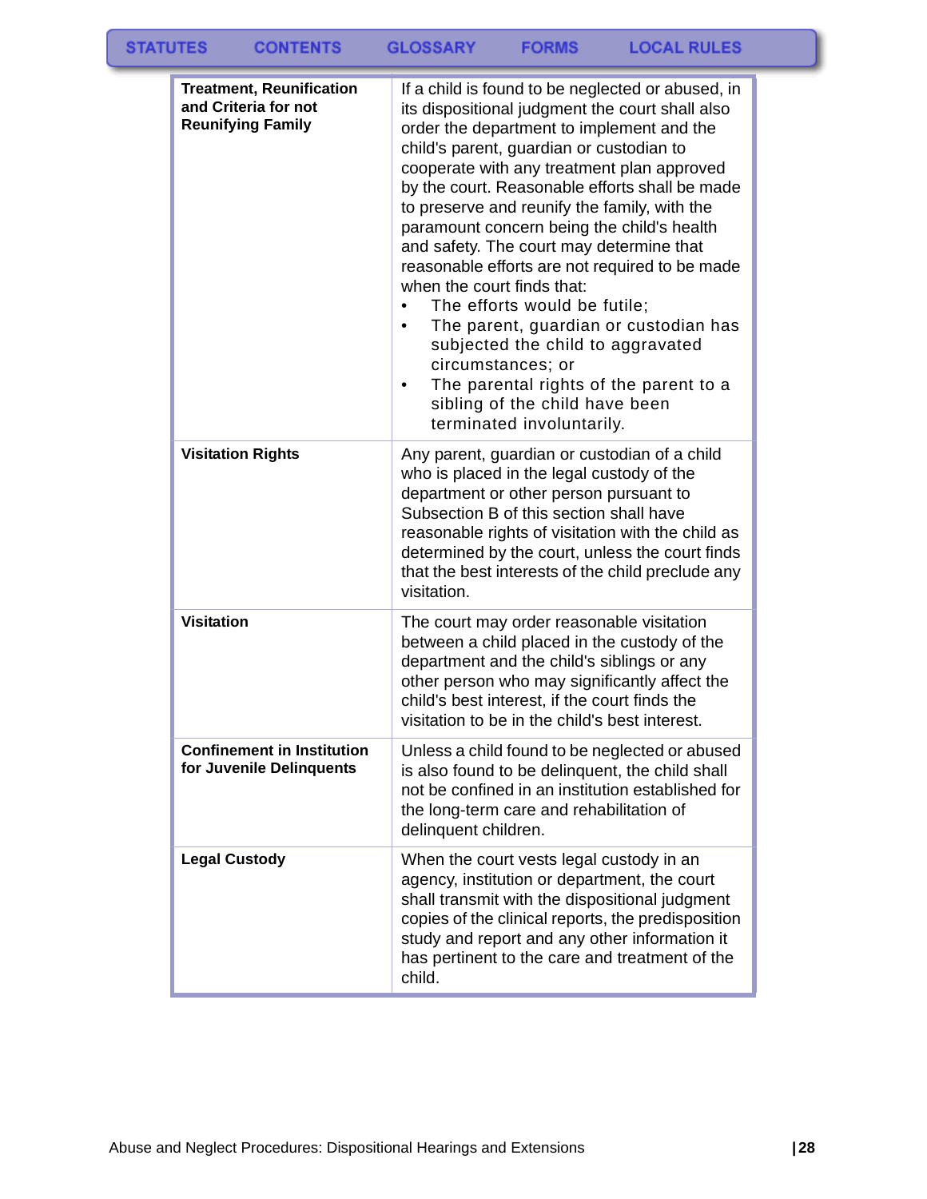| | |
|---|---|
| **Treatment, Reunification and Criteria for not Reunifying Family** | If a child is found to be neglected or abused, in its dispositional judgment the court shall also order the department to implement and the child's parent, guardian or custodian to cooperate with any treatment plan approved by the court. Reasonable efforts shall be made to preserve and reunify the family, with the paramount concern being the child's health and safety. The court may determine that reasonable efforts are not required to be made when the court finds that:<br>• The efforts would be futile;<br>• The parent, guardian or custodian has subjected the child to aggravated circumstances; or<br>• The parental rights of the parent to a sibling of the child have been terminated involuntarily. |
| **Visitation Rights** | Any parent, guardian or custodian of a child who is placed in the legal custody of the department or other person pursuant to Subsection B of this section shall have reasonable rights of visitation with the child as determined by the court, unless the court finds that the best interests of the child preclude any visitation. |
| **Visitation** | The court may order reasonable visitation between a child placed in the custody of the department and the child's siblings or any other person who may significantly affect the child's best interest, if the court finds the visitation to be in the child's best interest. |
| **Confinement in Institution for Juvenile Delinquents** | Unless a child found to be neglected or abused is also found to be delinquent, the child shall not be confined in an institution established for the long-term care and rehabilitation of delinquent children. |
| **Legal Custody** | When the court vests legal custody in an agency, institution or department, the court shall transmit with the dispositional judgment copies of the clinical reports, the predisposition study and report and any other information it has pertinent to the care and treatment of the child. |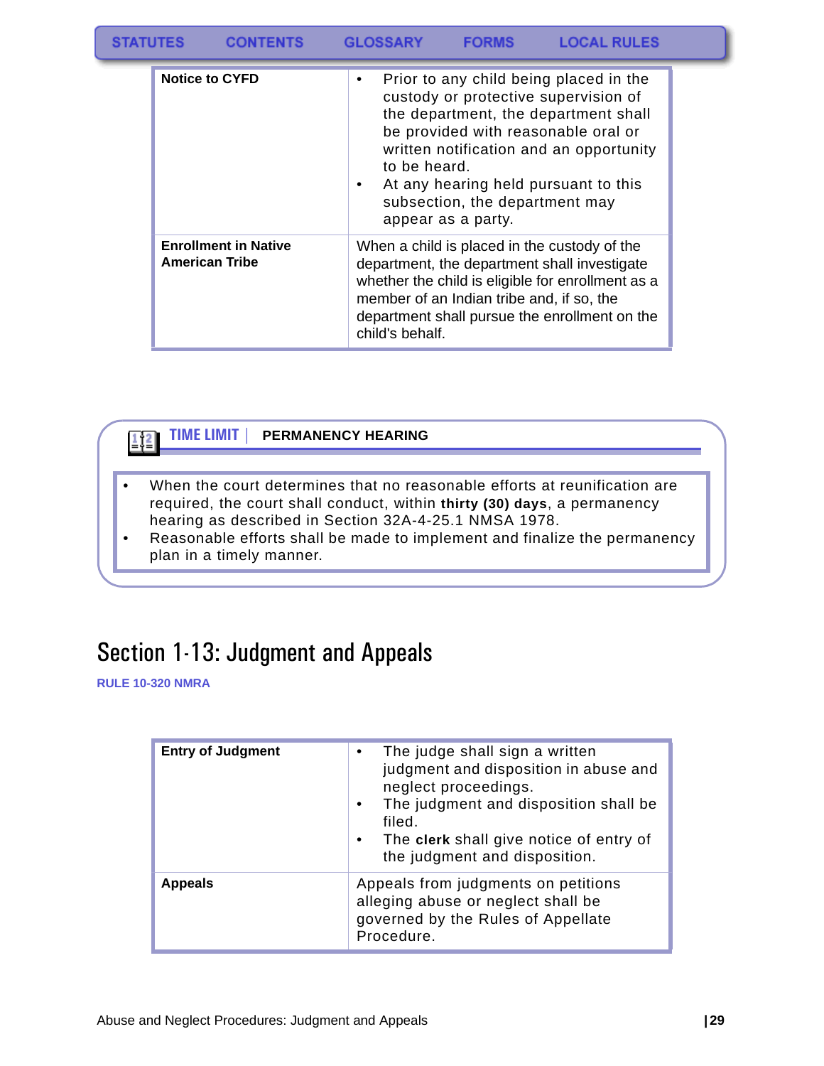| | |
|---|---|
| **Notice to CYFD** | • Prior to any child being placed in the custody or protective supervision of the department, the department shall be provided with reasonable oral or written notification and an opportunity to be heard.<br>• At any hearing held pursuant to this subsection, the department may appear as a party. |
| **Enrollment in Native American Tribe** | When a child is placed in the custody of the department, the department shall investigate whether the child is eligible for enrollment as a member of an Indian tribe and, if so, the department shall pursue the enrollment on the child's behalf. |

**TIME LIMIT | PERMANENCY HEARING**

- When the court determines that no reasonable efforts at reunification are required, the court shall conduct, within **thirty (30) days**, a permanency hearing as described in Section 32A-4-25.1 NMSA 1978.
- Reasonable efforts shall be made to implement and finalize the permanency plan in a timely manner.

# Section 1-13: Judgment and Appeals

**RULE 10-320 NMRA**

| | |
|---|---|
| **Entry of Judgment** | • The judge shall sign a written judgment and disposition in abuse and neglect proceedings.<br>• The judgment and disposition shall be filed.<br>• The **clerk** shall give notice of entry of the judgment and disposition. |
| **Appeals** | Appeals from judgments on petitions alleging abuse or neglect shall be governed by the Rules of Appellate Procedure. |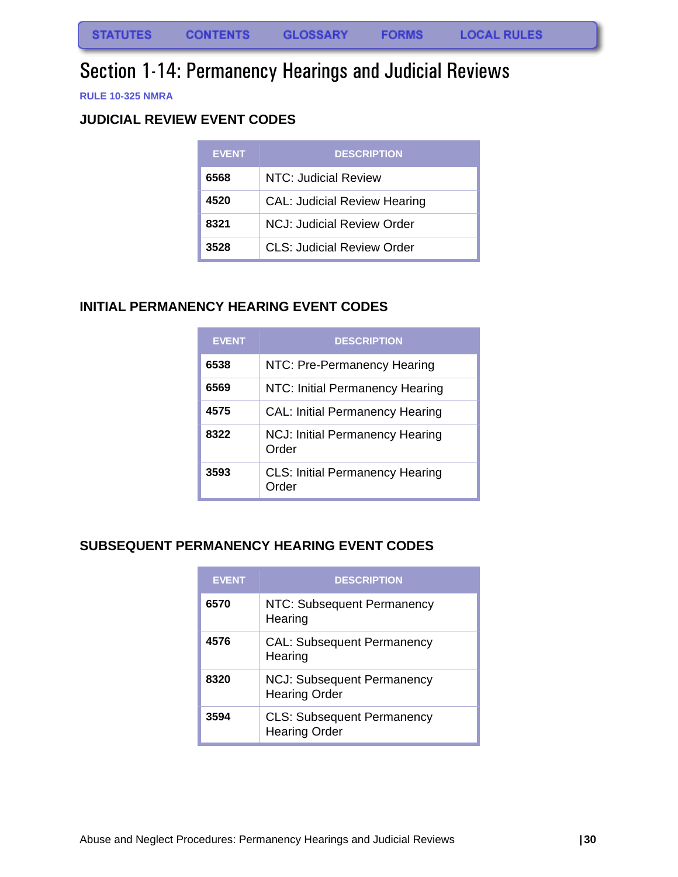# Section 1-14: Permanency Hearings and Judicial Reviews

RULE 10-325 NMRA

## JUDICIAL REVIEW EVENT CODES

| EVENT | DESCRIPTION |
|---|---|
| **6568** | NTC: Judicial Review |
| **4520** | CAL: Judicial Review Hearing |
| **8321** | NCJ: Judicial Review Order |
| **3528** | CLS: Judicial Review Order |

## INITIAL PERMANENCY HEARING EVENT CODES

| EVENT | DESCRIPTION |
|---|---|
| **6538** | NTC: Pre-Permanency Hearing |
| **6569** | NTC: Initial Permanency Hearing |
| **4575** | CAL: Initial Permanency Hearing |
| **8322** | NCJ: Initial Permanency Hearing Order |
| **3593** | CLS: Initial Permanency Hearing Order |

## SUBSEQUENT PERMANENCY HEARING EVENT CODES

| EVENT | DESCRIPTION |
|---|---|
| **6570** | NTC: Subsequent Permanency Hearing |
| **4576** | CAL: Subsequent Permanency Hearing |
| **8320** | NCJ: Subsequent Permanency Hearing Order |
| **3594** | CLS: Subsequent Permanency Hearing Order |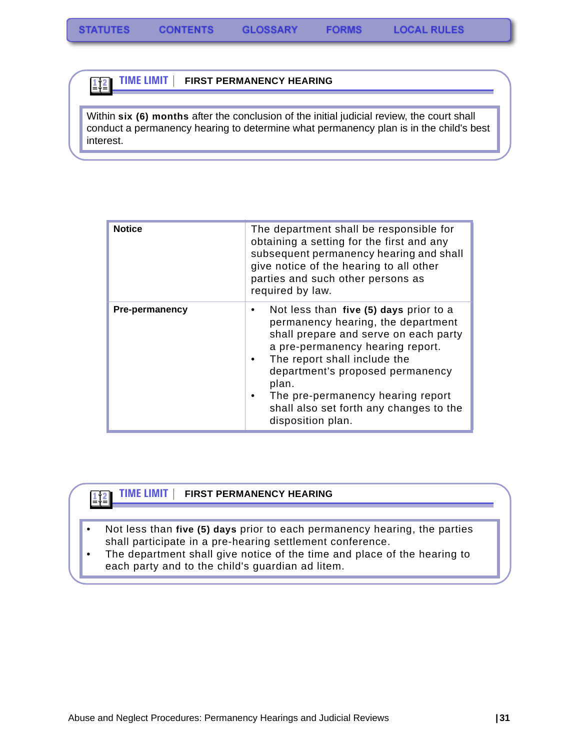STATUTES CONTENTS GLOSSARY FORMS LOCAL RULES

**TIME LIMIT | FIRST PERMANENCY HEARING**

Within **six (6) months** after the conclusion of the initial judicial review, the court shall conduct a permanency hearing to determine what permanency plan is in the child's best interest.

| | |
|---|---|
| **Notice** | The department shall be responsible for obtaining a setting for the first and any subsequent permanency hearing and shall give notice of the hearing to all other parties and such other persons as required by law. |
| **Pre-permanency** | • Not less than **five (5) days** prior to a permanency hearing, the department shall prepare and serve on each party a pre-permanency hearing report. <br> • The report shall include the department's proposed permanency plan. <br> • The pre-permanency hearing report shall also set forth any changes to the disposition plan. |

**TIME LIMIT | FIRST PERMANENCY HEARING**

- Not less than **five (5) days** prior to each permanency hearing, the parties shall participate in a pre-hearing settlement conference.
- The department shall give notice of the time and place of the hearing to each party and to the child's guardian ad litem.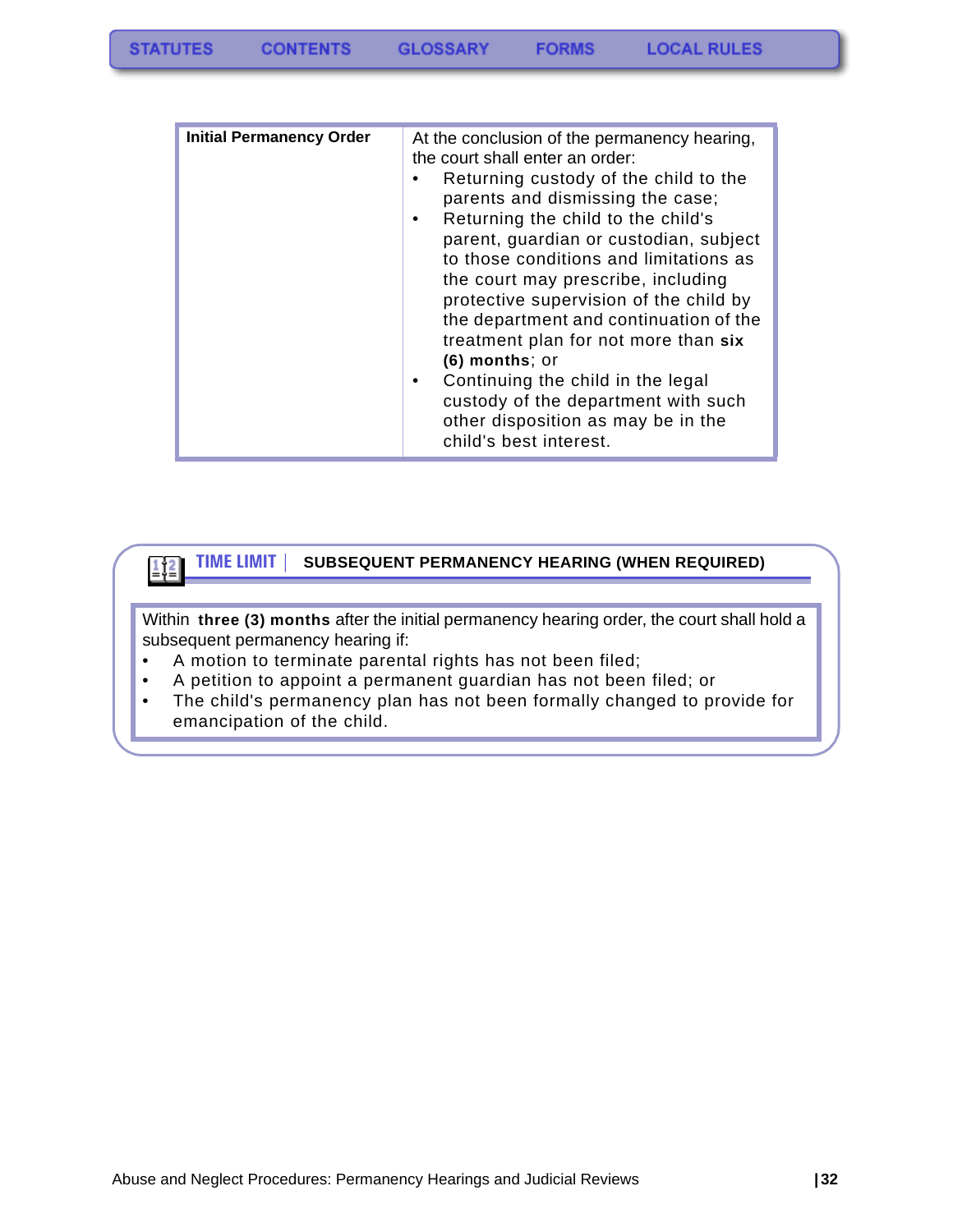| Initial Permanency Order | At the conclusion of the permanency hearing, the court shall enter an order:<br>• Returning custody of the child to the parents and dismissing the case;<br>• Returning the child to the child's parent, guardian or custodian, subject to those conditions and limitations as the court may prescribe, including protective supervision of the child by the department and continuation of the treatment plan for not more than **six (6) months**; or<br>• Continuing the child in the legal custody of the department with such other disposition as may be in the child's best interest. |
|---|---|

**TIME LIMIT | SUBSEQUENT PERMANENCY HEARING (WHEN REQUIRED)**

Within **three (3) months** after the initial permanency hearing order, the court shall hold a subsequent permanency hearing if:

- A motion to terminate parental rights has not been filed;
- A petition to appoint a permanent guardian has not been filed; or
- The child's permanency plan has not been formally changed to provide for emancipation of the child.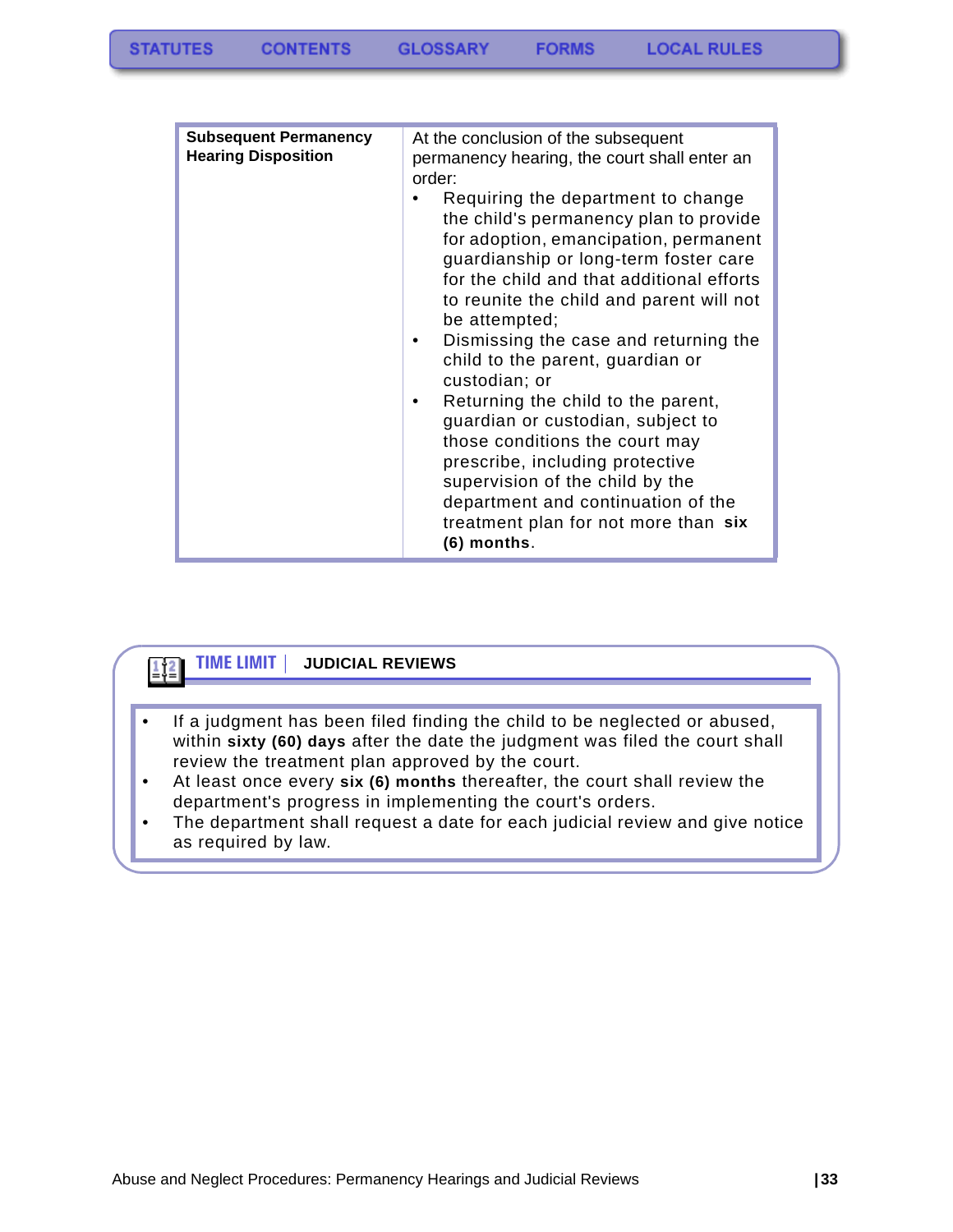| Subsequent Permanency Hearing Disposition | At the conclusion of the subsequent permanency hearing, the court shall enter an order:<br>• Requiring the department to change the child's permanency plan to provide for adoption, emancipation, permanent guardianship or long-term foster care for the child and that additional efforts to reunite the child and parent will not be attempted;<br>• Dismissing the case and returning the child to the parent, guardian or custodian; or<br>• Returning the child to the parent, guardian or custodian, subject to those conditions the court may prescribe, including protective supervision of the child by the department and continuation of the treatment plan for not more than **six (6) months**. |
|---|---|

## TIME LIMIT | JUDICIAL REVIEWS

- If a judgment has been filed finding the child to be neglected or abused, within **sixty (60) days** after the date the judgment was filed the court shall review the treatment plan approved by the court.
- At least once every **six (6) months** thereafter, the court shall review the department's progress in implementing the court's orders.
- The department shall request a date for each judicial review and give notice as required by law.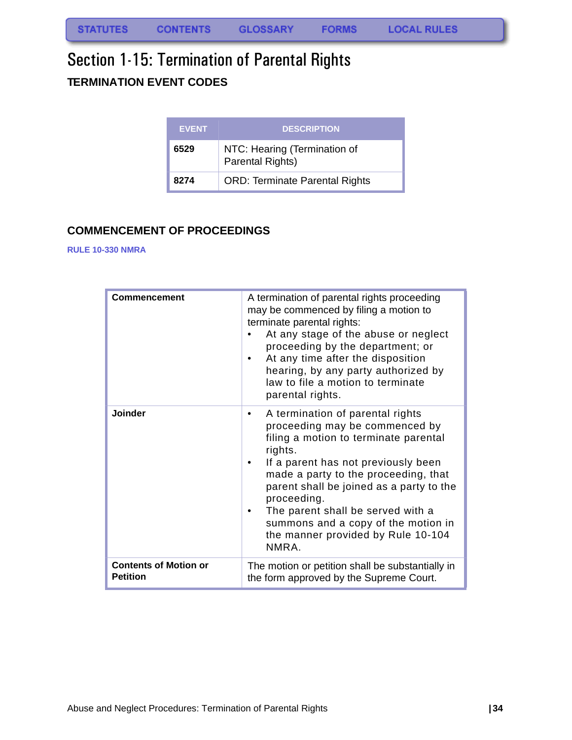STATUTES CONTENTS GLOSSARY FORMS LOCAL RULES

# Section 1-15: Termination of Parental Rights

## TERMINATION EVENT CODES

| EVENT | DESCRIPTION |
|---|---|
| **6529** | NTC: Hearing (Termination of Parental Rights) |
| **8274** | ORD: Terminate Parental Rights |

## COMMENCEMENT OF PROCEEDINGS

RULE 10-330 NMRA

| | |
|---|---|
| **Commencement** | A termination of parental rights proceeding may be commenced by filing a motion to terminate parental rights:<br>• At any stage of the abuse or neglect proceeding by the department; or<br>• At any time after the disposition hearing, by any party authorized by law to file a motion to terminate parental rights. |
| **Joinder** | • A termination of parental rights proceeding may be commenced by filing a motion to terminate parental rights.<br>• If a parent has not previously been made a party to the proceeding, that parent shall be joined as a party to the proceeding.<br>• The parent shall be served with a summons and a copy of the motion in the manner provided by Rule 10-104 NMRA. |
| **Contents of Motion or Petition** | The motion or petition shall be substantially in the form approved by the Supreme Court. |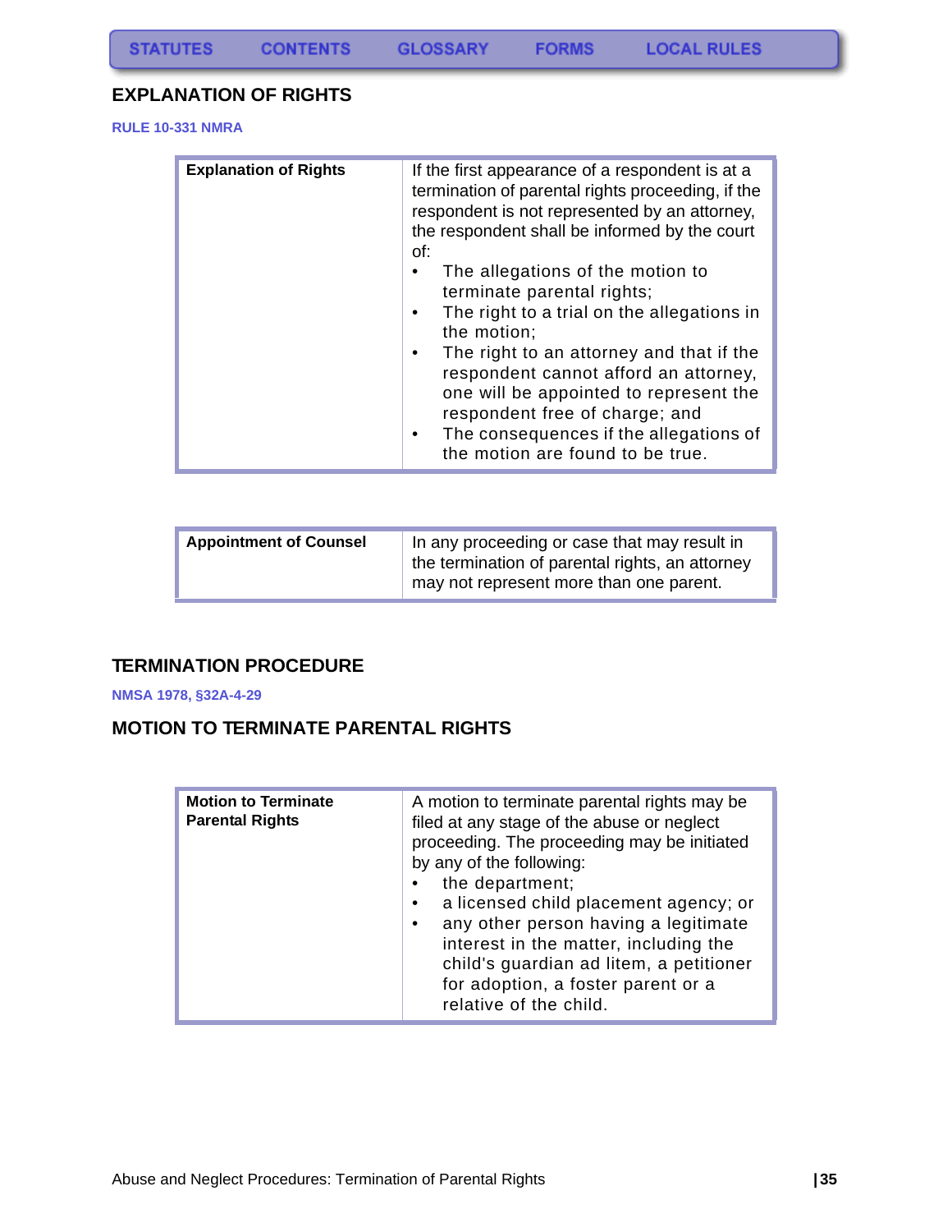STATUTES CONTENTS GLOSSARY FORMS LOCAL RULES

## EXPLANATION OF RIGHTS

**RULE 10-331 NMRA**

| **Explanation of Rights** | If the first appearance of a respondent is at a termination of parental rights proceeding, if the respondent is not represented by an attorney, the respondent shall be informed by the court of:<br>• The allegations of the motion to terminate parental rights;<br>• The right to a trial on the allegations in the motion;<br>• The right to an attorney and that if the respondent cannot afford an attorney, one will be appointed to represent the respondent free of charge; and<br>• The consequences if the allegations of the motion are found to be true. |
|---|---|

| **Appointment of Counsel** | In any proceeding or case that may result in the termination of parental rights, an attorney may not represent more than one parent. |
|---|---|

## TERMINATION PROCEDURE

**NMSA 1978, §32A-4-29**

## MOTION TO TERMINATE PARENTAL RIGHTS

| **Motion to Terminate Parental Rights** | A motion to terminate parental rights may be filed at any stage of the abuse or neglect proceeding. The proceeding may be initiated by any of the following:<br>• the department;<br>• a licensed child placement agency; or<br>• any other person having a legitimate interest in the matter, including the child's guardian ad litem, a petitioner for adoption, a foster parent or a relative of the child. |
|---|---|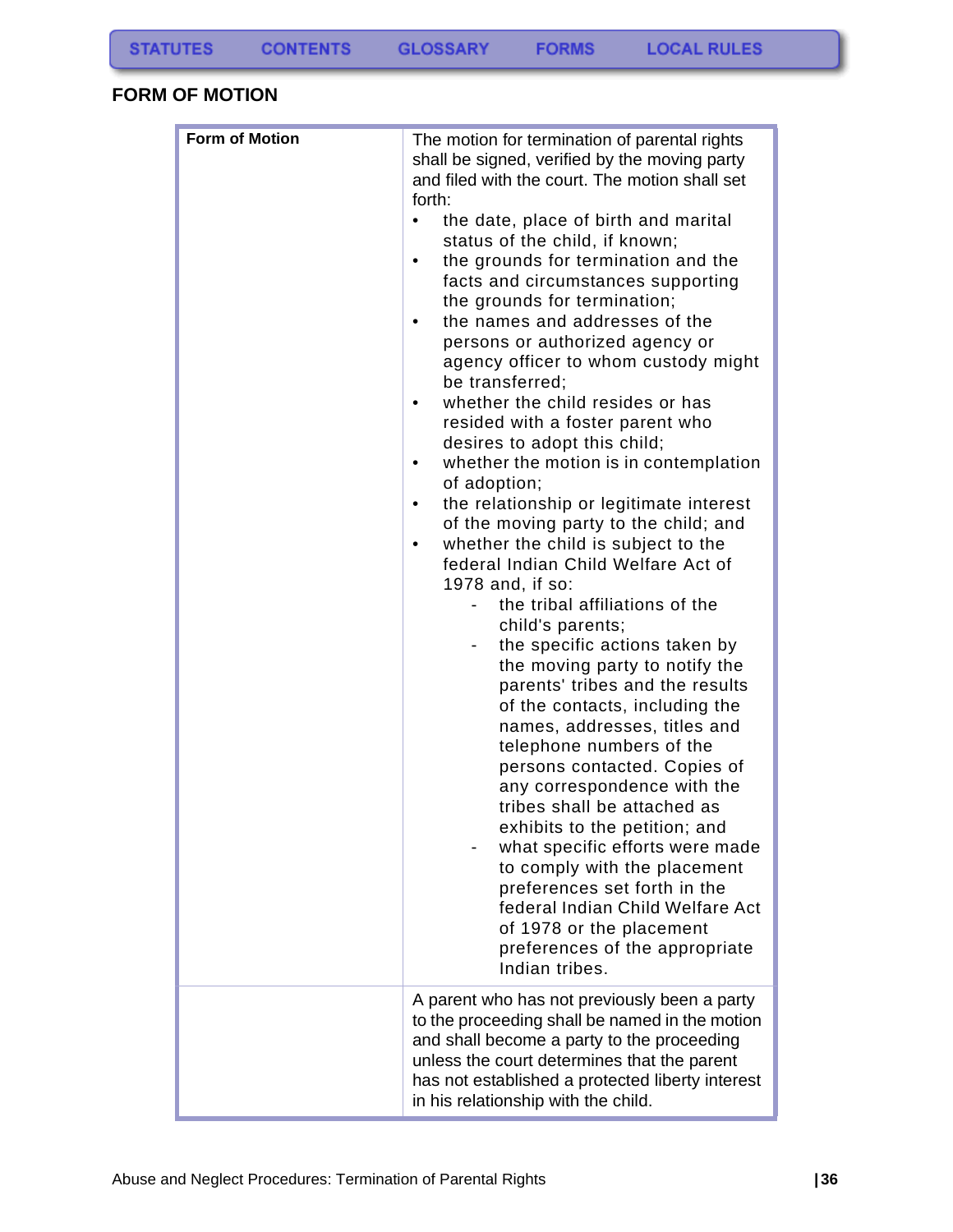## FORM OF MOTION

| Form of Motion | The motion for termination of parental rights shall be signed, verified by the moving party and filed with the court. The motion shall set forth:<br>• the date, place of birth and marital status of the child, if known;<br>• the grounds for termination and the facts and circumstances supporting the grounds for termination;<br>• the names and addresses of the persons or authorized agency or agency officer to whom custody might be transferred;<br>• whether the child resides or has resided with a foster parent who desires to adopt this child;<br>• whether the motion is in contemplation of adoption;<br>• the relationship or legitimate interest of the moving party to the child; and<br>• whether the child is subject to the federal Indian Child Welfare Act of 1978 and, if so:<br>  - the tribal affiliations of the child's parents;<br>  - the specific actions taken by the moving party to notify the parents' tribes and the results of the contacts, including the names, addresses, titles and telephone numbers of the persons contacted. Copies of any correspondence with the tribes shall be attached as exhibits to the petition; and<br>  - what specific efforts were made to comply with the placement preferences set forth in the federal Indian Child Welfare Act of 1978 or the placement preferences of the appropriate Indian tribes. |
|---|---|
| | A parent who has not previously been a party to the proceeding shall be named in the motion and shall become a party to the proceeding unless the court determines that the parent has not established a protected liberty interest in his relationship with the child. |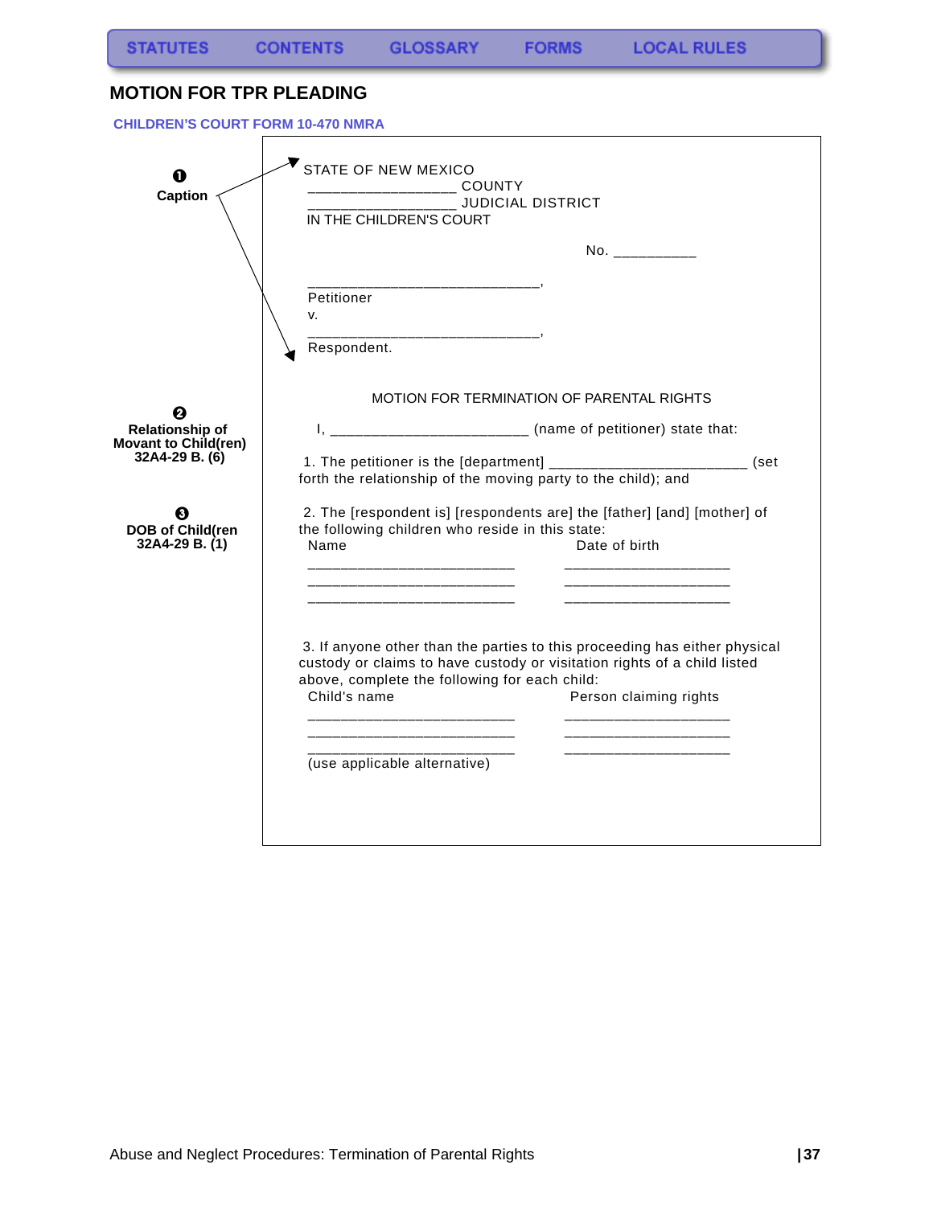STATUTES CONTENTS GLOSSARY FORMS LOCAL RULES

## MOTION FOR TPR PLEADING

**CHILDREN'S COURT FORM 10-470 NMRA**

**❶ Caption**

STATE OF NEW MEXICO
__________________ COUNTY
__________________ JUDICIAL DISTRICT
IN THE CHILDREN'S COURT

No. __________

_____________________________,
Petitioner
v.
_____________________________,
Respondent.

MOTION FOR TERMINATION OF PARENTAL RIGHTS

**❷ Relationship of Movant to Child(ren) 32A4-29 B. (6)**

I, ________________________ (name of petitioner) state that:

1. The petitioner is the [department] ________________________ (set forth the relationship of the moving party to the child); and

**❸ DOB of Child(ren 32A4-29 B. (1)**

2. The [respondent is] [respondents are] the [father] [and] [mother] of the following children who reside in this state:

| Name | Date of birth |
| --- | --- |
| _________________________ | ____________________ |
| _________________________ | ____________________ |
| _________________________ | ____________________ |

3. If anyone other than the parties to this proceeding has either physical custody or claims to have custody or visitation rights of a child listed above, complete the following for each child:

| Child's name | Person claiming rights |
| --- | --- |
| _________________________ | ____________________ |
| _________________________ | ____________________ |
| _________________________ | ____________________ |

(use applicable alternative)

Abuse and Neglect Procedures: Termination of Parental Rights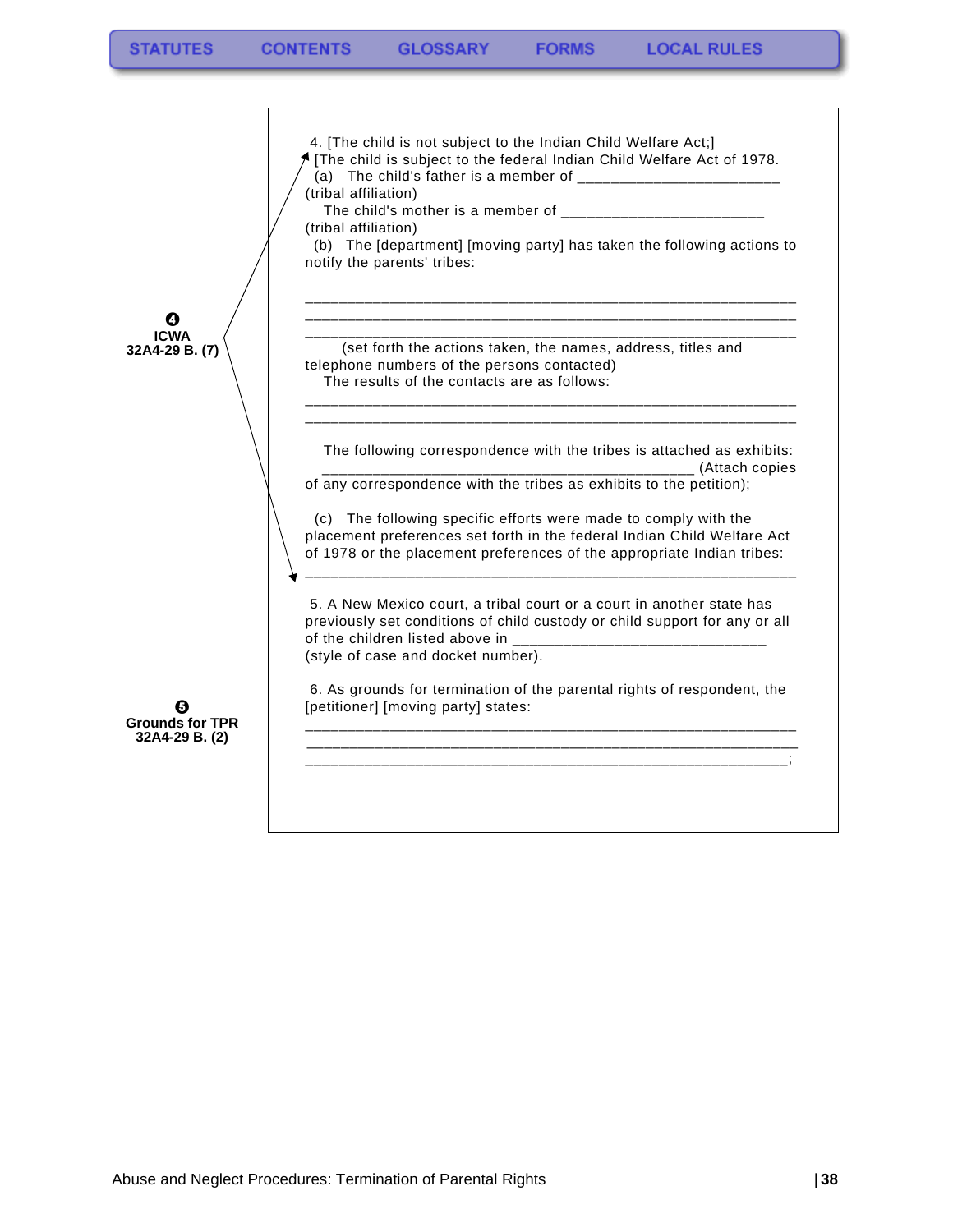**❹ ICWA 32A4-29 B. (7)**

4. [The child is not subject to the Indian Child Welfare Act;]
[The child is subject to the federal Indian Child Welfare Act of 1978.
(a) The child's father is a member of ________________________
(tribal affiliation)
The child's mother is a member of ________________________
(tribal affiliation)
(b) The [department] [moving party] has taken the following actions to notify the parents' tribes:

___________________________________________________________
___________________________________________________________
___________________________________________________________
(set forth the actions taken, the names, address, titles and telephone numbers of the persons contacted)
The results of the contacts are as follows:
___________________________________________________________
___________________________________________________________

The following correspondence with the tribes is attached as exhibits: ____________________________________________ (Attach copies of any correspondence with the tribes as exhibits to the petition);

(c) The following specific efforts were made to comply with the placement preferences set forth in the federal Indian Child Welfare Act of 1978 or the placement preferences of the appropriate Indian tribes:
___________________________________________________________

5. A New Mexico court, a tribal court or a court in another state has previously set conditions of child custody or child support for any or all of the children listed above in ______________________________
(style of case and docket number).

**❺ Grounds for TPR 32A4-29 B. (2)**

6. As grounds for termination of the parental rights of respondent, the [petitioner] [moving party] states:
___________________________________________________________
___________________________________________________________
__________________________________________________________;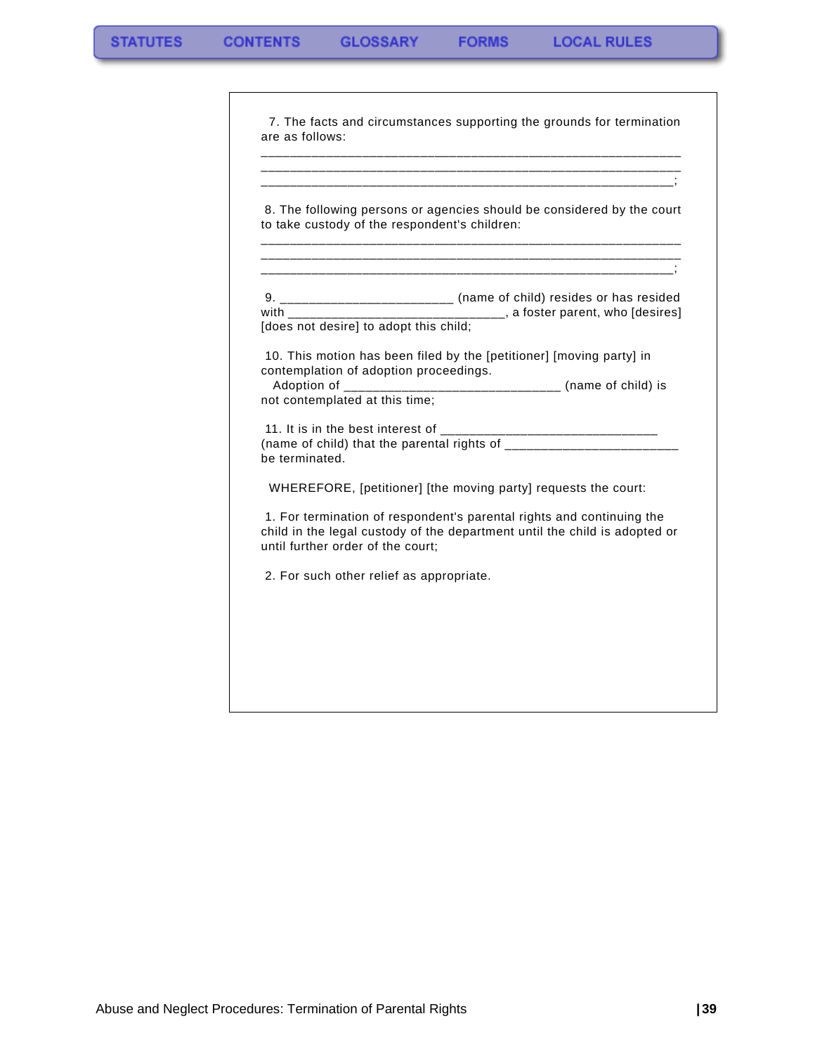7. The facts and circumstances supporting the grounds for termination are as follows:

______________________________________________________________
______________________________________________________________
_____________________________________________________________;

8. The following persons or agencies should be considered by the court to take custody of the respondent's children:

______________________________________________________________
______________________________________________________________
_____________________________________________________________;

9. ________________________ (name of child) resides or has resided with ______________________________, a foster parent, who [desires] [does not desire] to adopt this child;

10. This motion has been filed by the [petitioner] [moving party] in contemplation of adoption proceedings.
Adoption of ______________________________ (name of child) is not contemplated at this time;

11. It is in the best interest of ______________________________ (name of child) that the parental rights of ________________________ be terminated.

WHEREFORE, [petitioner] [the moving party] requests the court:

1. For termination of respondent's parental rights and continuing the child in the legal custody of the department until the child is adopted or until further order of the court;

2. For such other relief as appropriate.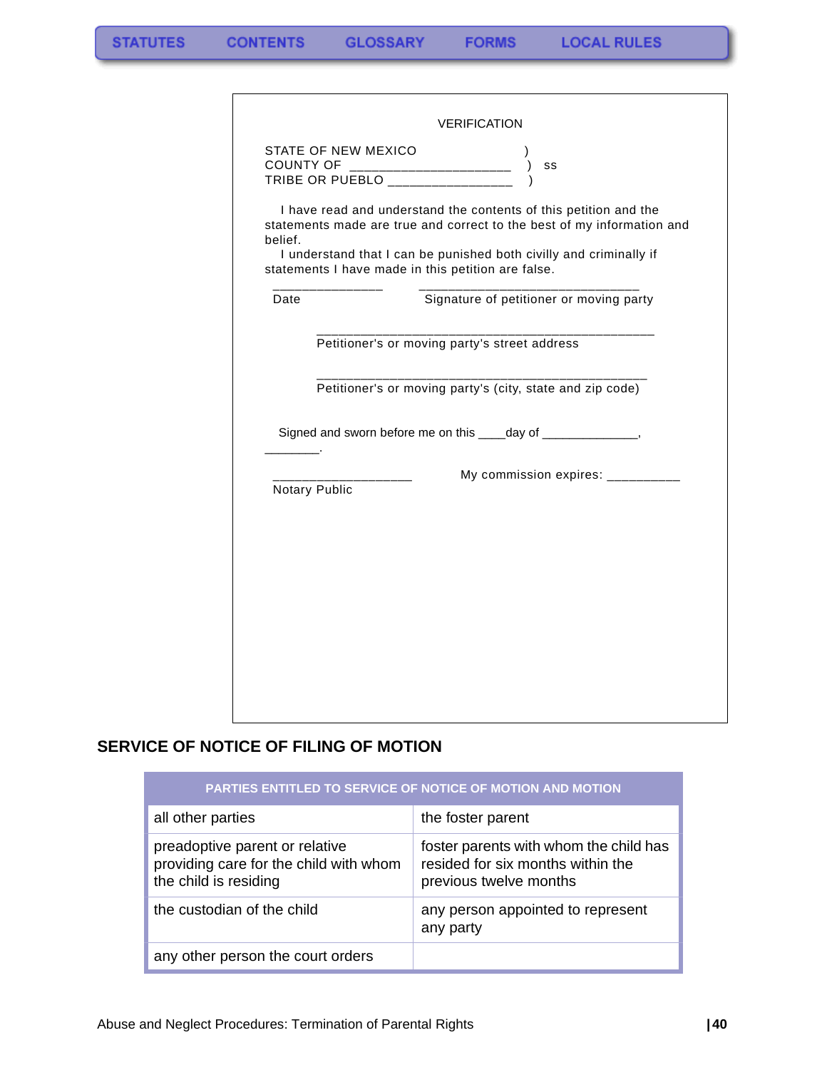VERIFICATION

STATE OF NEW MEXICO )
COUNTY OF ______________________ ) ss
TRIBE OR PUEBLO ________________ )

I have read and understand the contents of this petition and the statements made are true and correct to the best of my information and belief.

I understand that I can be punished both civilly and criminally if statements I have made in this petition are false.

_______________ ______________________________
Date Signature of petitioner or moving party

______________________________________________
Petitioner's or moving party's street address

______________________________________________
Petitioner's or moving party's (city, state and zip code)

Signed and sworn before me on this ____day of _____________, ________.

___________________ My commission expires: __________
Notary Public

## SERVICE OF NOTICE OF FILING OF MOTION

| PARTIES ENTITLED TO SERVICE OF NOTICE OF MOTION AND MOTION | |
|---|---|
| all other parties | the foster parent |
| preadoptive parent or relative providing care for the child with whom the child is residing | foster parents with whom the child has resided for six months within the previous twelve months |
| the custodian of the child | any person appointed to represent any party |
| any other person the court orders | |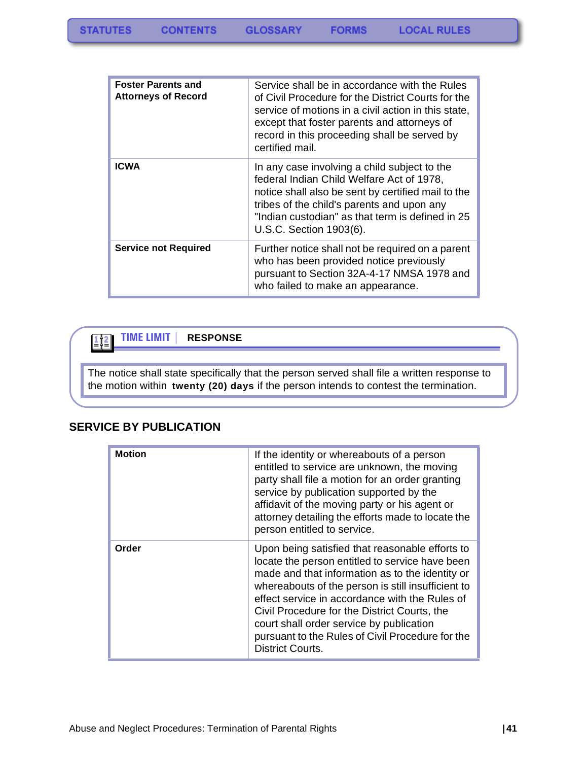| | |
|---|---|
| **Foster Parents and Attorneys of Record** | Service shall be in accordance with the Rules of Civil Procedure for the District Courts for the service of motions in a civil action in this state, except that foster parents and attorneys of record in this proceeding shall be served by certified mail. |
| **ICWA** | In any case involving a child subject to the federal Indian Child Welfare Act of 1978, notice shall also be sent by certified mail to the tribes of the child's parents and upon any "Indian custodian" as that term is defined in 25 U.S.C. Section 1903(6). |
| **Service not Required** | Further notice shall not be required on a parent who has been provided notice previously pursuant to Section 32A-4-17 NMSA 1978 and who failed to make an appearance. |

**TIME LIMIT | RESPONSE**

The notice shall state specifically that the person served shall file a written response to the motion within **twenty (20) days** if the person intends to contest the termination.

## SERVICE BY PUBLICATION

| | |
|---|---|
| **Motion** | If the identity or whereabouts of a person entitled to service are unknown, the moving party shall file a motion for an order granting service by publication supported by the affidavit of the moving party or his agent or attorney detailing the efforts made to locate the person entitled to service. |
| **Order** | Upon being satisfied that reasonable efforts to locate the person entitled to service have been made and that information as to the identity or whereabouts of the person is still insufficient to effect service in accordance with the Rules of Civil Procedure for the District Courts, the court shall order service by publication pursuant to the Rules of Civil Procedure for the District Courts. |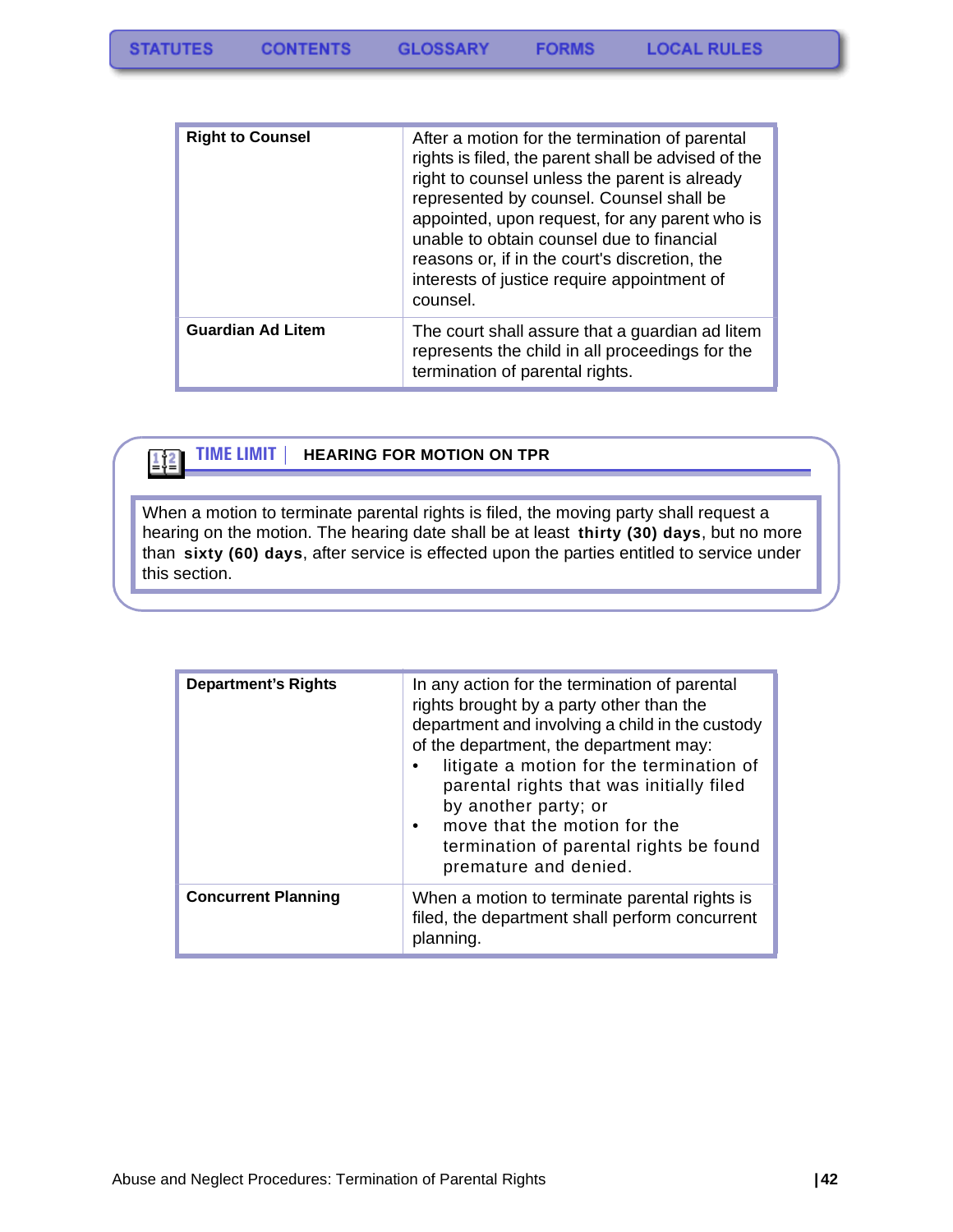| | |
|---|---|
| **Right to Counsel** | After a motion for the termination of parental rights is filed, the parent shall be advised of the right to counsel unless the parent is already represented by counsel. Counsel shall be appointed, upon request, for any parent who is unable to obtain counsel due to financial reasons or, if in the court's discretion, the interests of justice require appointment of counsel. |
| **Guardian Ad Litem** | The court shall assure that a guardian ad litem represents the child in all proceedings for the termination of parental rights. |

**TIME LIMIT | HEARING FOR MOTION ON TPR**

When a motion to terminate parental rights is filed, the moving party shall request a hearing on the motion. The hearing date shall be at least **thirty (30) days**, but no more than **sixty (60) days**, after service is effected upon the parties entitled to service under this section.

| | |
|---|---|
| **Department's Rights** | In any action for the termination of parental rights brought by a party other than the department and involving a child in the custody of the department, the department may: <br>• litigate a motion for the termination of parental rights that was initially filed by another party; or <br>• move that the motion for the termination of parental rights be found premature and denied. |
| **Concurrent Planning** | When a motion to terminate parental rights is filed, the department shall perform concurrent planning. |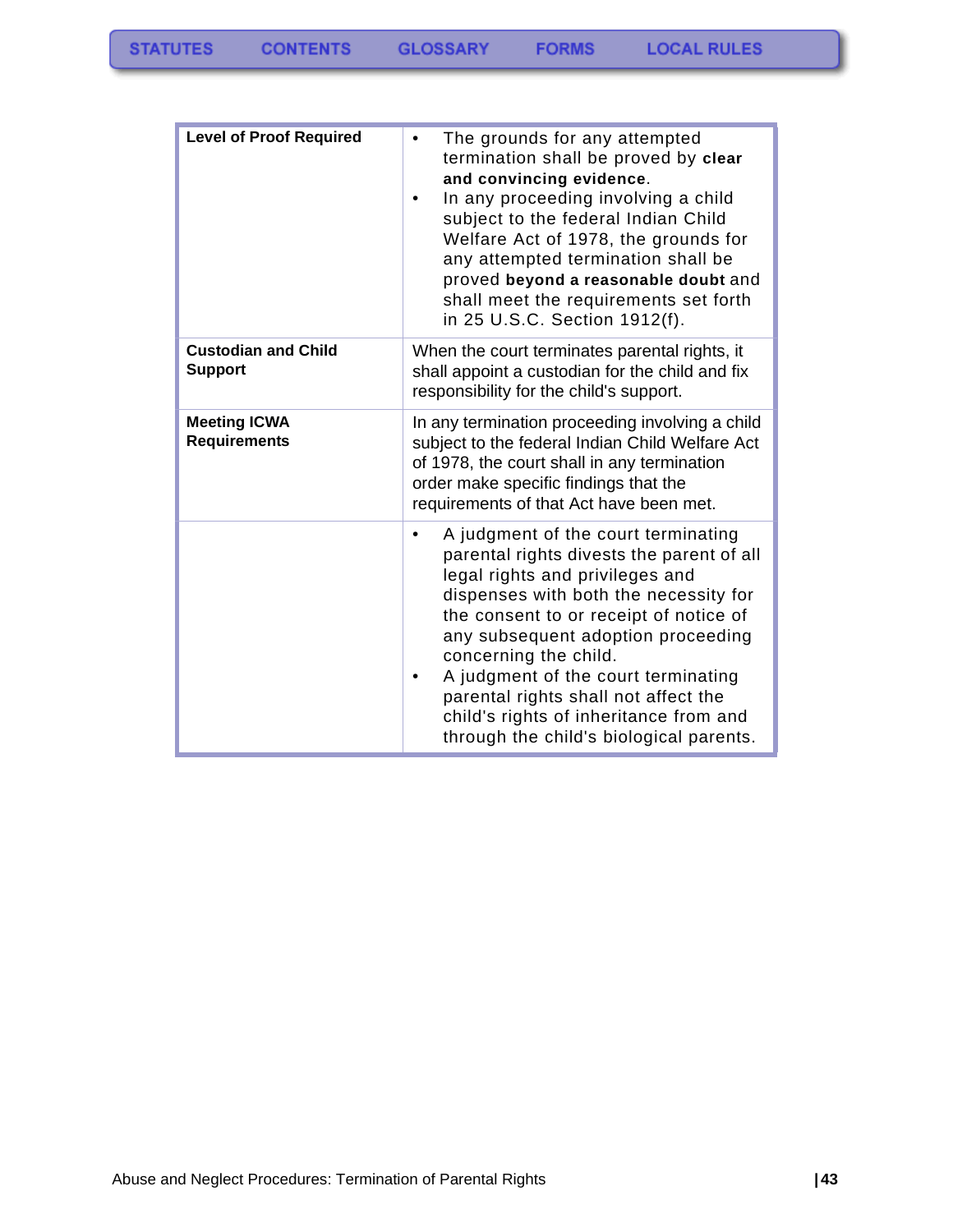| | |
|---|---|
| **Level of Proof Required** | • The grounds for any attempted termination shall be proved by **clear and convincing evidence**.<br>• In any proceeding involving a child subject to the federal Indian Child Welfare Act of 1978, the grounds for any attempted termination shall be proved **beyond a reasonable doubt** and shall meet the requirements set forth in 25 U.S.C. Section 1912(f). |
| **Custodian and Child Support** | When the court terminates parental rights, it shall appoint a custodian for the child and fix responsibility for the child's support. |
| **Meeting ICWA Requirements** | In any termination proceeding involving a child subject to the federal Indian Child Welfare Act of 1978, the court shall in any termination order make specific findings that the requirements of that Act have been met. |
| | • A judgment of the court terminating parental rights divests the parent of all legal rights and privileges and dispenses with both the necessity for the consent to or receipt of notice of any subsequent adoption proceeding concerning the child.<br>• A judgment of the court terminating parental rights shall not affect the child's rights of inheritance from and through the child's biological parents. |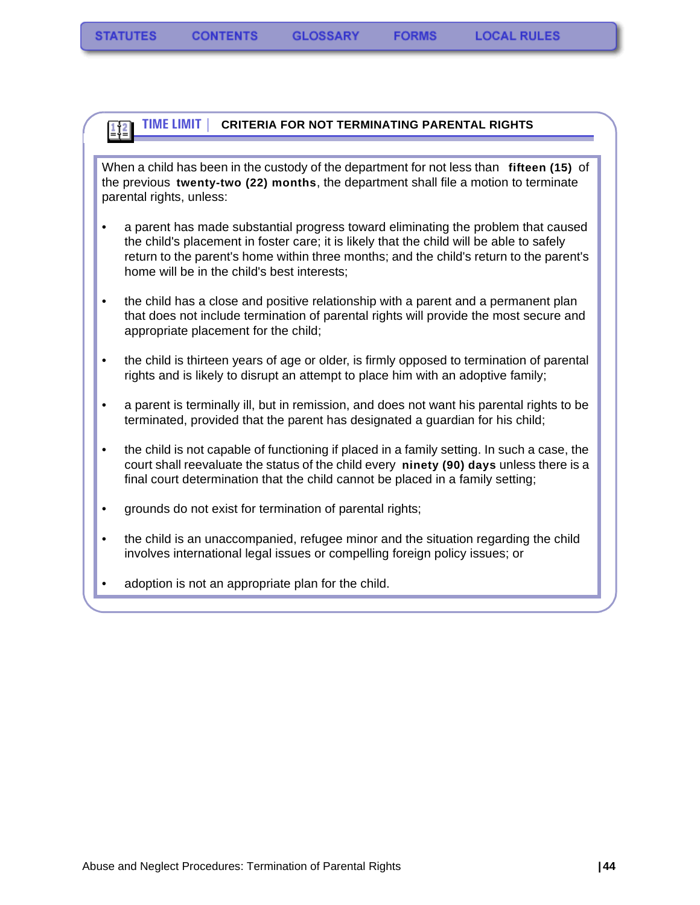## TIME LIMIT | CRITERIA FOR NOT TERMINATING PARENTAL RIGHTS

When a child has been in the custody of the department for not less than **fifteen (15)** of the previous **twenty-two (22) months**, the department shall file a motion to terminate parental rights, unless:

- a parent has made substantial progress toward eliminating the problem that caused the child's placement in foster care; it is likely that the child will be able to safely return to the parent's home within three months; and the child's return to the parent's home will be in the child's best interests;
- the child has a close and positive relationship with a parent and a permanent plan that does not include termination of parental rights will provide the most secure and appropriate placement for the child;
- the child is thirteen years of age or older, is firmly opposed to termination of parental rights and is likely to disrupt an attempt to place him with an adoptive family;
- a parent is terminally ill, but in remission, and does not want his parental rights to be terminated, provided that the parent has designated a guardian for his child;
- the child is not capable of functioning if placed in a family setting. In such a case, the court shall reevaluate the status of the child every **ninety (90) days** unless there is a final court determination that the child cannot be placed in a family setting;
- grounds do not exist for termination of parental rights;
- the child is an unaccompanied, refugee minor and the situation regarding the child involves international legal issues or compelling foreign policy issues; or
- adoption is not an appropriate plan for the child.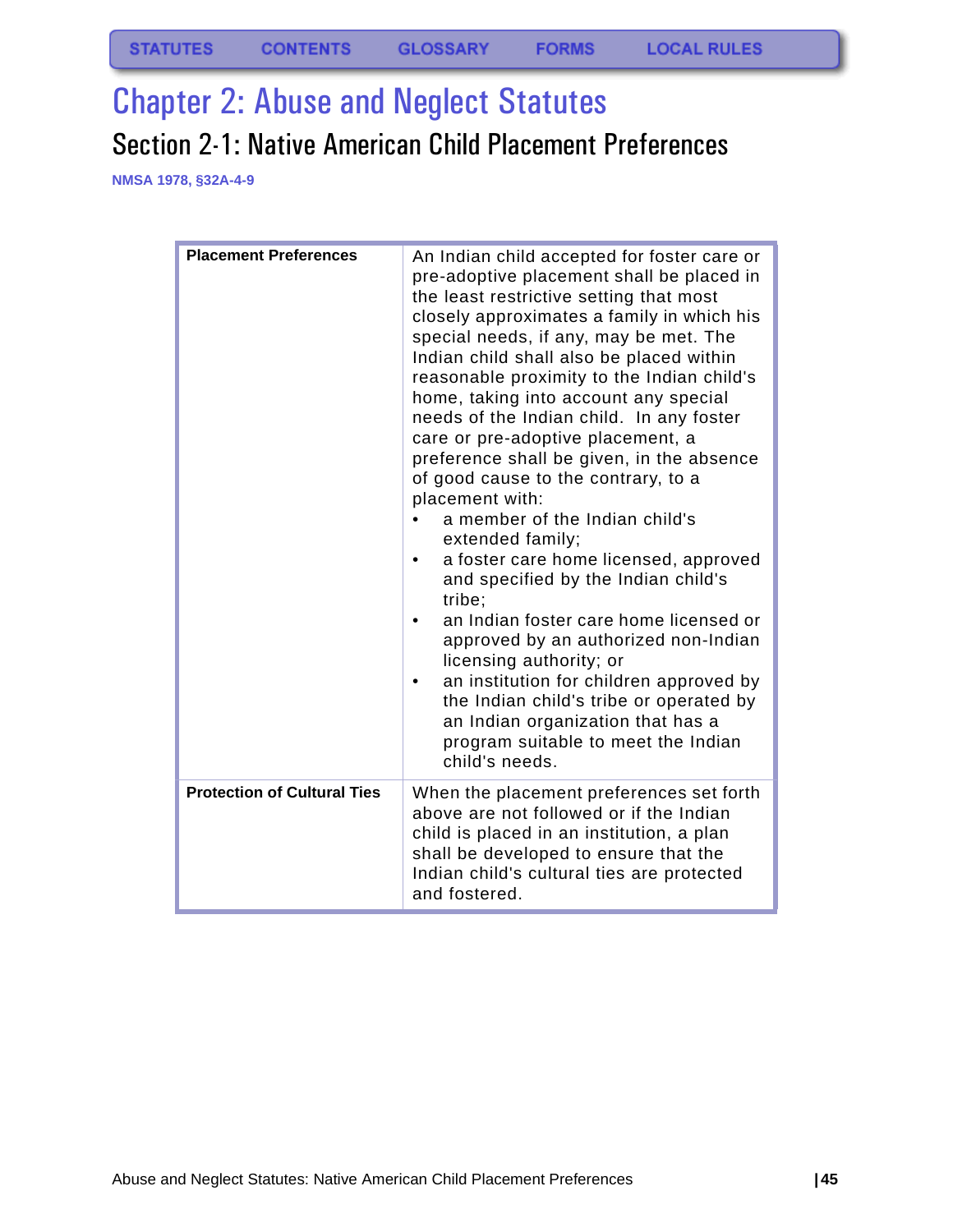# Chapter 2: Abuse and Neglect Statutes

## Section 2-1: Native American Child Placement Preferences

**NMSA 1978, §32A-4-9**

| | |
|---|---|
| **Placement Preferences** | An Indian child accepted for foster care or pre-adoptive placement shall be placed in the least restrictive setting that most closely approximates a family in which his special needs, if any, may be met. The Indian child shall also be placed within reasonable proximity to the Indian child's home, taking into account any special needs of the Indian child. In any foster care or pre-adoptive placement, a preference shall be given, in the absence of good cause to the contrary, to a placement with:<br>• a member of the Indian child's extended family;<br>• a foster care home licensed, approved and specified by the Indian child's tribe;<br>• an Indian foster care home licensed or approved by an authorized non-Indian licensing authority; or<br>• an institution for children approved by the Indian child's tribe or operated by an Indian organization that has a program suitable to meet the Indian child's needs. |
| **Protection of Cultural Ties** | When the placement preferences set forth above are not followed or if the Indian child is placed in an institution, a plan shall be developed to ensure that the Indian child's cultural ties are protected and fostered. |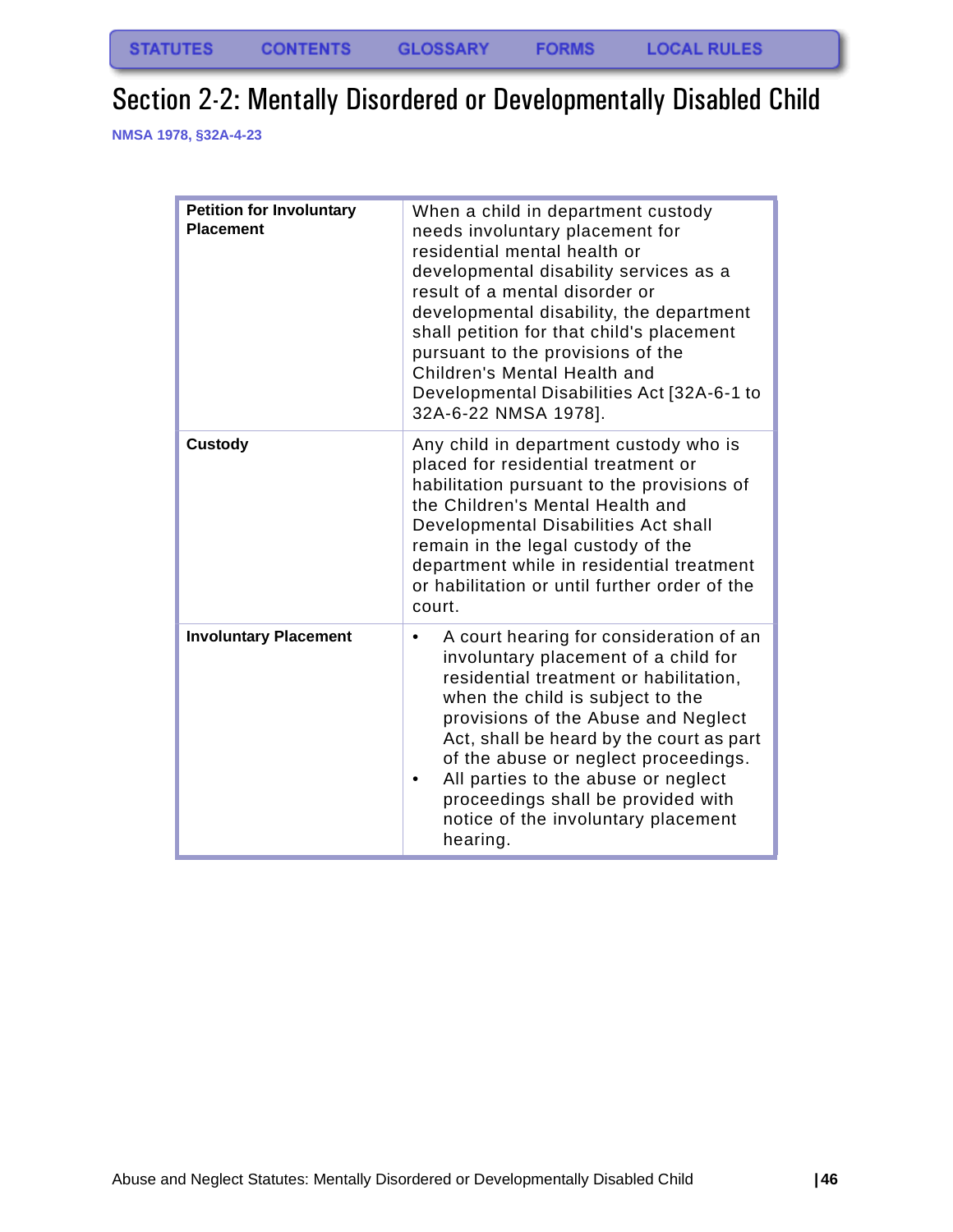# Section 2-2: Mentally Disordered or Developmentally Disabled Child

NMSA 1978, §32A-4-23

| | |
|---|---|
| **Petition for Involuntary Placement** | When a child in department custody needs involuntary placement for residential mental health or developmental disability services as a result of a mental disorder or developmental disability, the department shall petition for that child's placement pursuant to the provisions of the Children's Mental Health and Developmental Disabilities Act [32A-6-1 to 32A-6-22 NMSA 1978]. |
| **Custody** | Any child in department custody who is placed for residential treatment or habilitation pursuant to the provisions of the Children's Mental Health and Developmental Disabilities Act shall remain in the legal custody of the department while in residential treatment or habilitation or until further order of the court. |
| **Involuntary Placement** | • A court hearing for consideration of an involuntary placement of a child for residential treatment or habilitation, when the child is subject to the provisions of the Abuse and Neglect Act, shall be heard by the court as part of the abuse or neglect proceedings.<br>• All parties to the abuse or neglect proceedings shall be provided with notice of the involuntary placement hearing. |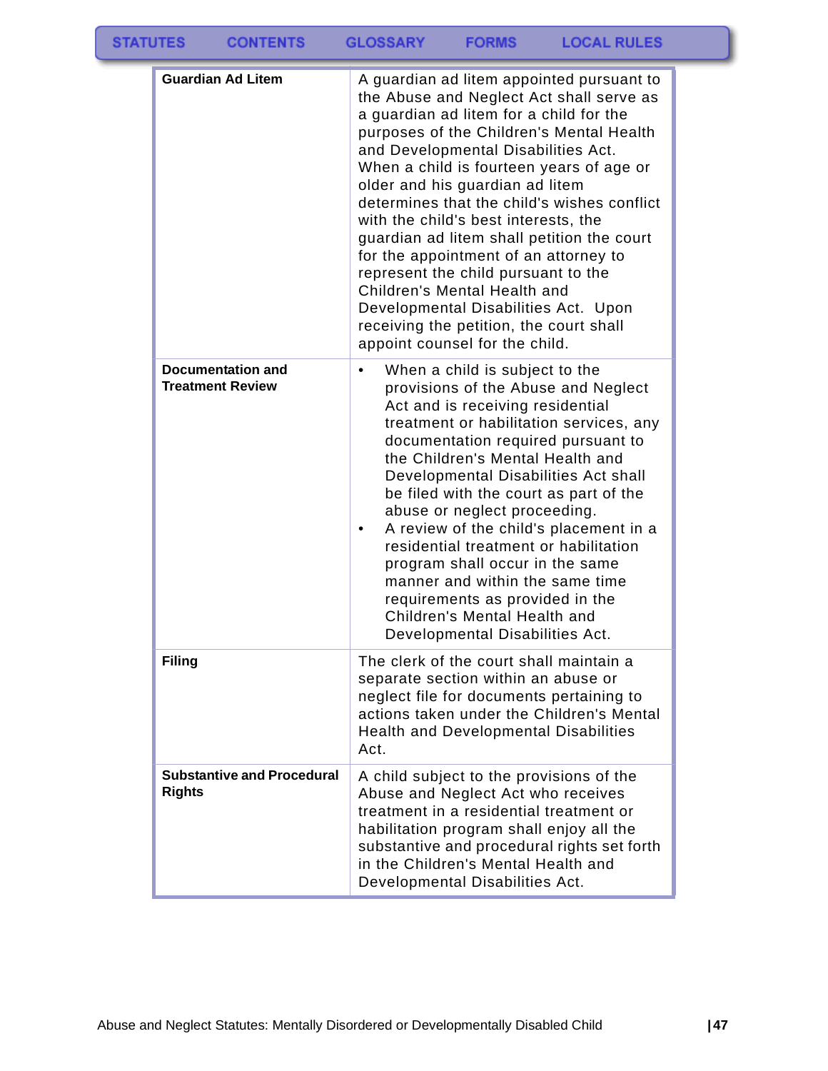| | |
|---|---|
| **Guardian Ad Litem** | A guardian ad litem appointed pursuant to the Abuse and Neglect Act shall serve as a guardian ad litem for a child for the purposes of the Children's Mental Health and Developmental Disabilities Act. When a child is fourteen years of age or older and his guardian ad litem determines that the child's wishes conflict with the child's best interests, the guardian ad litem shall petition the court for the appointment of an attorney to represent the child pursuant to the Children's Mental Health and Developmental Disabilities Act. Upon receiving the petition, the court shall appoint counsel for the child. |
| **Documentation and Treatment Review** | • When a child is subject to the provisions of the Abuse and Neglect Act and is receiving residential treatment or habilitation services, any documentation required pursuant to the Children's Mental Health and Developmental Disabilities Act shall be filed with the court as part of the abuse or neglect proceeding.<br>• A review of the child's placement in a residential treatment or habilitation program shall occur in the same manner and within the same time requirements as provided in the Children's Mental Health and Developmental Disabilities Act. |
| **Filing** | The clerk of the court shall maintain a separate section within an abuse or neglect file for documents pertaining to actions taken under the Children's Mental Health and Developmental Disabilities Act. |
| **Substantive and Procedural Rights** | A child subject to the provisions of the Abuse and Neglect Act who receives treatment in a residential treatment or habilitation program shall enjoy all the substantive and procedural rights set forth in the Children's Mental Health and Developmental Disabilities Act. |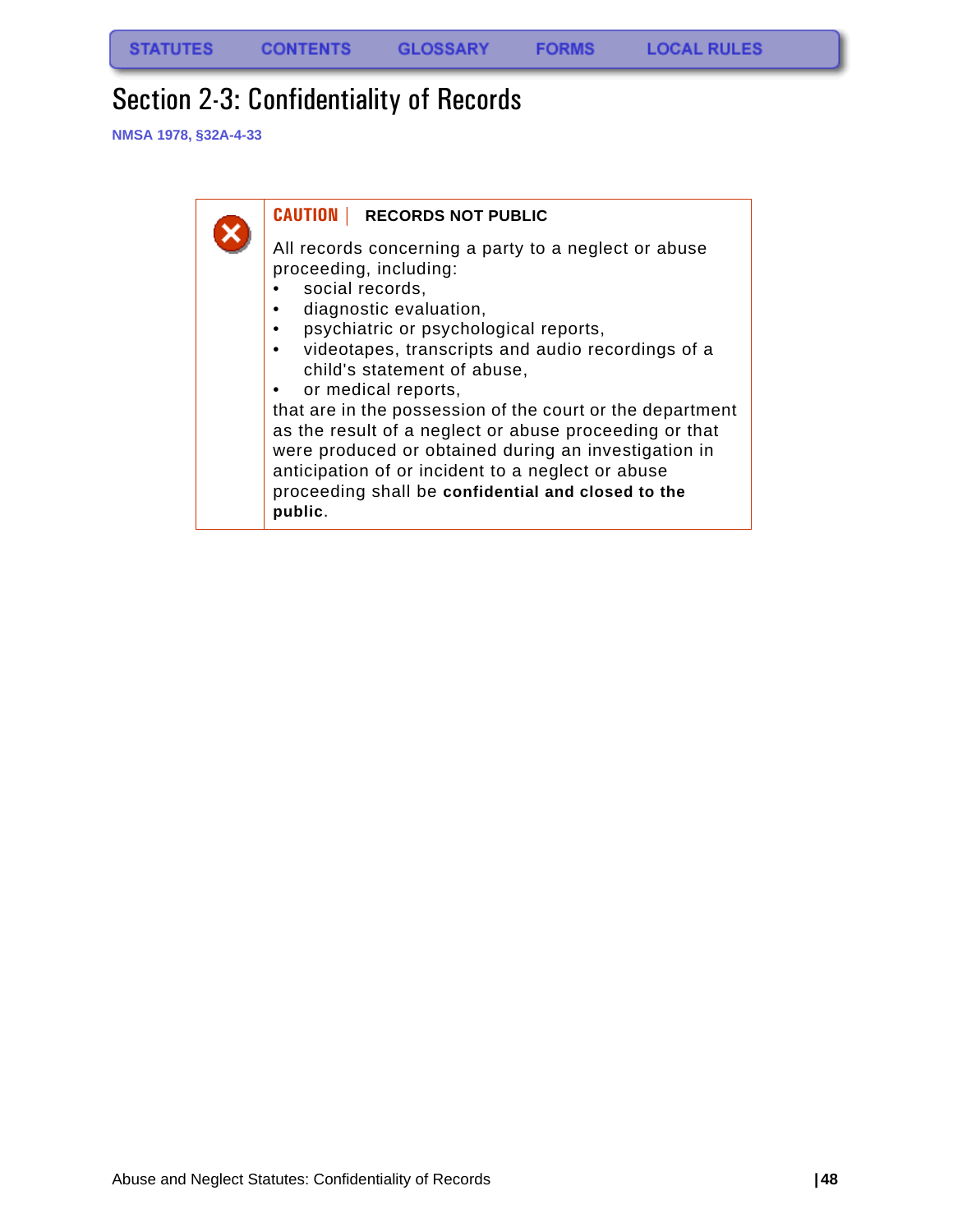# Section 2-3: Confidentiality of Records

NMSA 1978, §32A-4-33

**CAUTION** | **RECORDS NOT PUBLIC**

All records concerning a party to a neglect or abuse proceeding, including:

- social records,
- diagnostic evaluation,
- psychiatric or psychological reports,
- videotapes, transcripts and audio recordings of a child's statement of abuse,
- or medical reports,

that are in the possession of the court or the department as the result of a neglect or abuse proceeding or that were produced or obtained during an investigation in anticipation of or incident to a neglect or abuse proceeding shall be **confidential and closed to the public**.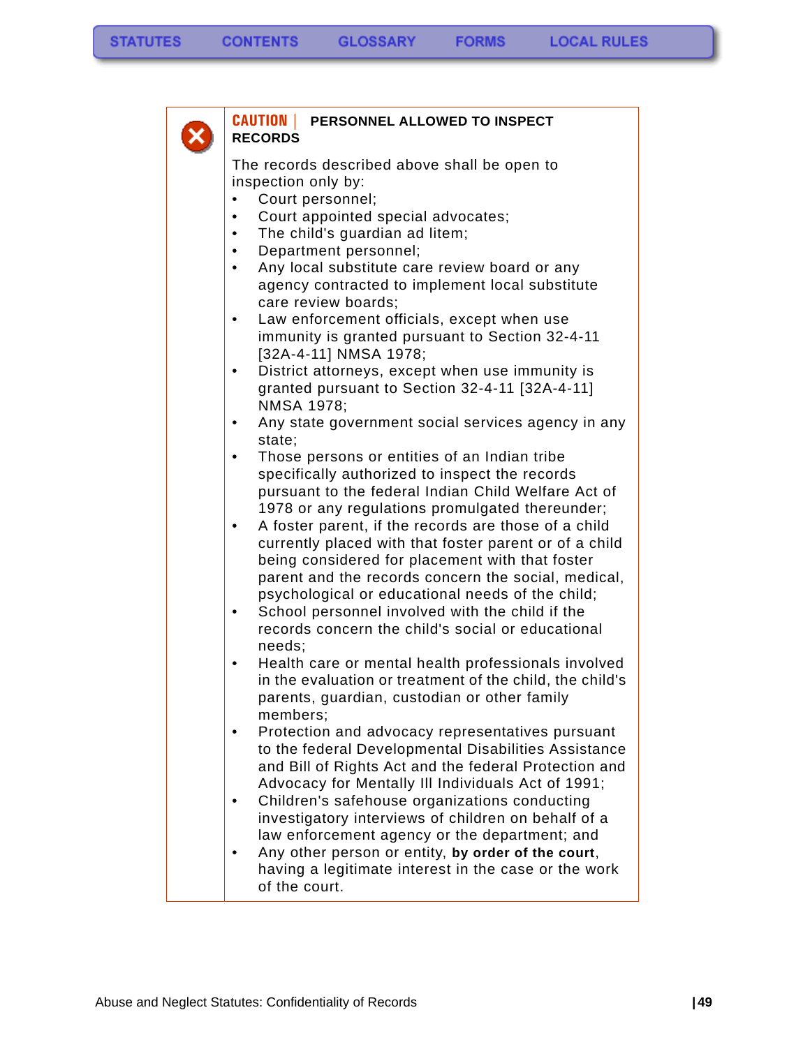**CAUTION | PERSONNEL ALLOWED TO INSPECT RECORDS**

The records described above shall be open to inspection only by:

- Court personnel;
- Court appointed special advocates;
- The child's guardian ad litem;
- Department personnel;
- Any local substitute care review board or any agency contracted to implement local substitute care review boards;
- Law enforcement officials, except when use immunity is granted pursuant to Section 32-4-11 [32A-4-11] NMSA 1978;
- District attorneys, except when use immunity is granted pursuant to Section 32-4-11 [32A-4-11] NMSA 1978;
- Any state government social services agency in any state;
- Those persons or entities of an Indian tribe specifically authorized to inspect the records pursuant to the federal Indian Child Welfare Act of 1978 or any regulations promulgated thereunder;
- A foster parent, if the records are those of a child currently placed with that foster parent or of a child being considered for placement with that foster parent and the records concern the social, medical, psychological or educational needs of the child;
- School personnel involved with the child if the records concern the child's social or educational needs;
- Health care or mental health professionals involved in the evaluation or treatment of the child, the child's parents, guardian, custodian or other family members;
- Protection and advocacy representatives pursuant to the federal Developmental Disabilities Assistance and Bill of Rights Act and the federal Protection and Advocacy for Mentally Ill Individuals Act of 1991;
- Children's safehouse organizations conducting investigatory interviews of children on behalf of a law enforcement agency or the department; and
- Any other person or entity, **by order of the court**, having a legitimate interest in the case or the work of the court.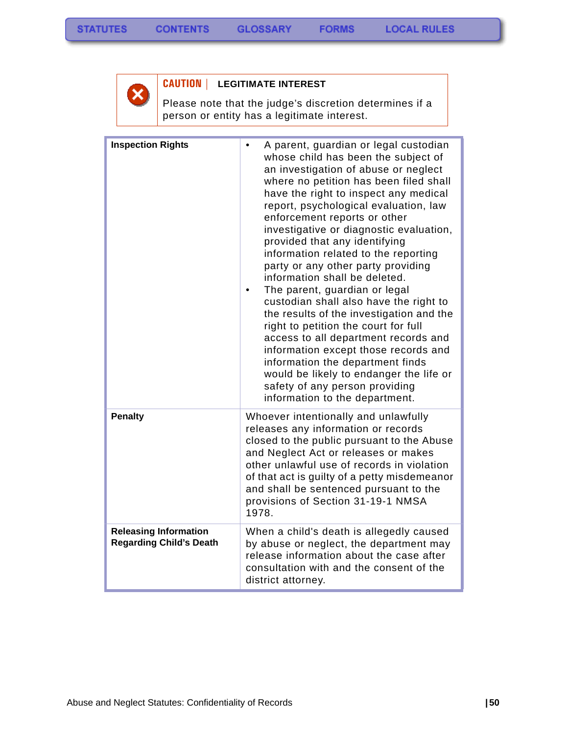**CAUTION | LEGITIMATE INTEREST**

Please note that the judge's discretion determines if a person or entity has a legitimate interest.

| | |
|---|---|
| **Inspection Rights** | • A parent, guardian or legal custodian whose child has been the subject of an investigation of abuse or neglect where no petition has been filed shall have the right to inspect any medical report, psychological evaluation, law enforcement reports or other investigative or diagnostic evaluation, provided that any identifying information related to the reporting party or any other party providing information shall be deleted.<br>• The parent, guardian or legal custodian shall also have the right to the results of the investigation and the right to petition the court for full access to all department records and information except those records and information the department finds would be likely to endanger the life or safety of any person providing information to the department. |
| **Penalty** | Whoever intentionally and unlawfully releases any information or records closed to the public pursuant to the Abuse and Neglect Act or releases or makes other unlawful use of records in violation of that act is guilty of a petty misdemeanor and shall be sentenced pursuant to the provisions of Section 31-19-1 NMSA 1978. |
| **Releasing Information Regarding Child's Death** | When a child's death is allegedly caused by abuse or neglect, the department may release information about the case after consultation with and the consent of the district attorney. |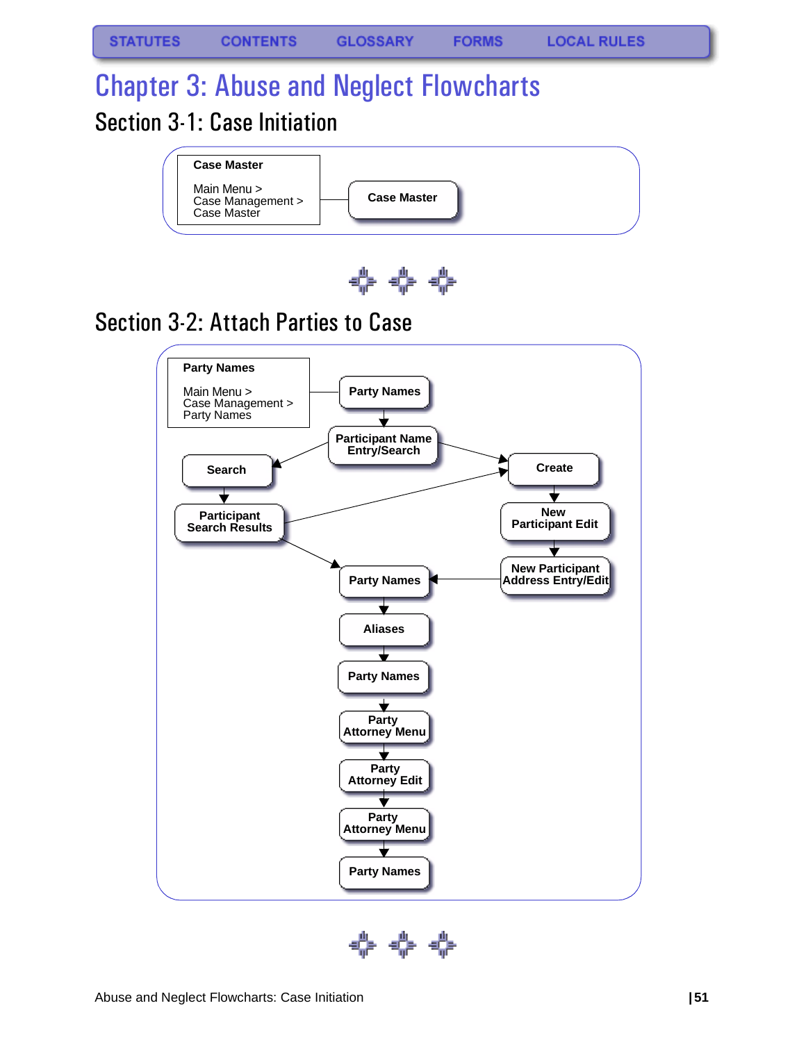# Chapter 3: Abuse and Neglect Flowcharts

## Section 3-1: Case Initiation

**Case Master**

Main Menu > Case Management > Case Master

**Case Master**

## Section 3-2: Attach Parties to Case

**Party Names**

Main Menu > Case Management > Party Names

**Party Names**

**Participant Name Entry/Search**

**Search**

**Participant Search Results**

**Create**

**New Participant Edit**

**New Participant Address Entry/Edit**

**Party Names**

**Aliases**

**Party Names**

**Party Attorney Menu**

**Party Attorney Edit**

**Party Attorney Menu**

**Party Names**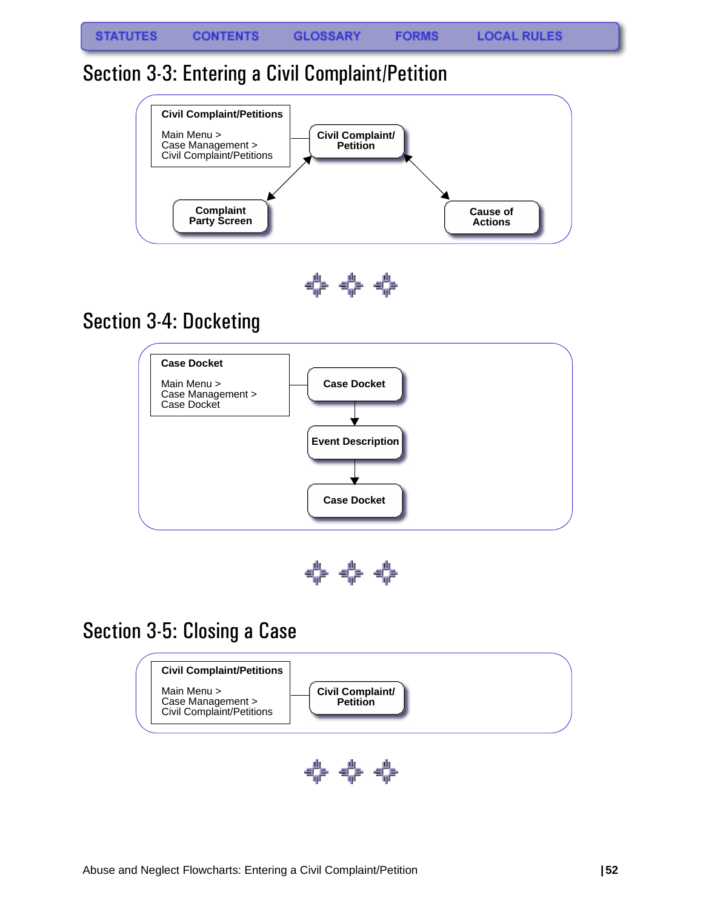## Section 3-3: Entering a Civil Complaint/Petition

**Civil Complaint/Petitions**

Main Menu >
Case Management >
Civil Complaint/Petitions

**Civil Complaint/ Petition**

**Complaint Party Screen**

**Cause of Actions**

## Section 3-4: Docketing

**Case Docket**

Main Menu >
Case Management >
Case Docket

**Case Docket**

**Event Description**

**Case Docket**

## Section 3-5: Closing a Case

**Civil Complaint/Petitions**

Main Menu >
Case Management >
Civil Complaint/Petitions

**Civil Complaint/ Petition**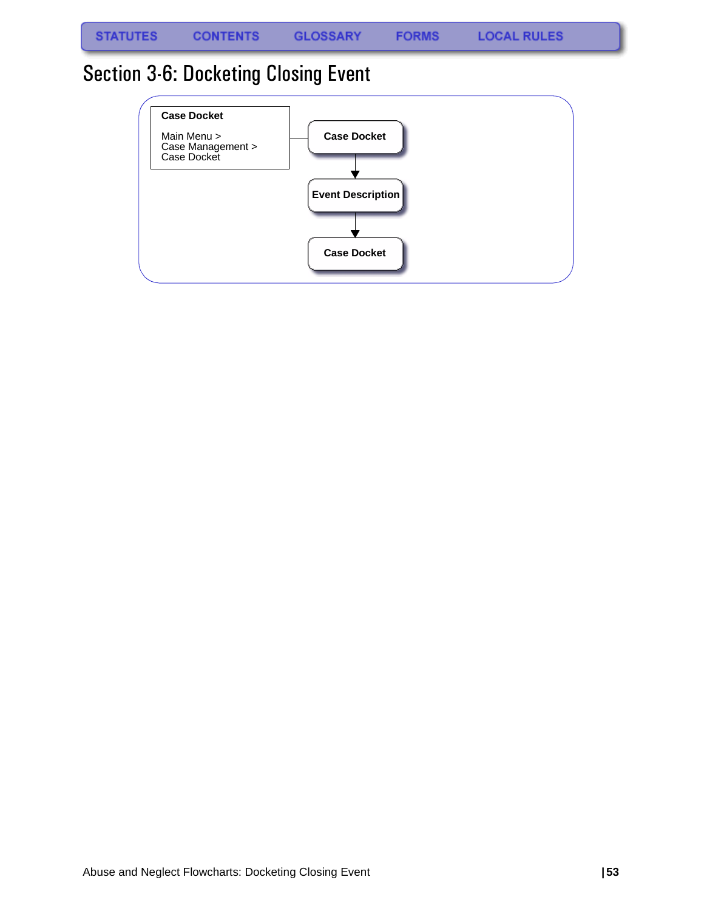# Section 3-6: Docketing Closing Event

**Case Docket**

Main Menu >
Case Management >
Case Docket

**Case Docket**

↓

**Event Description**

↓

**Case Docket**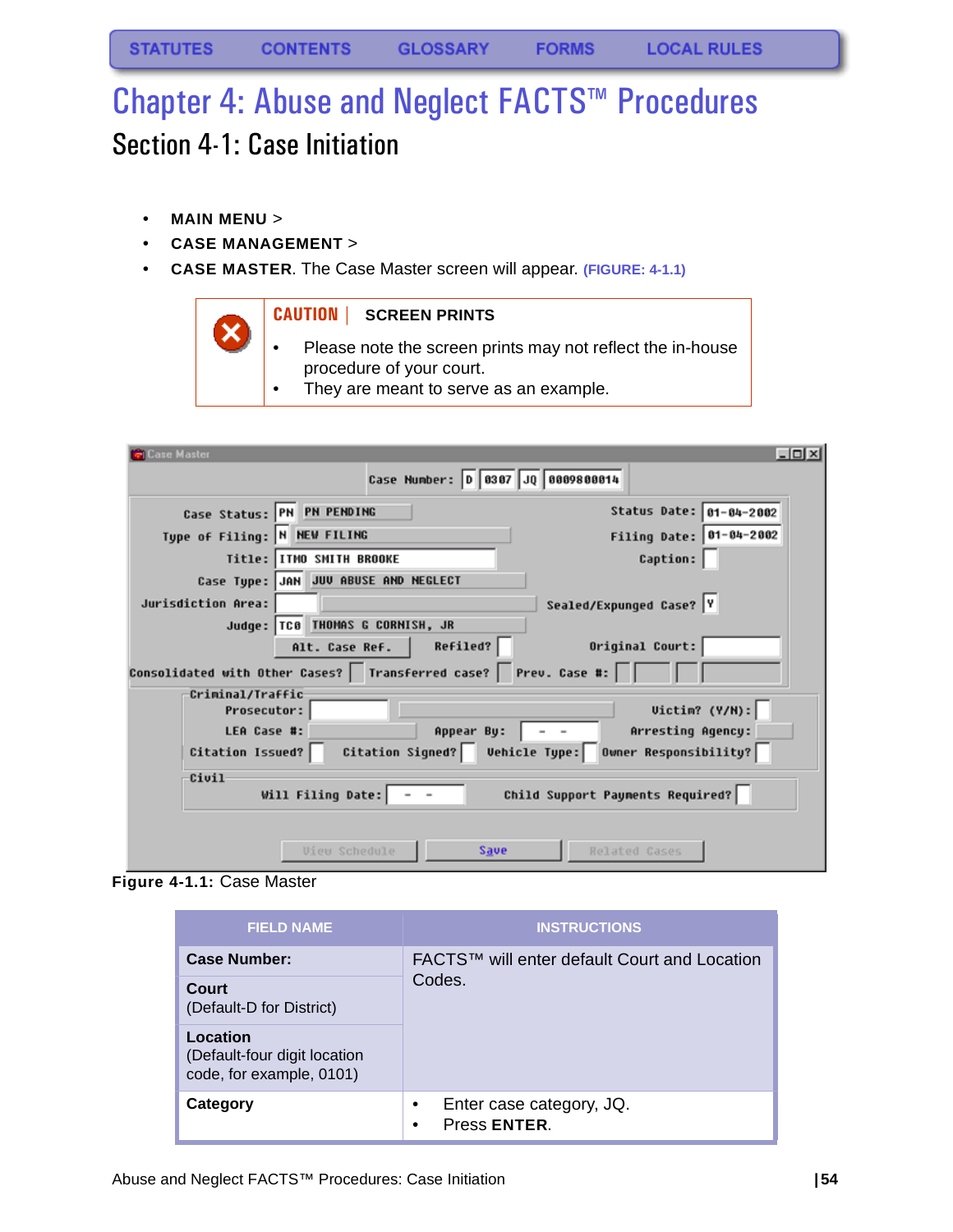STATUTES CONTENTS GLOSSARY FORMS LOCAL RULES

# Chapter 4: Abuse and Neglect FACTS™ Procedures

## Section 4-1: Case Initiation

- **MAIN MENU** >
- **CASE MANAGEMENT** >
- **CASE MASTER**. The Case Master screen will appear. **(FIGURE: 4-1.1)**

> **CAUTION | SCREEN PRINTS**
>
> - Please note the screen prints may not reflect the in-house procedure of your court.
> - They are meant to serve as an example.

**Figure 4-1.1:** Case Master

| FIELD NAME | INSTRUCTIONS |
|---|---|
| **Case Number:** | FACTS™ will enter default Court and Location Codes. |
| **Court** (Default-D for District) | |
| **Location** (Default-four digit location code, for example, 0101) | |
| **Category** | • Enter case category, JQ.<br>• Press **ENTER**. |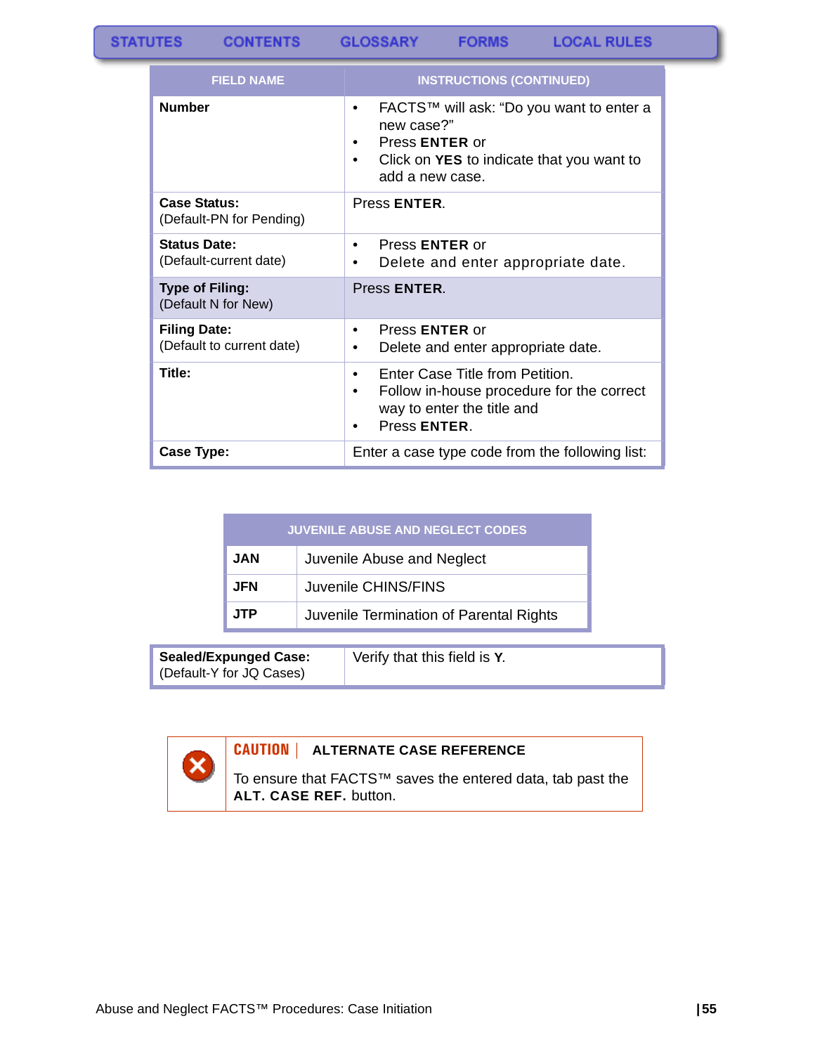STATUTES CONTENTS GLOSSARY FORMS LOCAL RULES

| FIELD NAME | INSTRUCTIONS (CONTINUED) |
|---|---|
| **Number** | • FACTS™ will ask: "Do you want to enter a new case?"<br>• Press **ENTER** or<br>• Click on **YES** to indicate that you want to add a new case. |
| **Case Status:**<br>(Default-PN for Pending) | Press **ENTER**. |
| **Status Date:**<br>(Default-current date) | • Press **ENTER** or<br>• Delete and enter appropriate date. |
| **Type of Filing:**<br>(Default N for New) | Press **ENTER**. |
| **Filing Date:**<br>(Default to current date) | • Press **ENTER** or<br>• Delete and enter appropriate date. |
| **Title:** | • Enter Case Title from Petition.<br>• Follow in-house procedure for the correct way to enter the title and<br>• Press **ENTER**. |
| **Case Type:** | Enter a case type code from the following list: |

| JUVENILE ABUSE AND NEGLECT CODES | |
|---|---|
| **JAN** | Juvenile Abuse and Neglect |
| **JFN** | Juvenile CHINS/FINS |
| **JTP** | Juvenile Termination of Parental Rights |

| | |
|---|---|
| **Sealed/Expunged Case:**<br>(Default-Y for JQ Cases) | Verify that this field is **Y**. |

**CAUTION** | **ALTERNATE CASE REFERENCE**

To ensure that FACTS™ saves the entered data, tab past the **ALT. CASE REF.** button.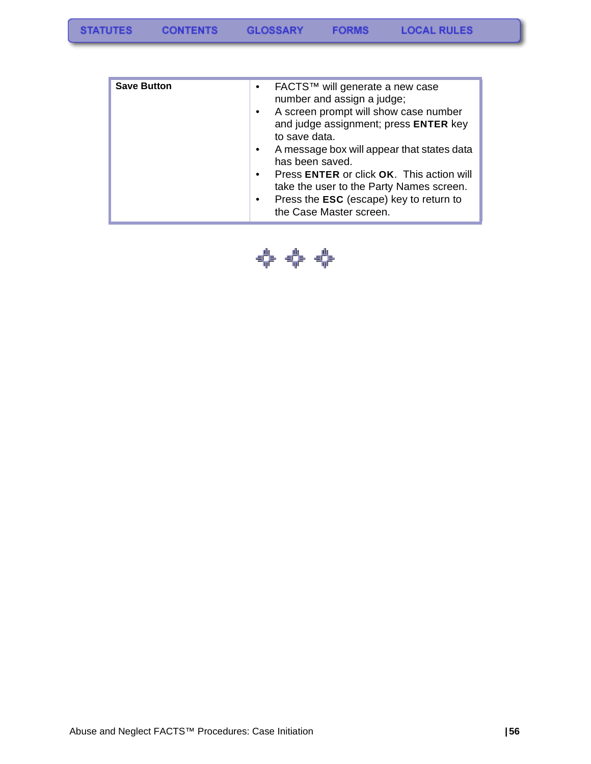| Save Button | • FACTS™ will generate a new case number and assign a judge;<br>• A screen prompt will show case number and judge assignment; press **ENTER** key to save data.<br>• A message box will appear that states data has been saved.<br>• Press **ENTER** or click **OK**. This action will take the user to the Party Names screen.<br>• Press the **ESC** (escape) key to return to the Case Master screen. |
|---|---|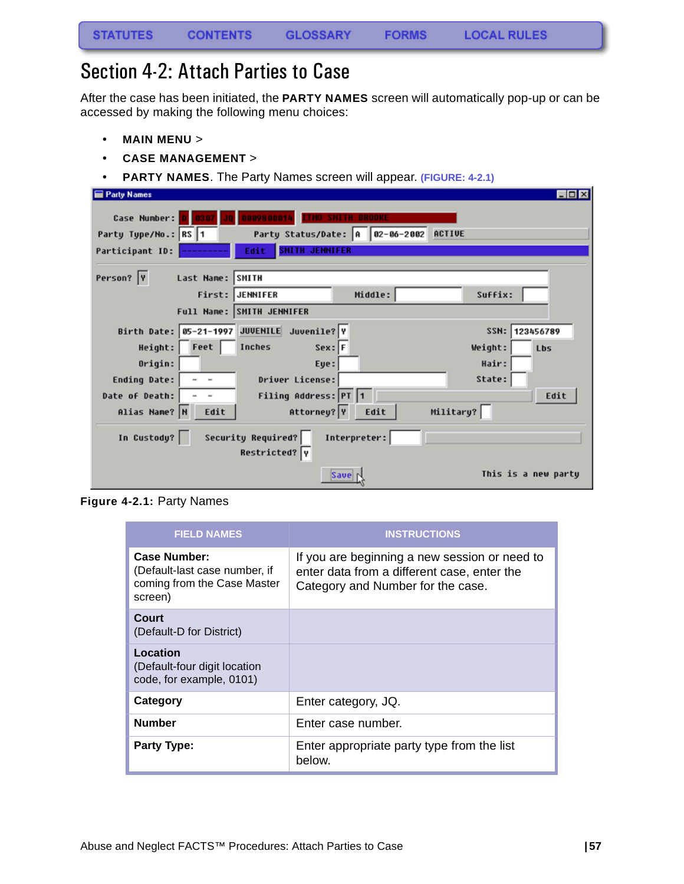STATUTES CONTENTS GLOSSARY FORMS LOCAL RULES

# Section 4-2: Attach Parties to Case

After the case has been initiated, the **PARTY NAMES** screen will automatically pop-up or can be accessed by making the following menu choices:

- **MAIN MENU** >
- **CASE MANAGEMENT** >
- **PARTY NAMES**. The Party Names screen will appear. (FIGURE: 4-2.1)

**Figure 4-2.1:** Party Names

| FIELD NAMES | INSTRUCTIONS |
|---|---|
| **Case Number:** (Default-last case number, if coming from the Case Master screen) | If you are beginning a new session or need to enter data from a different case, enter the Category and Number for the case. |
| **Court** (Default-D for District) | |
| **Location** (Default-four digit location code, for example, 0101) | |
| **Category** | Enter category, JQ. |
| **Number** | Enter case number. |
| **Party Type:** | Enter appropriate party type from the list below. |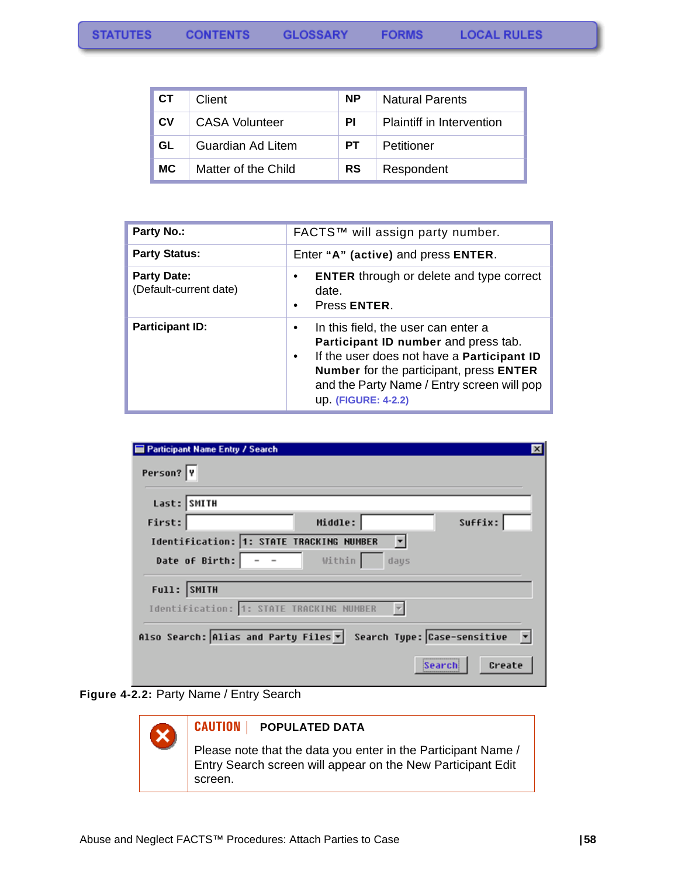STATUTES CONTENTS GLOSSARY FORMS LOCAL RULES

| | | | |
|---|---|---|---|
| **CT** | Client | **NP** | Natural Parents |
| **CV** | CASA Volunteer | **PI** | Plaintiff in Intervention |
| **GL** | Guardian Ad Litem | **PT** | Petitioner |
| **MC** | Matter of the Child | **RS** | Respondent |

| | |
|---|---|
| **Party No.:** | FACTS™ will assign party number. |
| **Party Status:** | Enter **"A" (active)** and press **ENTER**. |
| **Party Date:** (Default-current date) | • **ENTER** through or delete and type correct date. • Press **ENTER**. |
| **Participant ID:** | • In this field, the user can enter a **Participant ID number** and press tab. • If the user does not have a **Participant ID Number** for the participant, press **ENTER** and the Party Name / Entry screen will pop up. (FIGURE: 4-2.2) |

**Figure 4-2.2:** Party Name / Entry Search

**CAUTION | POPULATED DATA**

Please note that the data you enter in the Participant Name / Entry Search screen will appear on the New Participant Edit screen.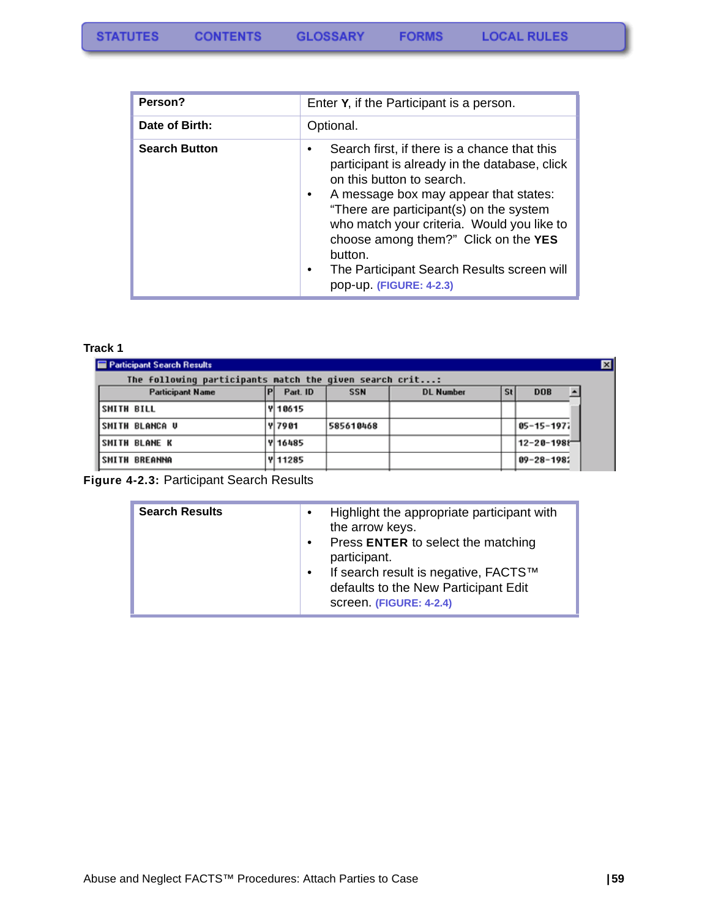STATUTES CONTENTS GLOSSARY FORMS LOCAL RULES

| | |
|---|---|
| **Person?** | Enter **Y**, if the Participant is a person. |
| **Date of Birth:** | Optional. |
| **Search Button** | • Search first, if there is a chance that this participant is already in the database, click on this button to search.<br>• A message box may appear that states: "There are participant(s) on the system who match your criteria. Would you like to choose among them?" Click on the **YES** button.<br>• The Participant Search Results screen will pop-up. (FIGURE: 4-2.3) |

**Track 1**

Participant Search Results

The following participants match the given search crit...:

| Participant Name | P | Part. ID | SSN | DL Number | St | DOB |
|---|---|---|---|---|---|---|
| SMITH BILL | Y | 10615 | | | | |
| SMITH BLANCA V | Y | 7901 | 585610468 | | | 05-15-197 |
| SMITH BLANE K | Y | 16485 | | | | 12-20-198 |
| SMITH BREANNA | Y | 11285 | | | | 09-28-198 |

**Figure 4-2.3:** Participant Search Results

| | |
|---|---|
| **Search Results** | • Highlight the appropriate participant with the arrow keys.<br>• Press **ENTER** to select the matching participant.<br>• If search result is negative, FACTS™ defaults to the New Participant Edit screen. (FIGURE: 4-2.4) |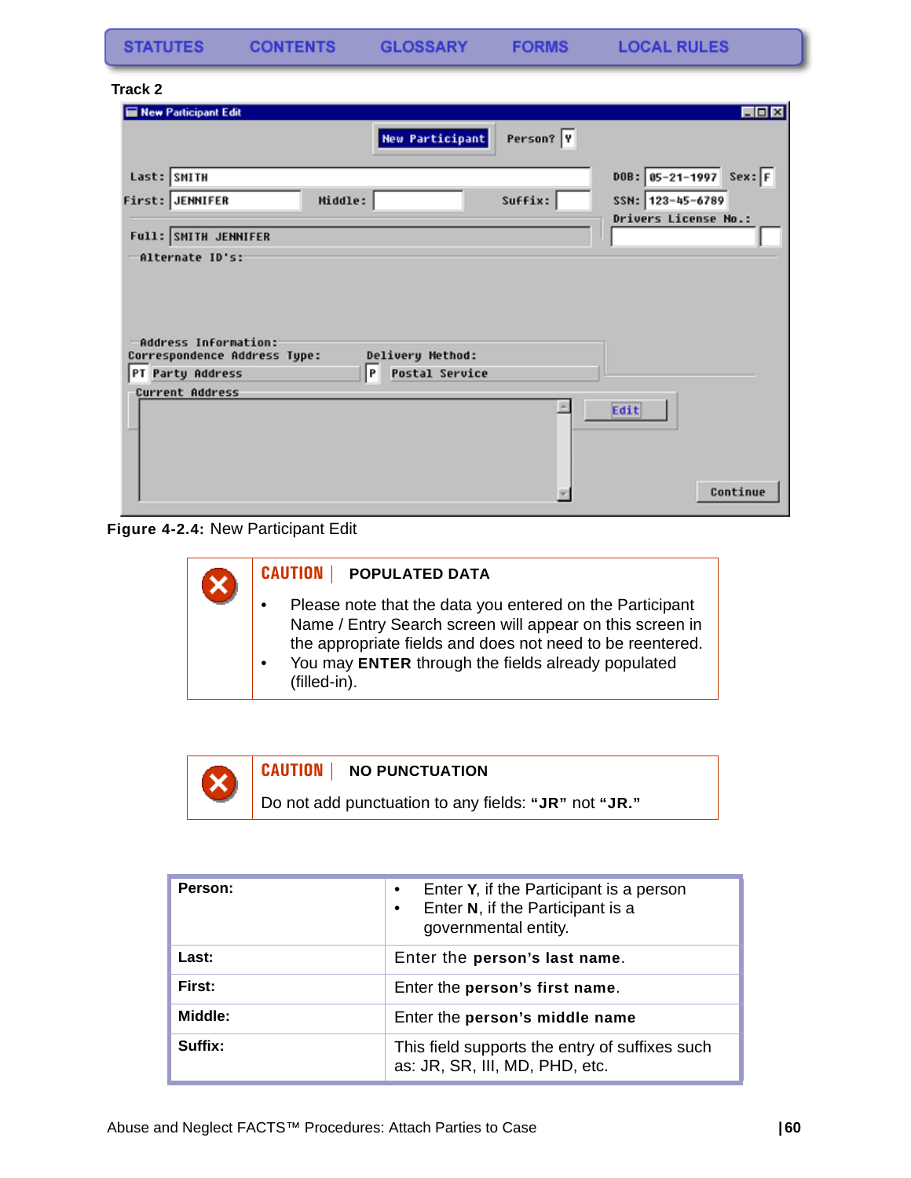Track 2

Figure 4-2.4: New Participant Edit

**CAUTION | POPULATED DATA**

- Please note that the data you entered on the Participant Name / Entry Search screen will appear on this screen in the appropriate fields and does not need to be reentered.
- You may **ENTER** through the fields already populated (filled-in).

**CAUTION | NO PUNCTUATION**

Do not add punctuation to any fields: **"JR"** not **"JR."**

| | |
|---|---|
| **Person:** | • Enter **Y**, if the Participant is a person<br>• Enter **N**, if the Participant is a governmental entity. |
| **Last:** | Enter the **person's last name**. |
| **First:** | Enter the **person's first name**. |
| **Middle:** | Enter the **person's middle name** |
| **Suffix:** | This field supports the entry of suffixes such as: JR, SR, III, MD, PHD, etc. |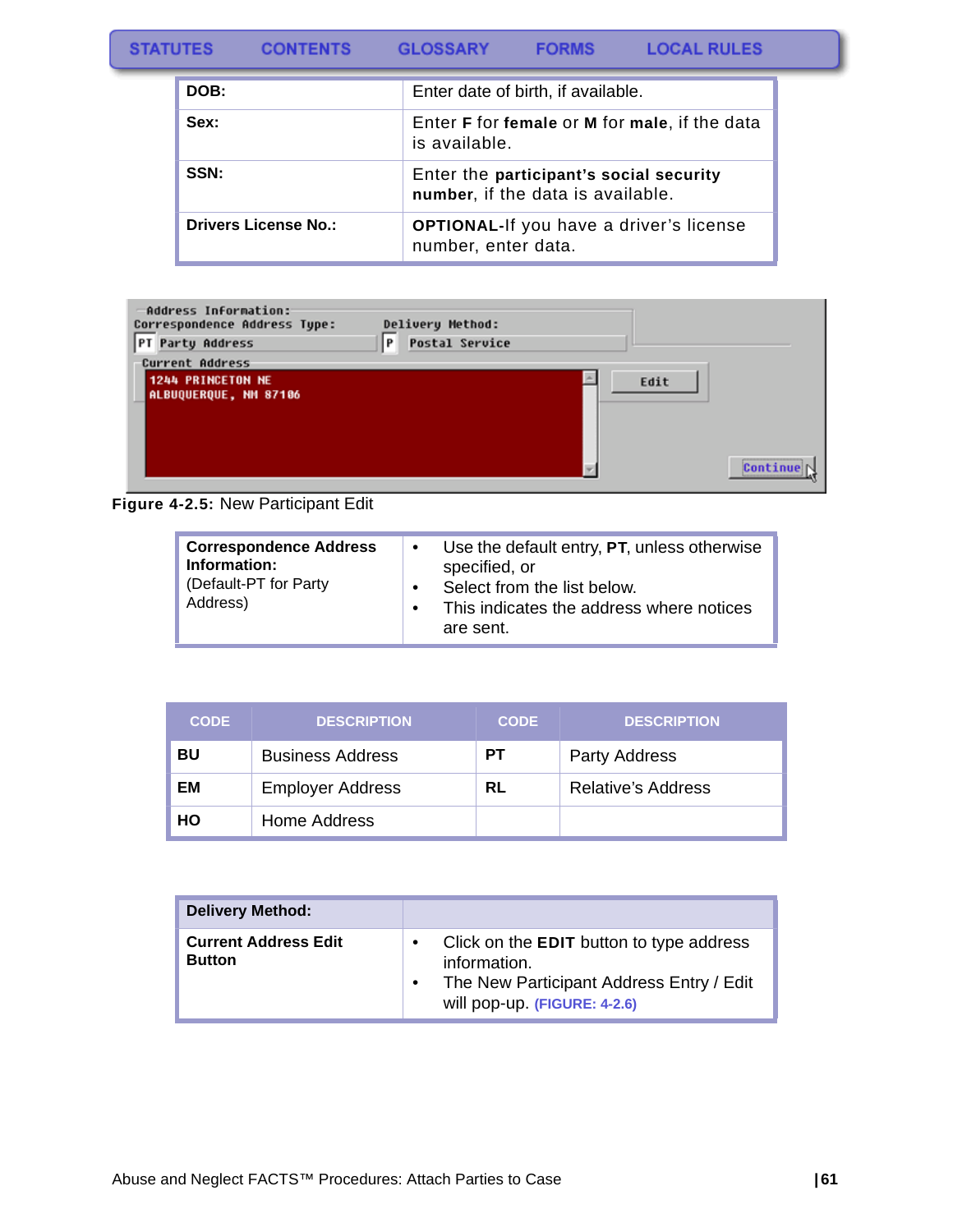| | |
|---|---|
| **DOB:** | Enter date of birth, if available. |
| **Sex:** | Enter **F** for **female** or **M** for **male**, if the data is available. |
| **SSN:** | Enter the **participant's social security number**, if the data is available. |
| **Drivers License No.:** | **OPTIONAL-**If you have a driver's license number, enter data. |

**Figure 4-2.5:** New Participant Edit

| | |
|---|---|
| **Correspondence Address Information:** (Default-PT for Party Address) | • Use the default entry, **PT**, unless otherwise specified, or<br>• Select from the list below.<br>• This indicates the address where notices are sent. |

| CODE | DESCRIPTION | CODE | DESCRIPTION |
|---|---|---|---|
| **BU** | Business Address | **PT** | Party Address |
| **EM** | Employer Address | **RL** | Relative's Address |
| **HO** | Home Address | | |

| **Delivery Method:** | |
|---|---|
| **Current Address Edit Button** | • Click on the **EDIT** button to type address information.<br>• The New Participant Address Entry / Edit will pop-up. (FIGURE: 4-2.6) |

Abuse and Neglect FACTS™ Procedures: Attach Parties to Case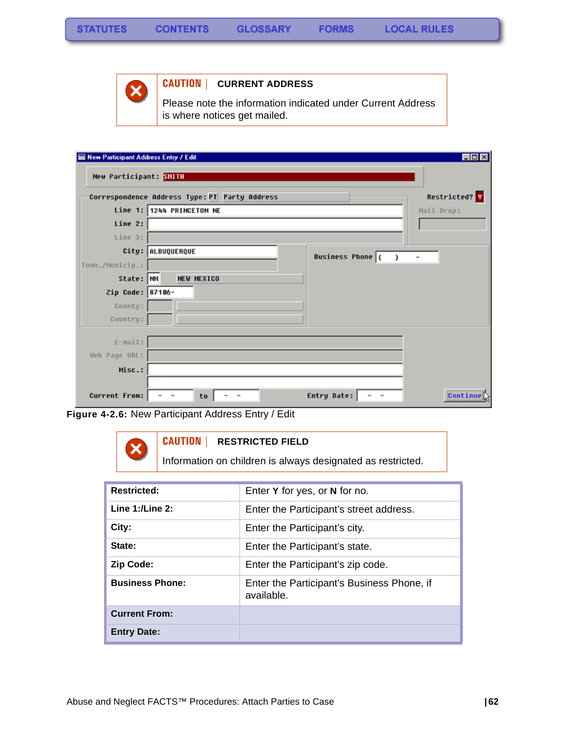**CAUTION** | **CURRENT ADDRESS**

Please note the information indicated under Current Address is where notices get mailed.

**Figure 4-2.6:** New Participant Address Entry / Edit

**CAUTION** | **RESTRICTED FIELD**

Information on children is always designated as restricted.

| **Restricted:** | Enter **Y** for yes, or **N** for no. |
|---|---|
| **Line 1:/Line 2:** | Enter the Participant's street address. |
| **City:** | Enter the Participant's city. |
| **State:** | Enter the Participant's state. |
| **Zip Code:** | Enter the Participant's zip code. |
| **Business Phone:** | Enter the Participant's Business Phone, if available. |
| **Current From:** | |
| **Entry Date:** | |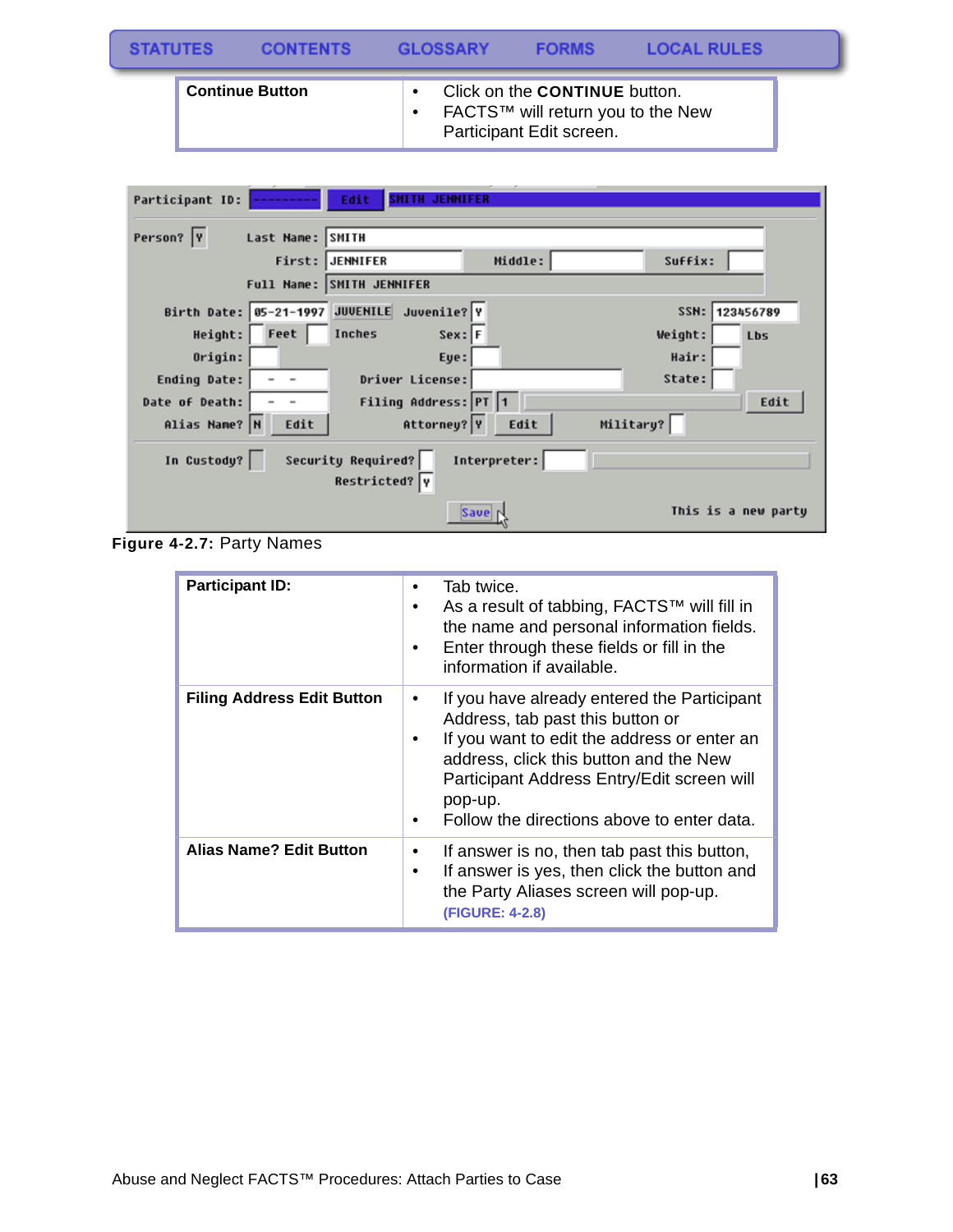| Continue Button | • Click on the **CONTINUE** button.<br>• FACTS™ will return you to the New Participant Edit screen. |
|---|---|

**Figure 4-2.7:** Party Names

| Participant ID: | • Tab twice.<br>• As a result of tabbing, FACTS™ will fill in the name and personal information fields.<br>• Enter through these fields or fill in the information if available. |
|---|---|
| **Filing Address Edit Button** | • If you have already entered the Participant Address, tab past this button or<br>• If you want to edit the address or enter an address, click this button and the New Participant Address Entry/Edit screen will pop-up.<br>• Follow the directions above to enter data. |
| **Alias Name? Edit Button** | • If answer is no, then tab past this button,<br>• If answer is yes, then click the button and the Party Aliases screen will pop-up. **(FIGURE: 4-2.8)** |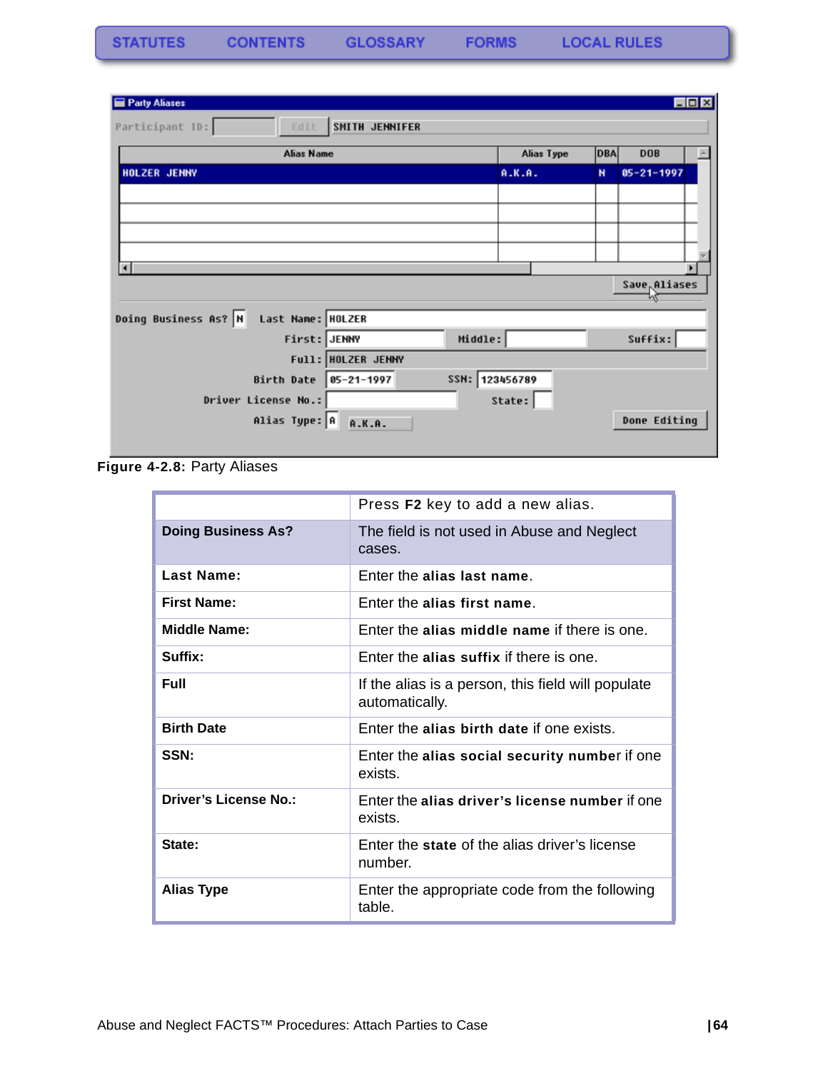Figure 4-2.8: Party Aliases

| | Press **F2** key to add a new alias. |
|---|---|
| **Doing Business As?** | The field is not used in Abuse and Neglect cases. |
| **Last Name:** | Enter the **alias last name**. |
| **First Name:** | Enter the **alias first name**. |
| **Middle Name:** | Enter the **alias middle name** if there is one. |
| **Suffix:** | Enter the **alias suffix** if there is one. |
| **Full** | If the alias is a person, this field will populate automatically. |
| **Birth Date** | Enter the **alias birth date** if one exists. |
| **SSN:** | Enter the **alias social security number** if one exists. |
| **Driver's License No.:** | Enter the **alias driver's license number** if one exists. |
| **State:** | Enter the **state** of the alias driver's license number. |
| **Alias Type** | Enter the appropriate code from the following table. |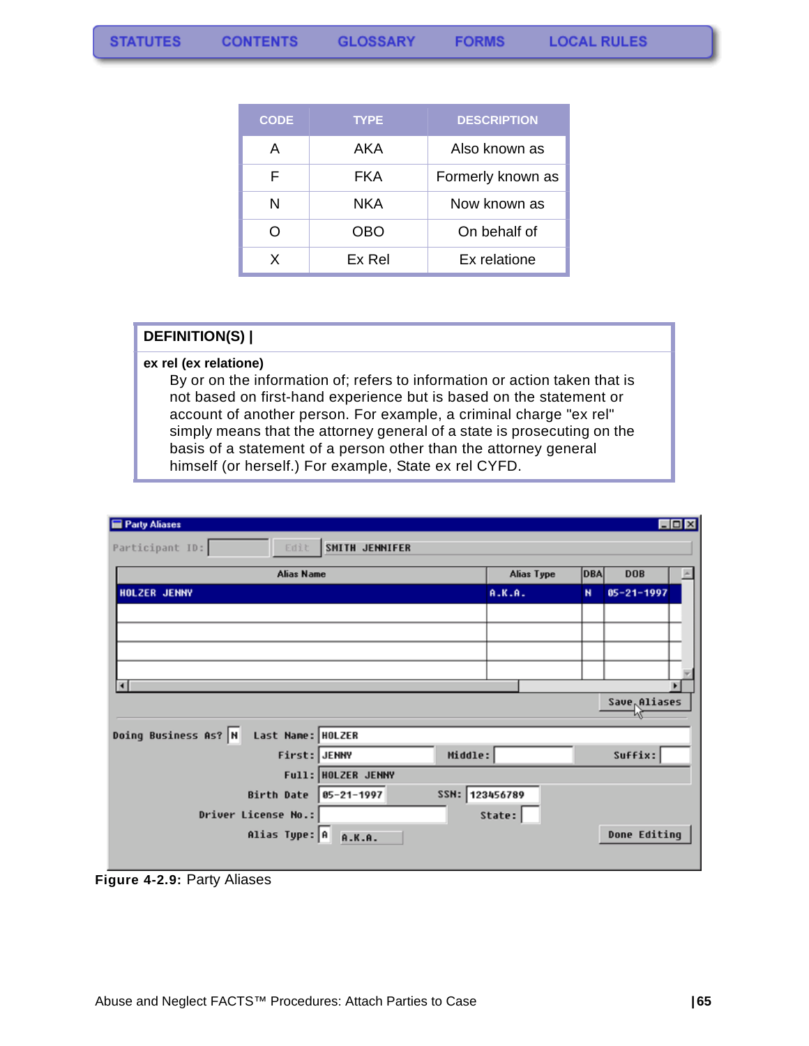| CODE | TYPE | DESCRIPTION |
|---|---|---|
| A | AKA | Also known as |
| F | FKA | Formerly known as |
| N | NKA | Now known as |
| O | OBO | On behalf of |
| X | Ex Rel | Ex relatione |

**DEFINITION(S) |**

**ex rel (ex relatione)**

By or on the information of; refers to information or action taken that is not based on first-hand experience but is based on the statement or account of another person. For example, a criminal charge "ex rel" simply means that the attorney general of a state is prosecuting on the basis of a statement of a person other than the attorney general himself (or herself.) For example, State ex rel CYFD.

**Figure 4-2.9:** Party Aliases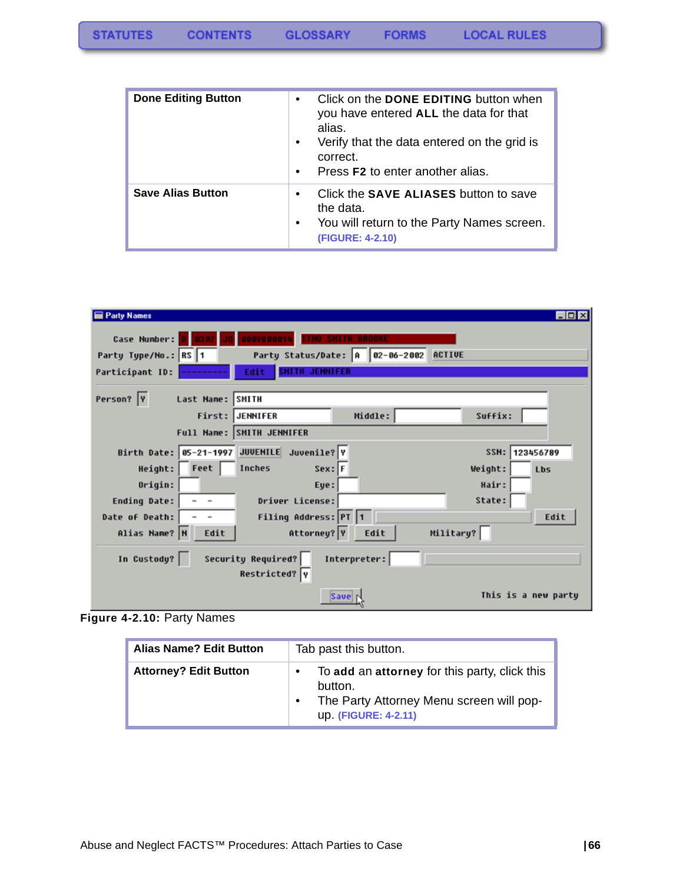| Done Editing Button | • Click on the **DONE EDITING** button when you have entered **ALL** the data for that alias.<br>• Verify that the data entered on the grid is correct.<br>• Press **F2** to enter another alias. |
|---|---|
| **Save Alias Button** | • Click the **SAVE ALIASES** button to save the data.<br>• You will return to the Party Names screen. (FIGURE: 4-2.10) |

**Figure 4-2.10:** Party Names

| Alias Name? Edit Button | Tab past this button. |
|---|---|
| **Attorney? Edit Button** | • To **add** an **attorney** for this party, click this button.<br>• The Party Attorney Menu screen will pop-up. (FIGURE: 4-2.11) |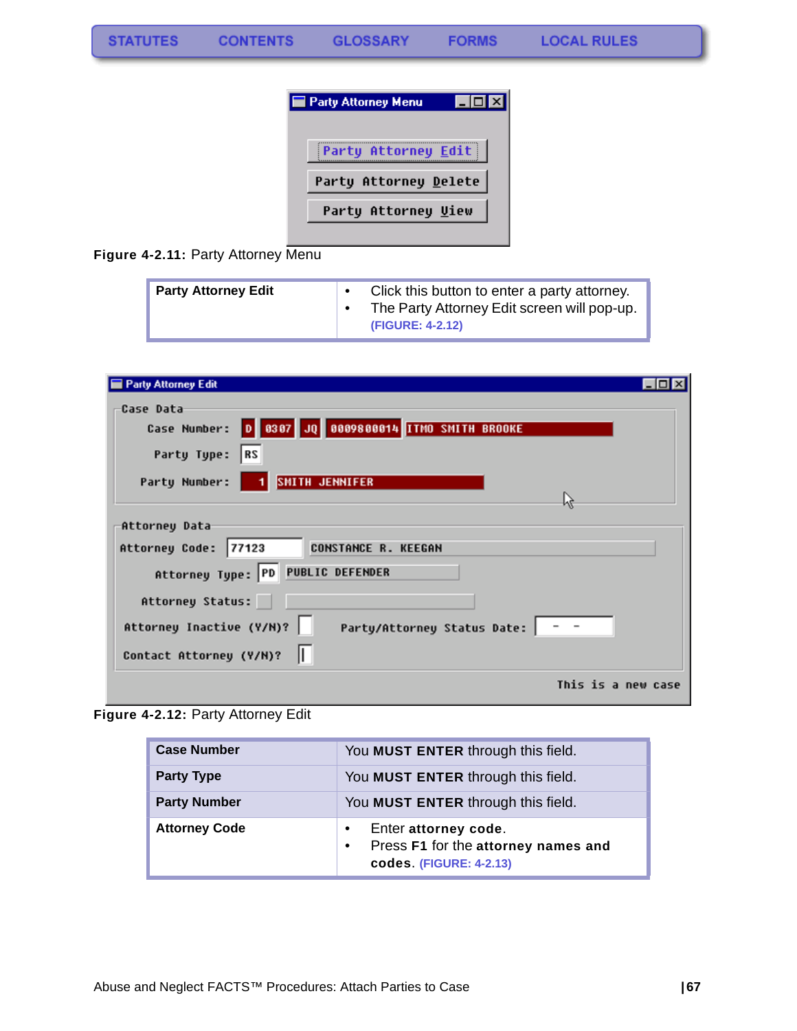**Figure 4-2.11:** Party Attorney Menu

| **Party Attorney Edit** | • Click this button to enter a party attorney.<br>• The Party Attorney Edit screen will pop-up. (FIGURE: 4-2.12) |
|---|---|

**Figure 4-2.12:** Party Attorney Edit

| **Case Number** | You **MUST ENTER** through this field. |
|---|---|
| **Party Type** | You **MUST ENTER** through this field. |
| **Party Number** | You **MUST ENTER** through this field. |
| **Attorney Code** | • Enter **attorney code**.<br>• Press **F1** for the **attorney names and codes**. (FIGURE: 4-2.13) |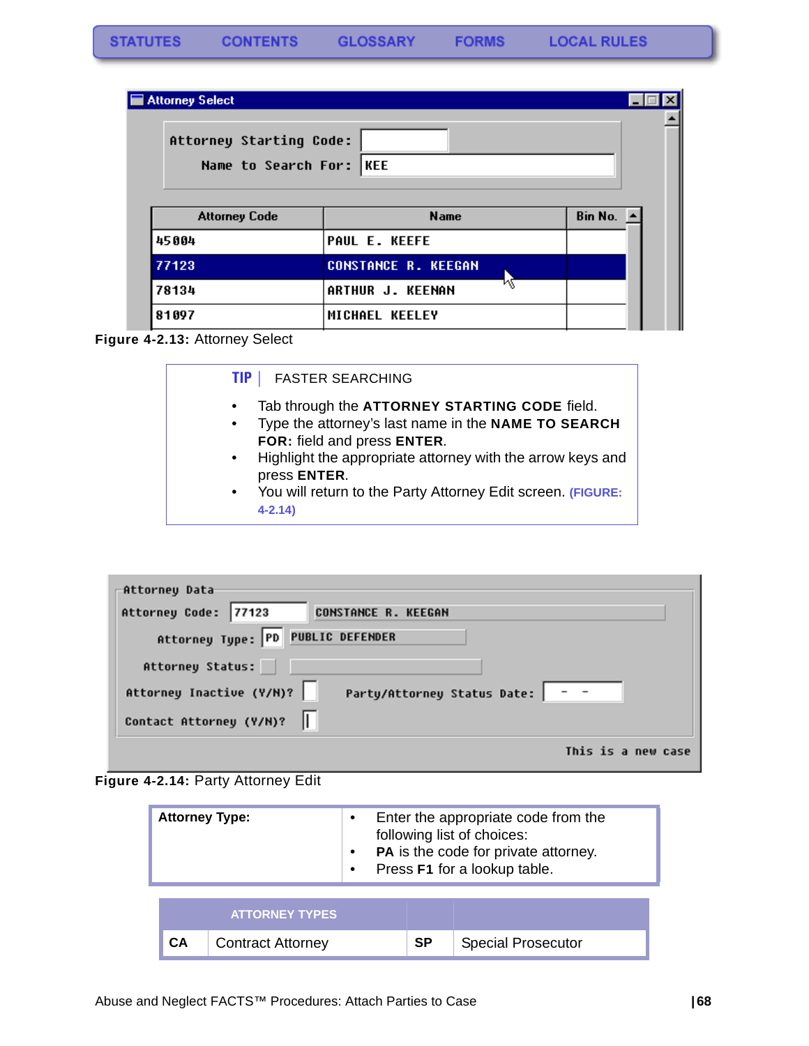STATUTES CONTENTS GLOSSARY FORMS LOCAL RULES

**Figure 4-2.13:** Attorney Select

**TIP** | FASTER SEARCHING

- Tab through the **ATTORNEY STARTING CODE** field.
- Type the attorney's last name in the **NAME TO SEARCH FOR:** field and press **ENTER**.
- Highlight the appropriate attorney with the arrow keys and press **ENTER**.
- You will return to the Party Attorney Edit screen. **(FIGURE: 4-2.14)**

**Figure 4-2.14:** Party Attorney Edit

| **Attorney Type:** | • Enter the appropriate code from the following list of choices:<br>• **PA** is the code for private attorney.<br>• Press **F1** for a lookup table. |
|---|---|

| ATTORNEY TYPES | | | |
|---|---|---|---|
| **CA** | Contract Attorney | **SP** | Special Prosecutor |

Abuse and Neglect FACTS™ Procedures: Attach Parties to Case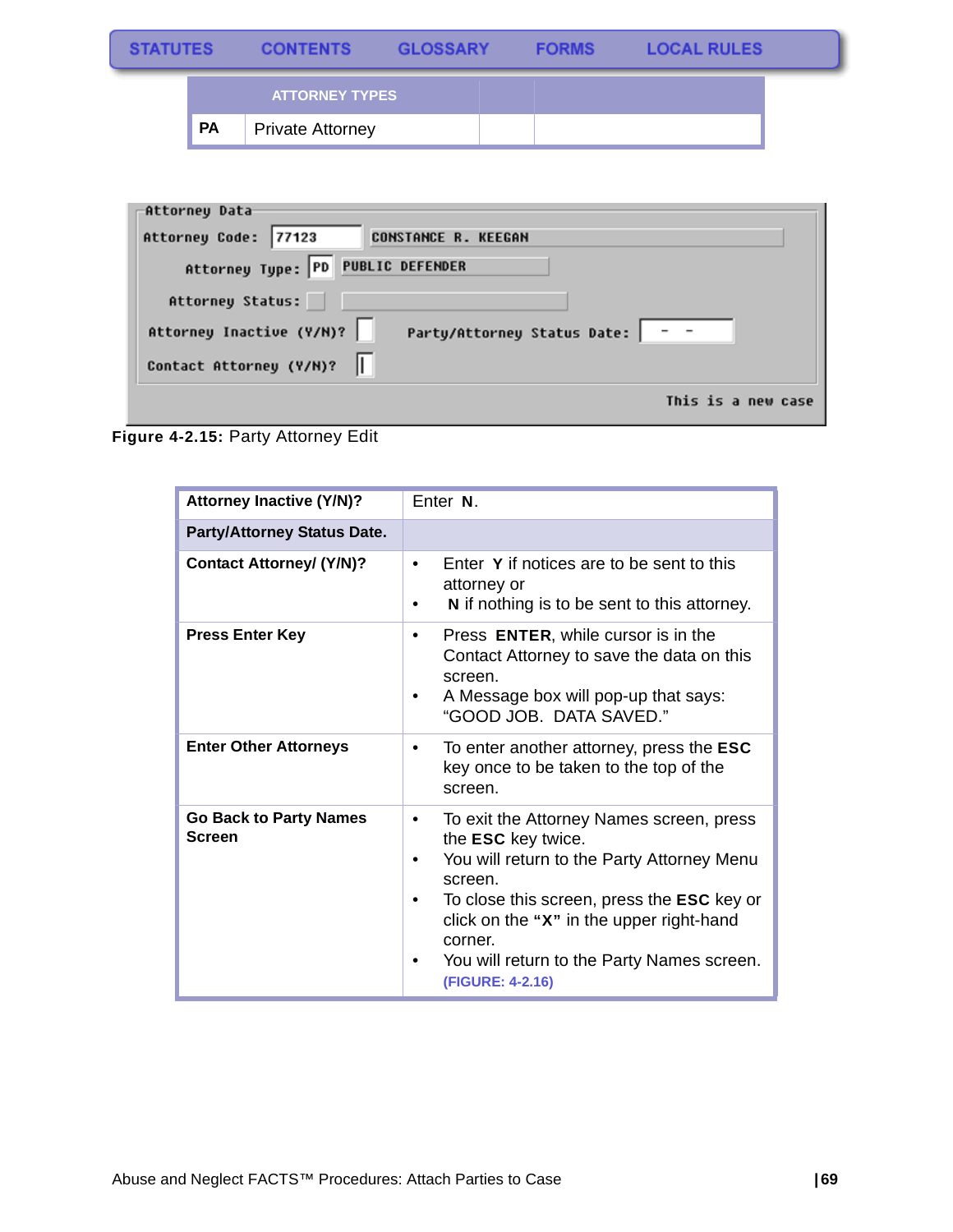| ATTORNEY TYPES | | | |
|---|---|---|---|
| PA | Private Attorney | | |

Figure 4-2.15: Party Attorney Edit

| | |
|---|---|
| **Attorney Inactive (Y/N)?** | Enter **N**. |
| **Party/Attorney Status Date.** | |
| **Contact Attorney/ (Y/N)?** | • Enter **Y** if notices are to be sent to this attorney or<br>• **N** if nothing is to be sent to this attorney. |
| **Press Enter Key** | • Press **ENTER**, while cursor is in the Contact Attorney to save the data on this screen.<br>• A Message box will pop-up that says: "GOOD JOB. DATA SAVED." |
| **Enter Other Attorneys** | • To enter another attorney, press the **ESC** key once to be taken to the top of the screen. |
| **Go Back to Party Names Screen** | • To exit the Attorney Names screen, press the **ESC** key twice.<br>• You will return to the Party Attorney Menu screen.<br>• To close this screen, press the **ESC** key or click on the **"X"** in the upper right-hand corner.<br>• You will return to the Party Names screen. **(FIGURE: 4-2.16)** |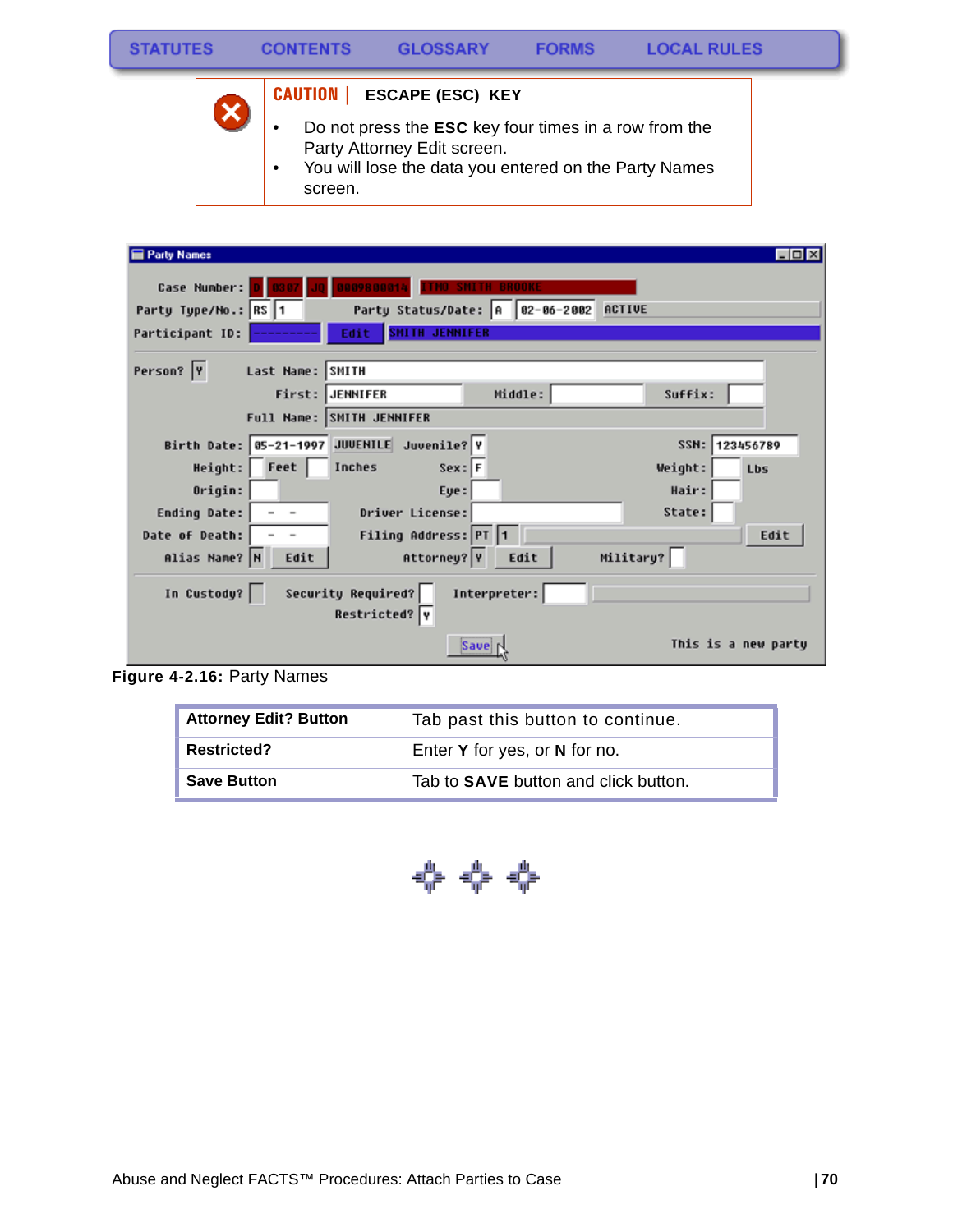STATUTES | CONTENTS | GLOSSARY | FORMS | LOCAL RULES

**CAUTION** | **ESCAPE (ESC) KEY**

- Do not press the **ESC** key four times in a row from the Party Attorney Edit screen.
- You will lose the data you entered on the Party Names screen.

**Figure 4-2.16:** Party Names

| | |
|---|---|
| **Attorney Edit? Button** | Tab past this button to continue. |
| **Restricted?** | Enter **Y** for yes, or **N** for no. |
| **Save Button** | Tab to **SAVE** button and click button. |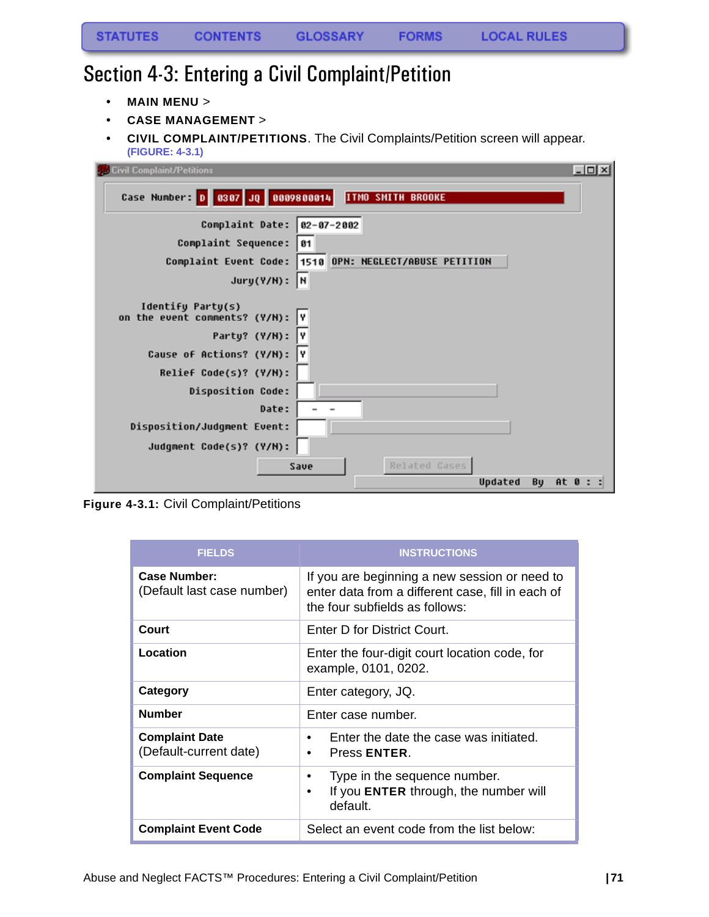STATUTES CONTENTS GLOSSARY FORMS LOCAL RULES

# Section 4-3: Entering a Civil Complaint/Petition

- **MAIN MENU** >
- **CASE MANAGEMENT** >
- **CIVIL COMPLAINT/PETITIONS**. The Civil Complaints/Petition screen will appear. (FIGURE: 4-3.1)

**Figure 4-3.1:** Civil Complaint/Petitions

| FIELDS | INSTRUCTIONS |
|---|---|
| **Case Number:** (Default last case number) | If you are beginning a new session or need to enter data from a different case, fill in each of the four subfields as follows: |
| **Court** | Enter D for District Court. |
| **Location** | Enter the four-digit court location code, for example, 0101, 0202. |
| **Category** | Enter category, JQ. |
| **Number** | Enter case number. |
| **Complaint Date** (Default-current date) | • Enter the date the case was initiated.<br>• Press **ENTER**. |
| **Complaint Sequence** | • Type in the sequence number.<br>• If you **ENTER** through, the number will default. |
| **Complaint Event Code** | Select an event code from the list below: |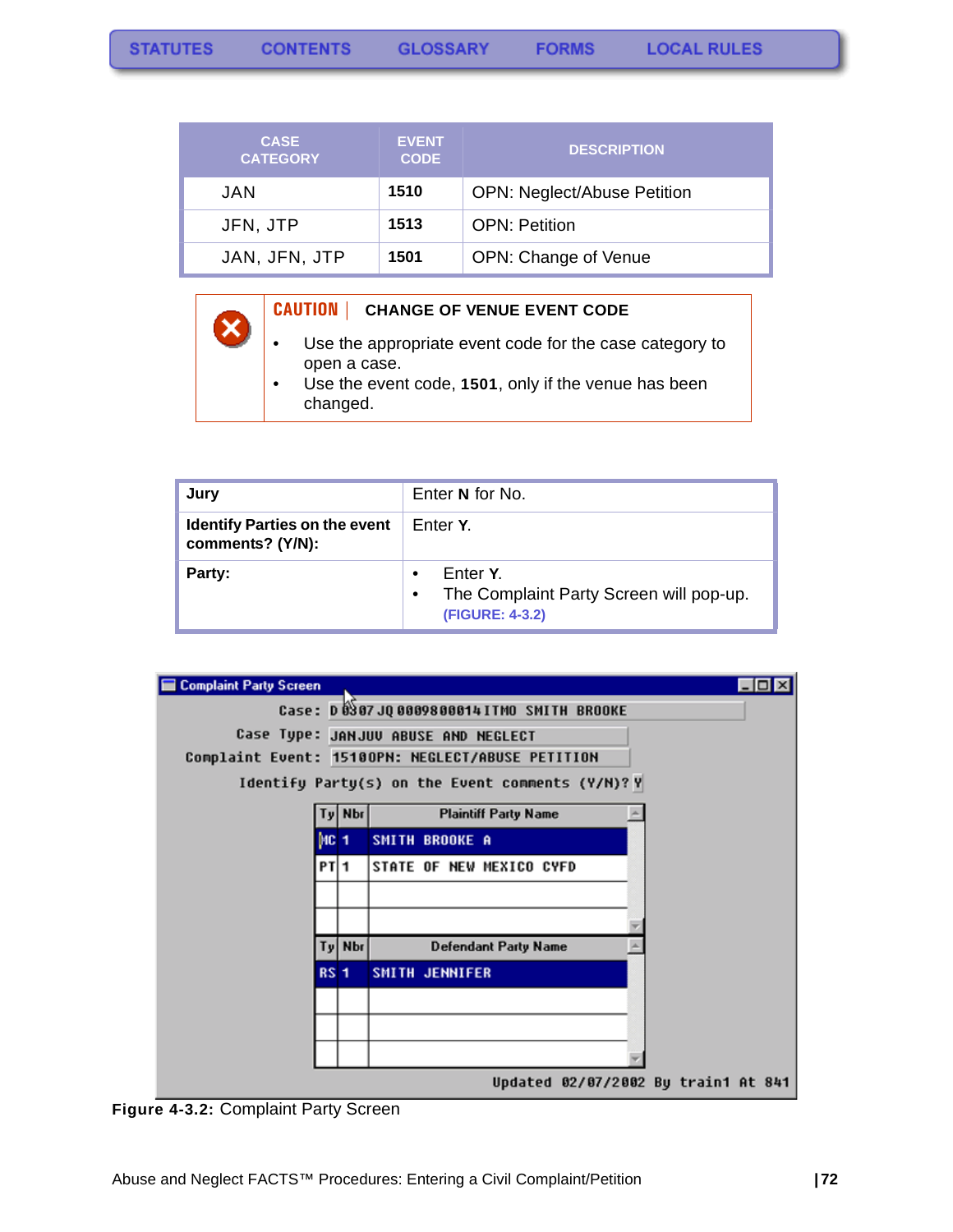STATUTES CONTENTS GLOSSARY FORMS LOCAL RULES

| CASE CATEGORY | EVENT CODE | DESCRIPTION |
|---|---|---|
| JAN | **1510** | OPN: Neglect/Abuse Petition |
| JFN, JTP | **1513** | OPN: Petition |
| JAN, JFN, JTP | **1501** | OPN: Change of Venue |

**CAUTION** | **CHANGE OF VENUE EVENT CODE**

- Use the appropriate event code for the case category to open a case.
- Use the event code, **1501**, only if the venue has been changed.

| | |
|---|---|
| **Jury** | Enter **N** for No. |
| **Identify Parties on the event comments? (Y/N):** | Enter **Y**. |
| **Party:** | • Enter **Y**. • The Complaint Party Screen will pop-up. **(FIGURE: 4-3.2)** |

**Figure 4-3.2:** Complaint Party Screen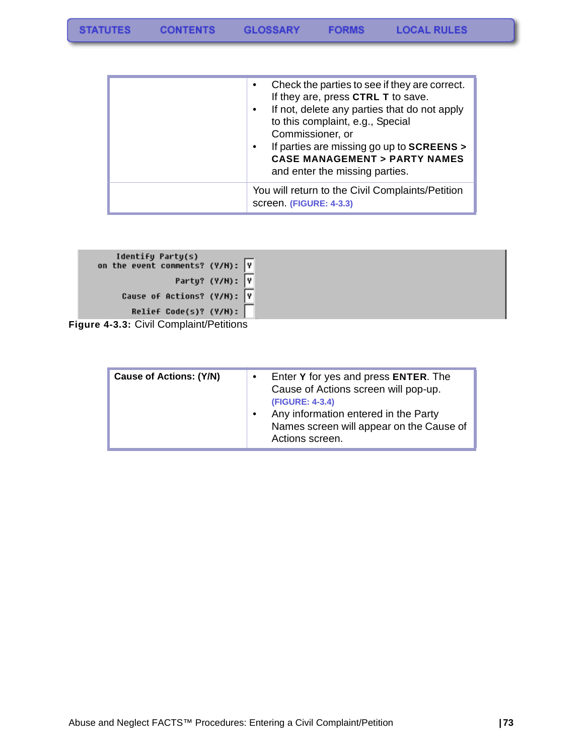| | |
|---|---|
| | • Check the parties to see if they are correct. If they are, press **CTRL T** to save.<br>• If not, delete any parties that do not apply to this complaint, e.g., Special Commissioner, or<br>• If parties are missing go up to **SCREENS > CASE MANAGEMENT > PARTY NAMES** and enter the missing parties. |
| | You will return to the Civil Complaints/Petition screen. **(FIGURE: 4-3.3)** |

```
        Identify Party(s)
on the event comments? (Y/N): Y
             Party? (Y/N): Y
  Cause of Actions? (Y/N): Y
   Relief Code(s)? (Y/N):
```

**Figure 4-3.3:** Civil Complaint/Petitions

| | |
|---|---|
| **Cause of Actions: (Y/N)** | • Enter **Y** for yes and press **ENTER**. The Cause of Actions screen will pop-up. **(FIGURE: 4-3.4)**<br>• Any information entered in the Party Names screen will appear on the Cause of Actions screen. |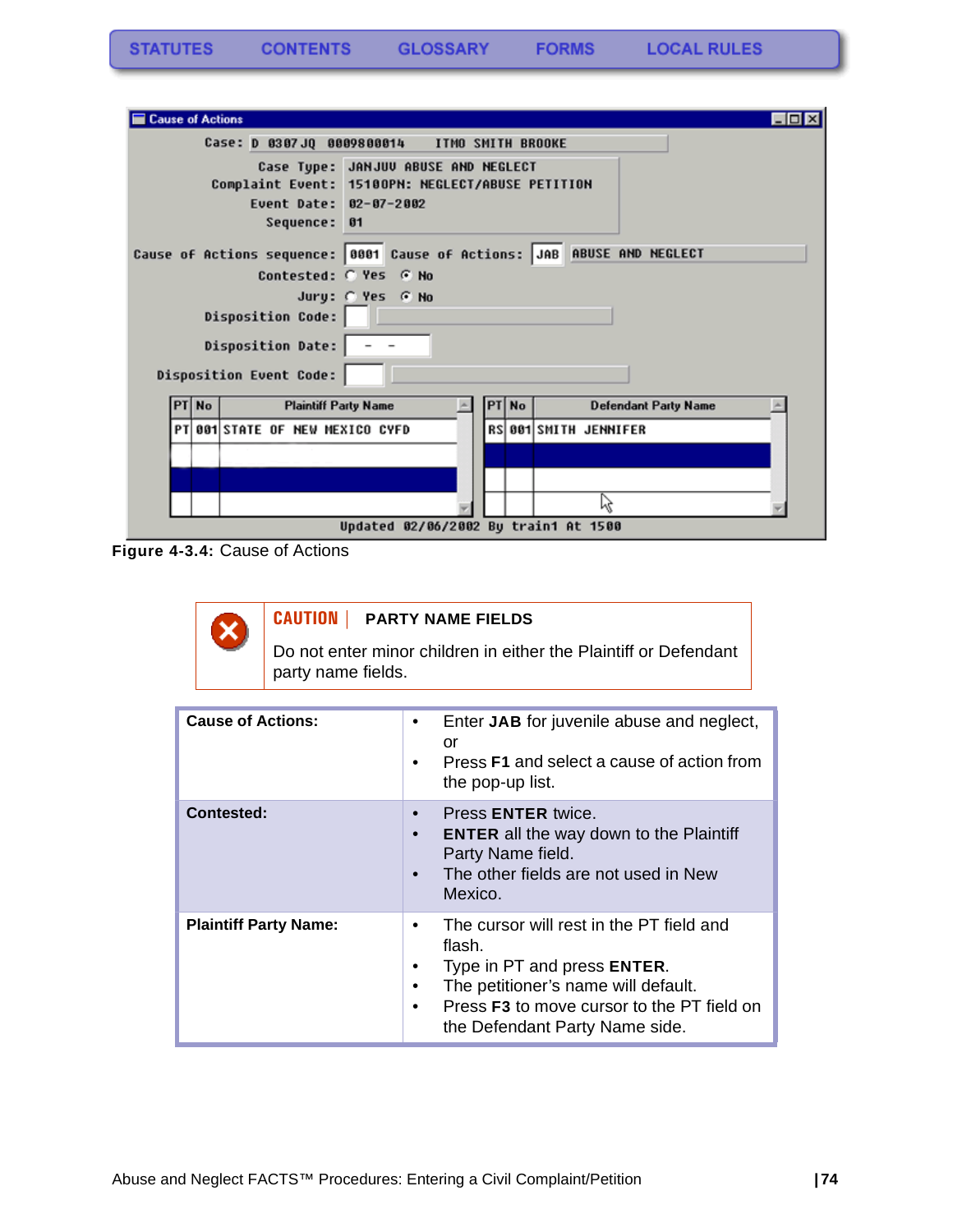**Figure 4-3.4:** Cause of Actions

**CAUTION** | **PARTY NAME FIELDS**

Do not enter minor children in either the Plaintiff or Defendant party name fields.

| | |
|---|---|
| **Cause of Actions:** | • Enter **JAB** for juvenile abuse and neglect, or<br>• Press **F1** and select a cause of action from the pop-up list. |
| **Contested:** | • Press **ENTER** twice.<br>• **ENTER** all the way down to the Plaintiff Party Name field.<br>• The other fields are not used in New Mexico. |
| **Plaintiff Party Name:** | • The cursor will rest in the PT field and flash.<br>• Type in PT and press **ENTER**.<br>• The petitioner's name will default.<br>• Press **F3** to move cursor to the PT field on the Defendant Party Name side. |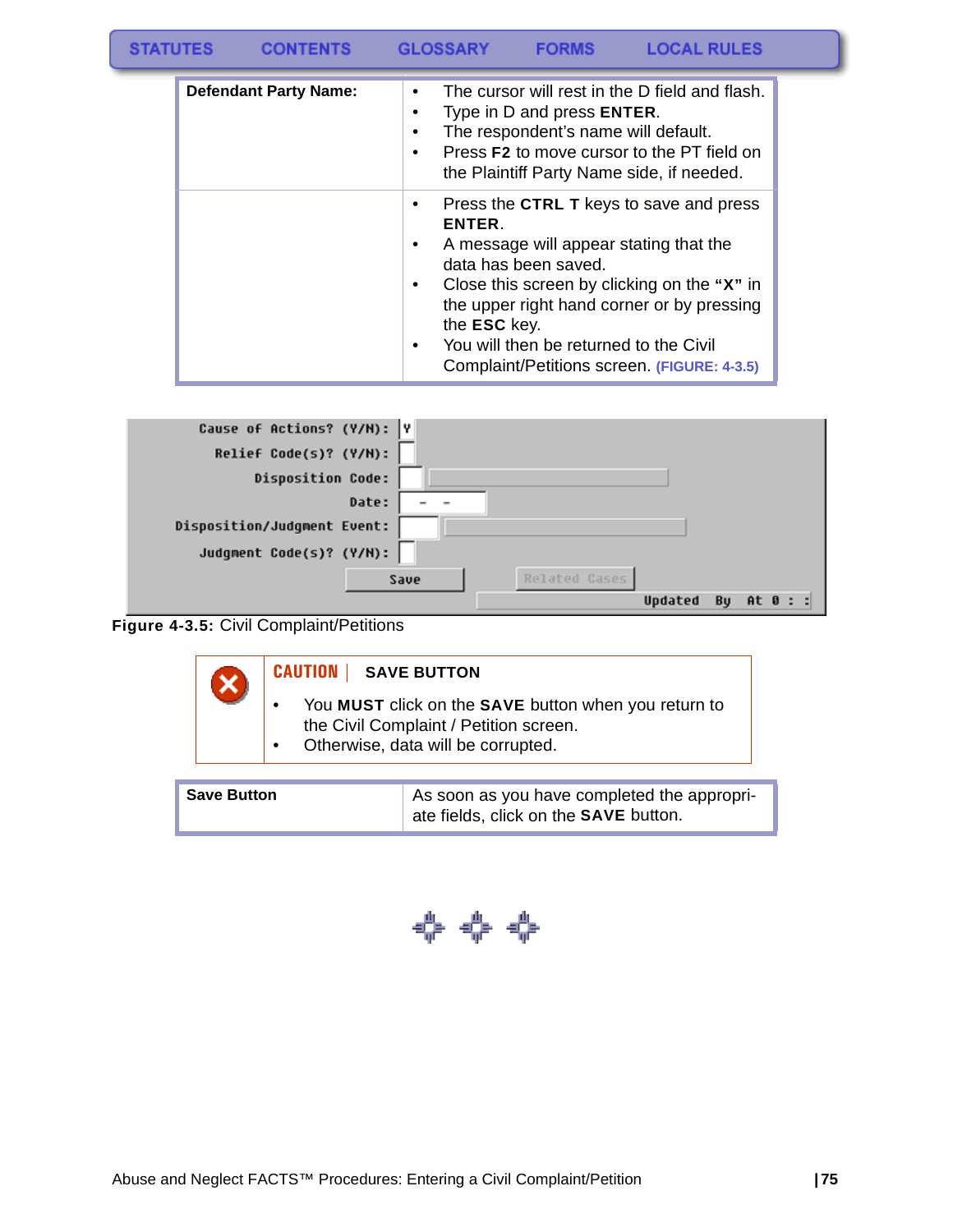| Defendant Party Name: | • The cursor will rest in the D field and flash.<br>• Type in D and press **ENTER**.<br>• The respondent's name will default.<br>• Press **F2** to move cursor to the PT field on the Plaintiff Party Name side, if needed. |
|---|---|
| | • Press the **CTRL T** keys to save and press **ENTER**.<br>• A message will appear stating that the data has been saved.<br>• Close this screen by clicking on the **"X"** in the upper right hand corner or by pressing the **ESC** key.<br>• You will then be returned to the Civil Complaint/Petitions screen. **(FIGURE: 4-3.5)** |

**Figure 4-3.5:** Civil Complaint/Petitions

> **CAUTION | SAVE BUTTON**
>
> - You **MUST** click on the **SAVE** button when you return to the Civil Complaint / Petition screen.
> - Otherwise, data will be corrupted.

| Save Button | As soon as you have completed the appropriate fields, click on the **SAVE** button. |
|---|---|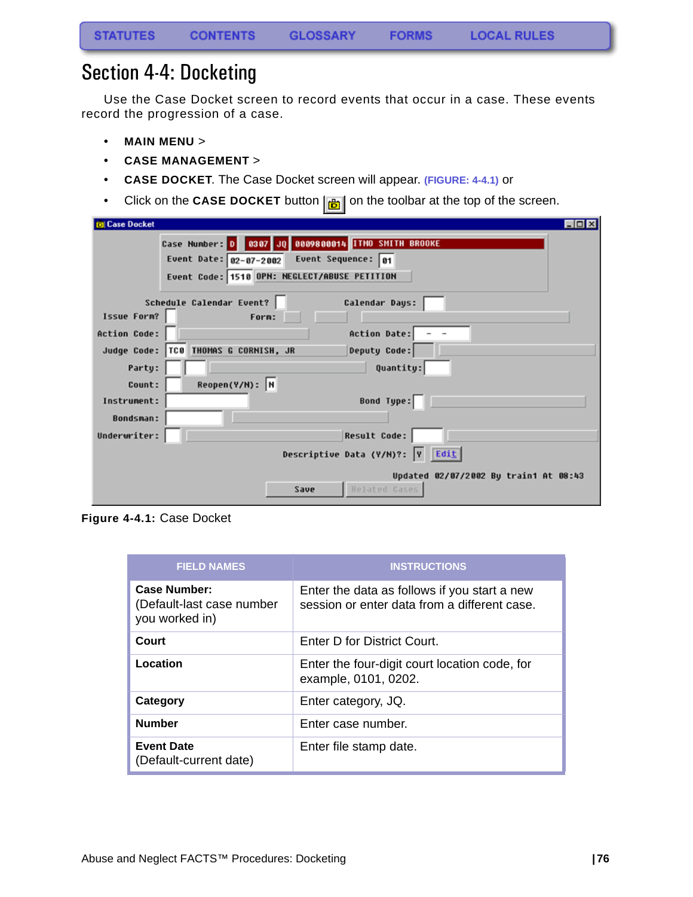STATUTES CONTENTS GLOSSARY FORMS LOCAL RULES

# Section 4-4: Docketing

Use the Case Docket screen to record events that occur in a case. These events record the progression of a case.

- **MAIN MENU** >
- **CASE MANAGEMENT** >
- **CASE DOCKET**. The Case Docket screen will appear. (FIGURE: 4-4.1) or
- Click on the **CASE DOCKET** button on the toolbar at the top of the screen.

**Figure 4-4.1:** Case Docket

| FIELD NAMES | INSTRUCTIONS |
|---|---|
| **Case Number:** (Default-last case number you worked in) | Enter the data as follows if you start a new session or enter data from a different case. |
| **Court** | Enter D for District Court. |
| **Location** | Enter the four-digit court location code, for example, 0101, 0202. |
| **Category** | Enter category, JQ. |
| **Number** | Enter case number. |
| **Event Date** (Default-current date) | Enter file stamp date. |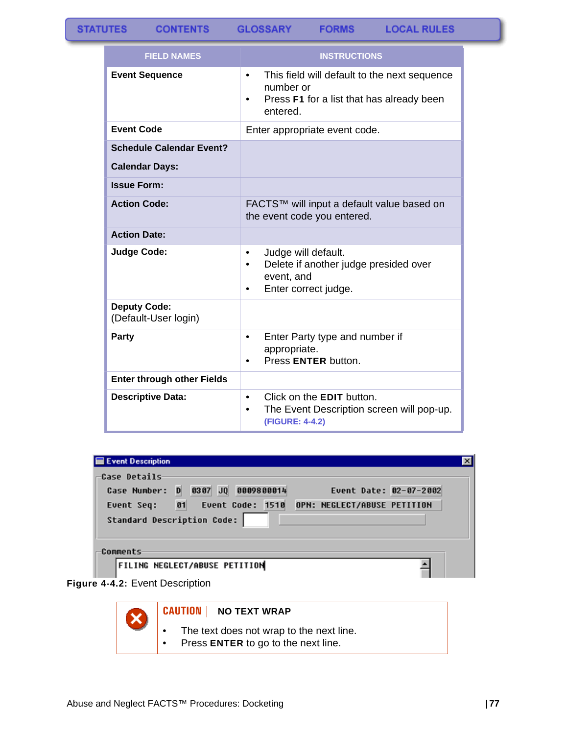STATUTES CONTENTS GLOSSARY FORMS LOCAL RULES

| FIELD NAMES | INSTRUCTIONS |
|---|---|
| **Event Sequence** | • This field will default to the next sequence number or<br>• Press **F1** for a list that has already been entered. |
| **Event Code** | Enter appropriate event code. |
| **Schedule Calendar Event?** | |
| **Calendar Days:** | |
| **Issue Form:** | |
| **Action Code:** | FACTS™ will input a default value based on the event code you entered. |
| **Action Date:** | |
| **Judge Code:** | • Judge will default.<br>• Delete if another judge presided over event, and<br>• Enter correct judge. |
| **Deputy Code:** (Default-User login) | |
| **Party** | • Enter Party type and number if appropriate.<br>• Press **ENTER** button. |
| **Enter through other Fields** | |
| **Descriptive Data:** | • Click on the **EDIT** button.<br>• The Event Description screen will pop-up. **(FIGURE: 4-4.2)** |

**Figure 4-4.2:** Event Description

**CAUTION | NO TEXT WRAP**

- The text does not wrap to the next line.
- Press **ENTER** to go to the next line.

Abuse and Neglect FACTS™ Procedures: Docketing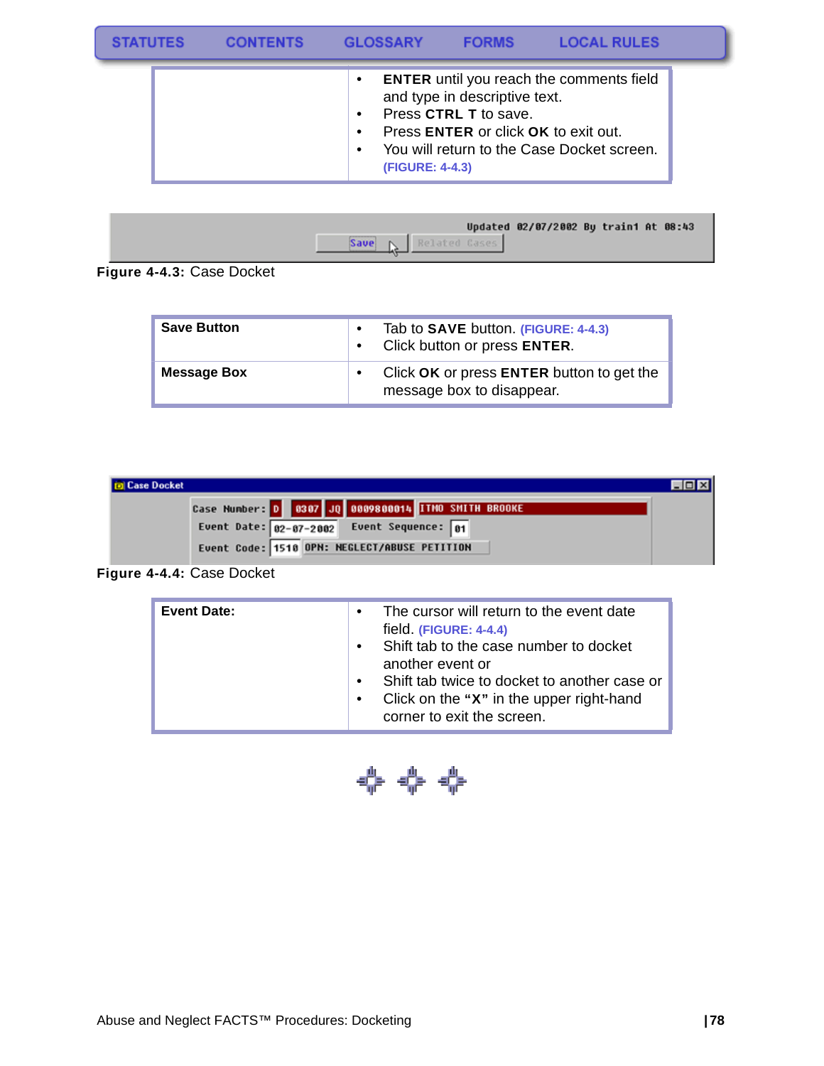STATUTES CONTENTS GLOSSARY FORMS LOCAL RULES

| | |
|---|---|
| | • **ENTER** until you reach the comments field and type in descriptive text.<br>• Press **CTRL T** to save.<br>• Press **ENTER** or click **OK** to exit out.<br>• You will return to the Case Docket screen. (FIGURE: 4-4.3) |

**Figure 4-4.3:** Case Docket

| | |
|---|---|
| **Save Button** | • Tab to **SAVE** button. (FIGURE: 4-4.3)<br>• Click button or press **ENTER**. |
| **Message Box** | • Click **OK** or press **ENTER** button to get the message box to disappear. |

**Figure 4-4.4:** Case Docket

| | |
|---|---|
| **Event Date:** | • The cursor will return to the event date field. (FIGURE: 4-4.4)<br>• Shift tab to the case number to docket another event or<br>• Shift tab twice to docket to another case or<br>• Click on the **"X"** in the upper right-hand corner to exit the screen. |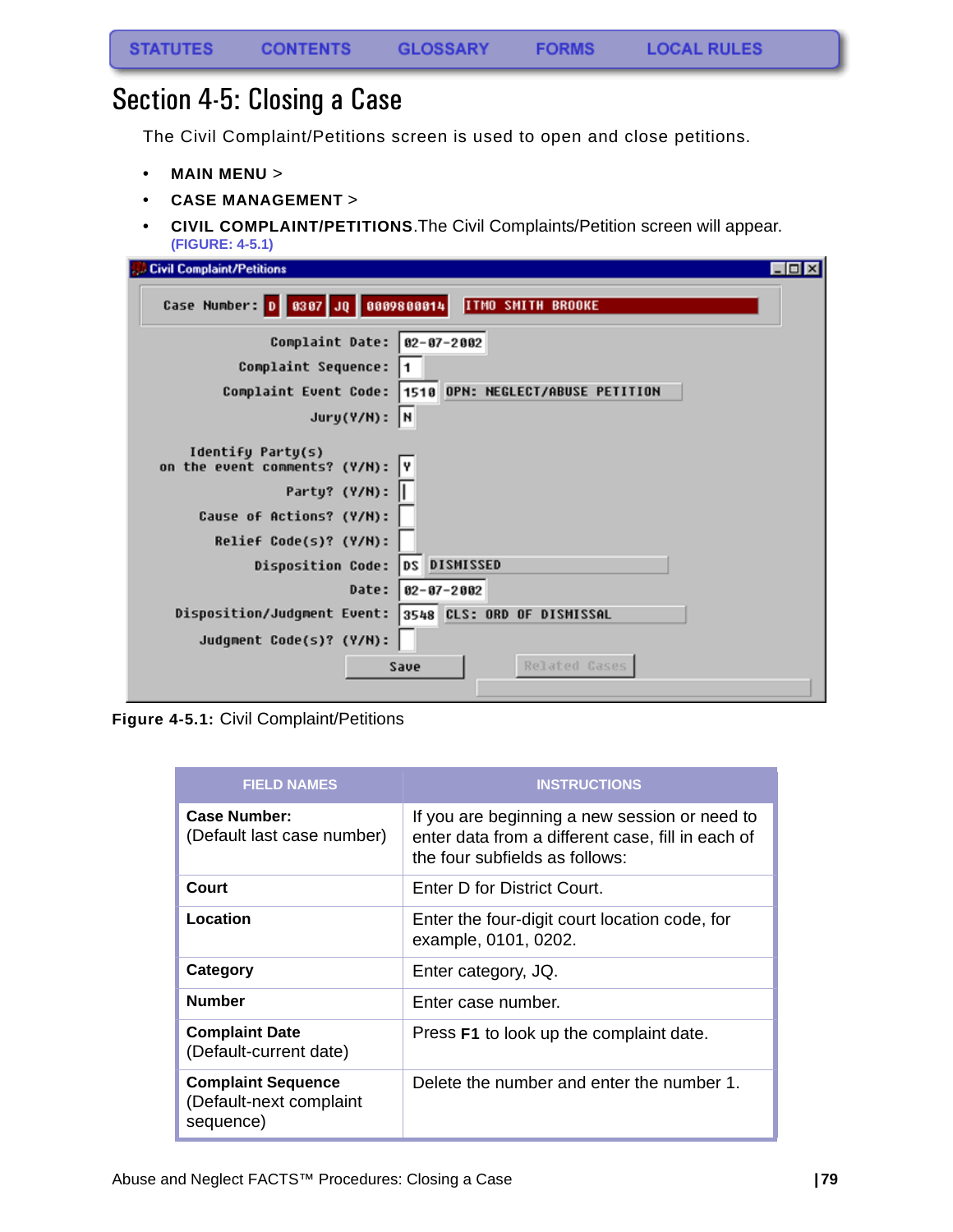STATUTES CONTENTS GLOSSARY FORMS LOCAL RULES

# Section 4-5: Closing a Case

The Civil Complaint/Petitions screen is used to open and close petitions.

- **MAIN MENU** >
- **CASE MANAGEMENT** >
- **CIVIL COMPLAINT/PETITIONS**.The Civil Complaints/Petition screen will appear. (FIGURE: 4-5.1)

**Figure 4-5.1:** Civil Complaint/Petitions

| FIELD NAMES | INSTRUCTIONS |
|---|---|
| **Case Number:** (Default last case number) | If you are beginning a new session or need to enter data from a different case, fill in each of the four subfields as follows: |
| **Court** | Enter D for District Court. |
| **Location** | Enter the four-digit court location code, for example, 0101, 0202. |
| **Category** | Enter category, JQ. |
| **Number** | Enter case number. |
| **Complaint Date** (Default-current date) | Press **F1** to look up the complaint date. |
| **Complaint Sequence** (Default-next complaint sequence) | Delete the number and enter the number 1. |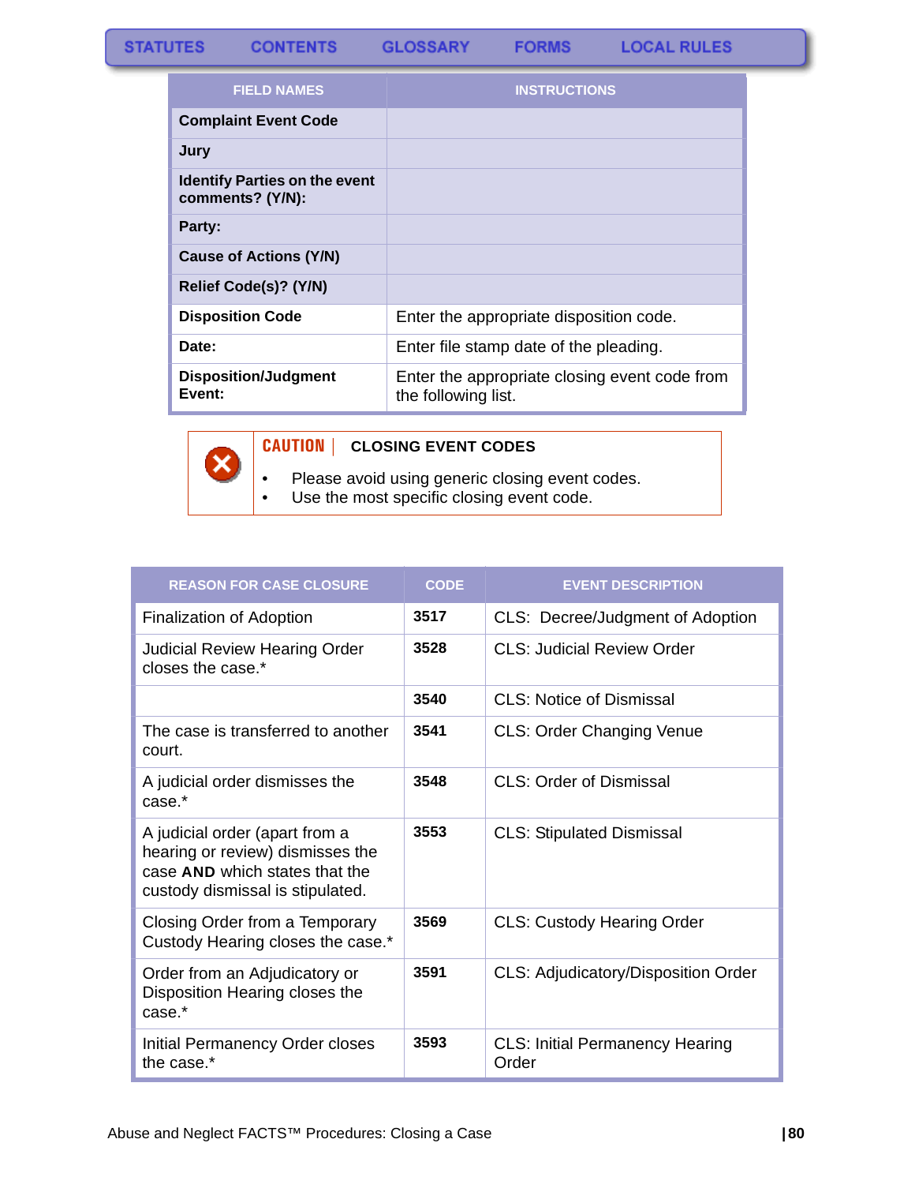| FIELD NAMES | INSTRUCTIONS |
|---|---|
| **Complaint Event Code** | |
| **Jury** | |
| **Identify Parties on the event comments? (Y/N):** | |
| **Party:** | |
| **Cause of Actions (Y/N)** | |
| **Relief Code(s)? (Y/N)** | |
| **Disposition Code** | Enter the appropriate disposition code. |
| **Date:** | Enter file stamp date of the pleading. |
| **Disposition/Judgment Event:** | Enter the appropriate closing event code from the following list. |

**CAUTION** | **CLOSING EVENT CODES**

- Please avoid using generic closing event codes.
- Use the most specific closing event code.

| REASON FOR CASE CLOSURE | CODE | EVENT DESCRIPTION |
|---|---|---|
| Finalization of Adoption | **3517** | CLS: Decree/Judgment of Adoption |
| Judicial Review Hearing Order closes the case.* | **3528** | CLS: Judicial Review Order |
| | **3540** | CLS: Notice of Dismissal |
| The case is transferred to another court. | **3541** | CLS: Order Changing Venue |
| A judicial order dismisses the case.* | **3548** | CLS: Order of Dismissal |
| A judicial order (apart from a hearing or review) dismisses the case **AND** which states that the custody dismissal is stipulated. | **3553** | CLS: Stipulated Dismissal |
| Closing Order from a Temporary Custody Hearing closes the case.* | **3569** | CLS: Custody Hearing Order |
| Order from an Adjudicatory or Disposition Hearing closes the case.* | **3591** | CLS: Adjudicatory/Disposition Order |
| Initial Permanency Order closes the case.* | **3593** | CLS: Initial Permanency Hearing Order |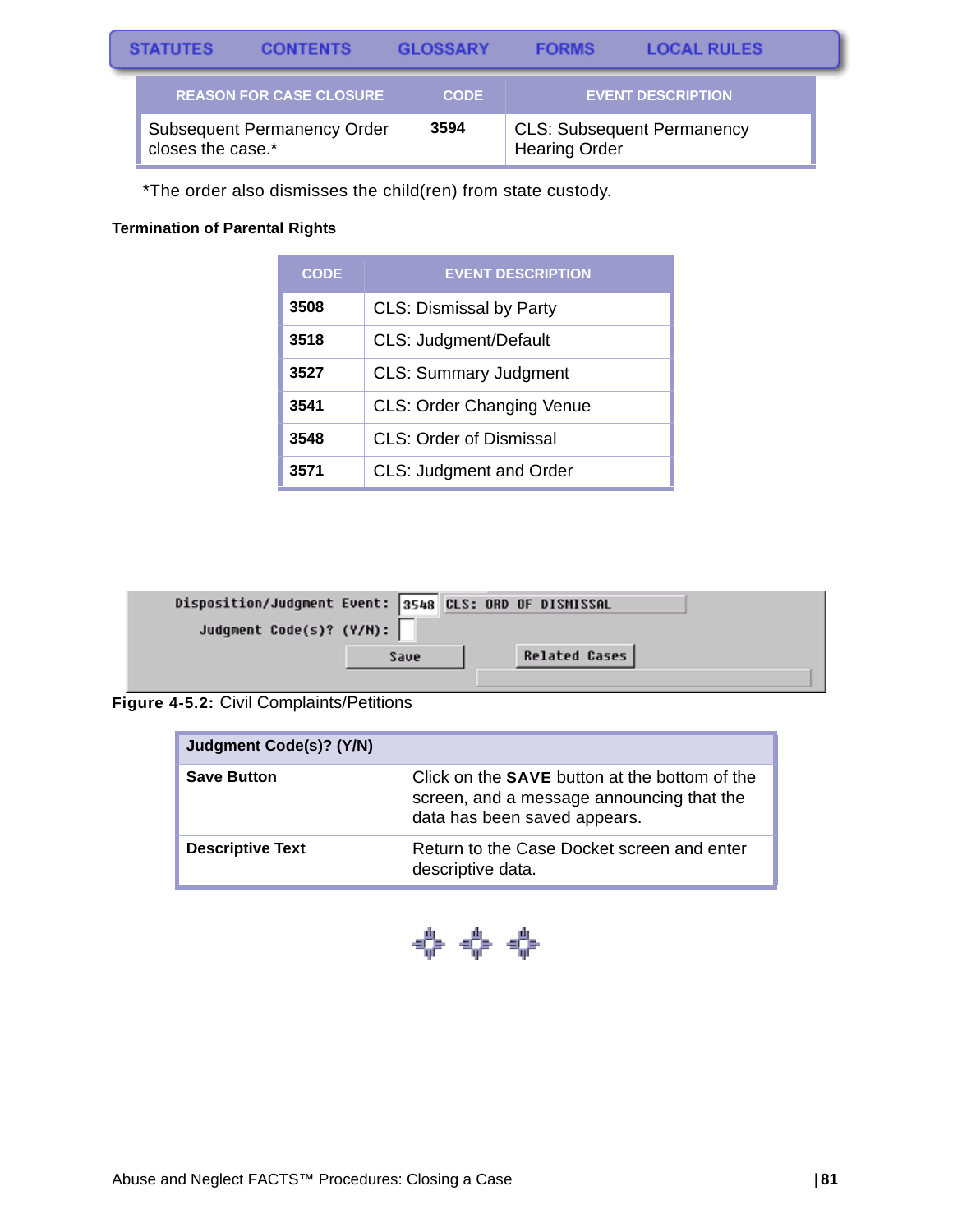| REASON FOR CASE CLOSURE | CODE | EVENT DESCRIPTION |
|---|---|---|
| Subsequent Permanency Order closes the case.* | **3594** | CLS: Subsequent Permanency Hearing Order |

*The order also dismisses the child(ren) from state custody.

**Termination of Parental Rights**

| CODE | EVENT DESCRIPTION |
|---|---|
| **3508** | CLS: Dismissal by Party |
| **3518** | CLS: Judgment/Default |
| **3527** | CLS: Summary Judgment |
| **3541** | CLS: Order Changing Venue |
| **3548** | CLS: Order of Dismissal |
| **3571** | CLS: Judgment and Order |

```
Disposition/Judgment Event: 3548 CLS: ORD OF DISMISSAL
     Judgment Code(s)? (Y/N):
                Save              Related Cases
```

**Figure 4-5.2:** Civil Complaints/Petitions

| **Judgment Code(s)? (Y/N)** | |
|---|---|
| **Save Button** | Click on the **SAVE** button at the bottom of the screen, and a message announcing that the data has been saved appears. |
| **Descriptive Text** | Return to the Case Docket screen and enter descriptive data. |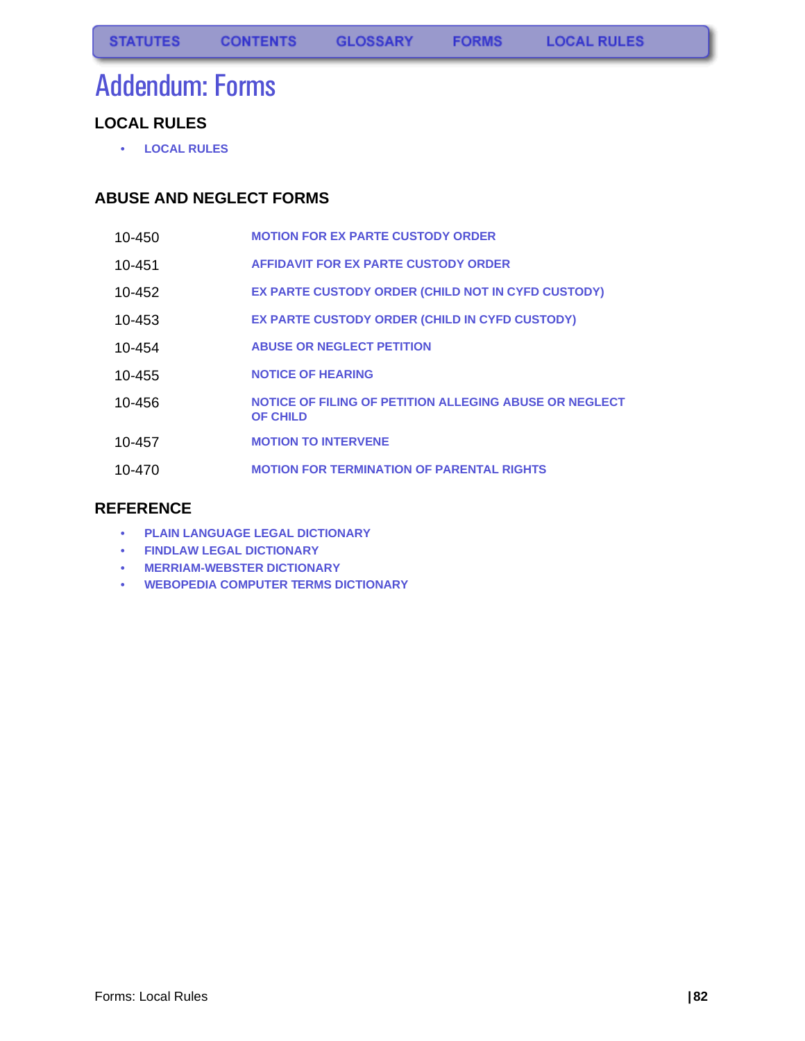STATUTES CONTENTS GLOSSARY FORMS LOCAL RULES

# Addendum: Forms

## LOCAL RULES

- LOCAL RULES

## ABUSE AND NEGLECT FORMS

| | |
|---|---|
| 10-450 | MOTION FOR EX PARTE CUSTODY ORDER |
| 10-451 | AFFIDAVIT FOR EX PARTE CUSTODY ORDER |
| 10-452 | EX PARTE CUSTODY ORDER (CHILD NOT IN CYFD CUSTODY) |
| 10-453 | EX PARTE CUSTODY ORDER (CHILD IN CYFD CUSTODY) |
| 10-454 | ABUSE OR NEGLECT PETITION |
| 10-455 | NOTICE OF HEARING |
| 10-456 | NOTICE OF FILING OF PETITION ALLEGING ABUSE OR NEGLECT OF CHILD |
| 10-457 | MOTION TO INTERVENE |
| 10-470 | MOTION FOR TERMINATION OF PARENTAL RIGHTS |

## REFERENCE

- PLAIN LANGUAGE LEGAL DICTIONARY
- FINDLAW LEGAL DICTIONARY
- MERRIAM-WEBSTER DICTIONARY
- WEBOPEDIA COMPUTER TERMS DICTIONARY